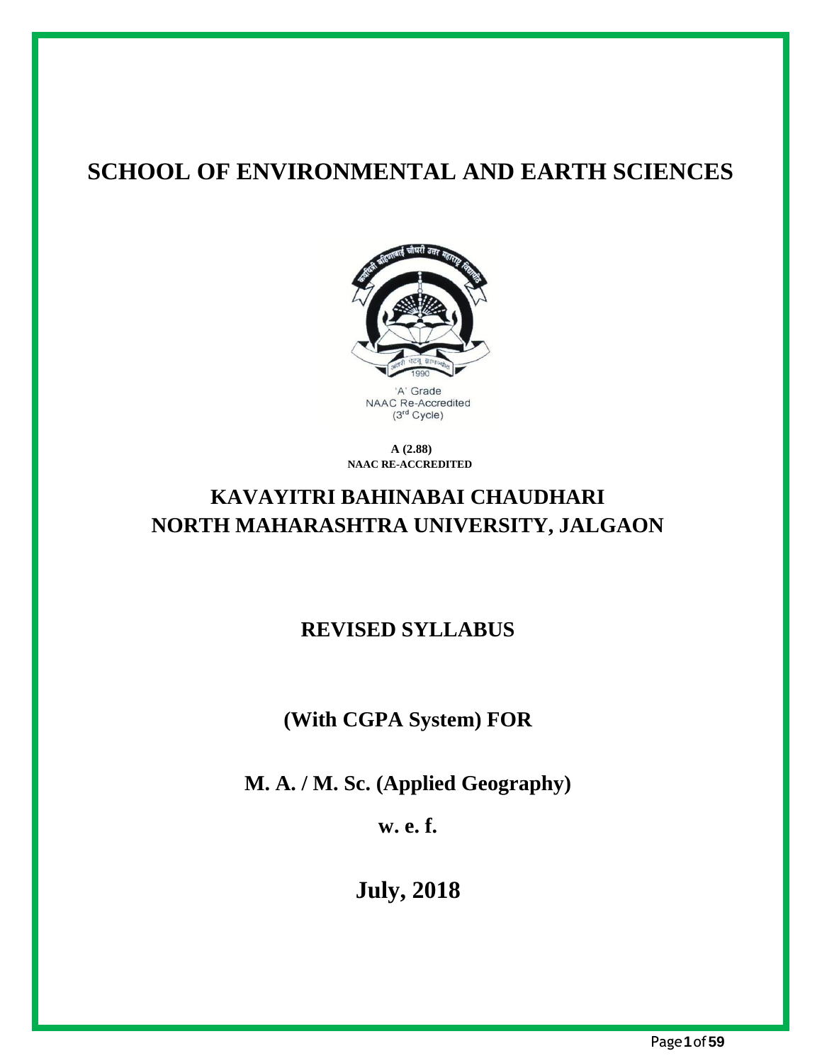# SCHOOL OF ENVIRONMENTAL AND EARTH SCIENCES

'A' Grade
NAAC Re-Accredited
(3rd Cycle)

**A (2.88)**
**NAAC RE-ACCREDITED**

## KAVAYITRI BAHINABAI CHAUDHARI NORTH MAHARASHTRA UNIVERSITY, JALGAON

## REVISED SYLLABUS

## (With CGPA System) FOR

## M. A. / M. Sc. (Applied Geography)

## w. e. f.

## July, 2018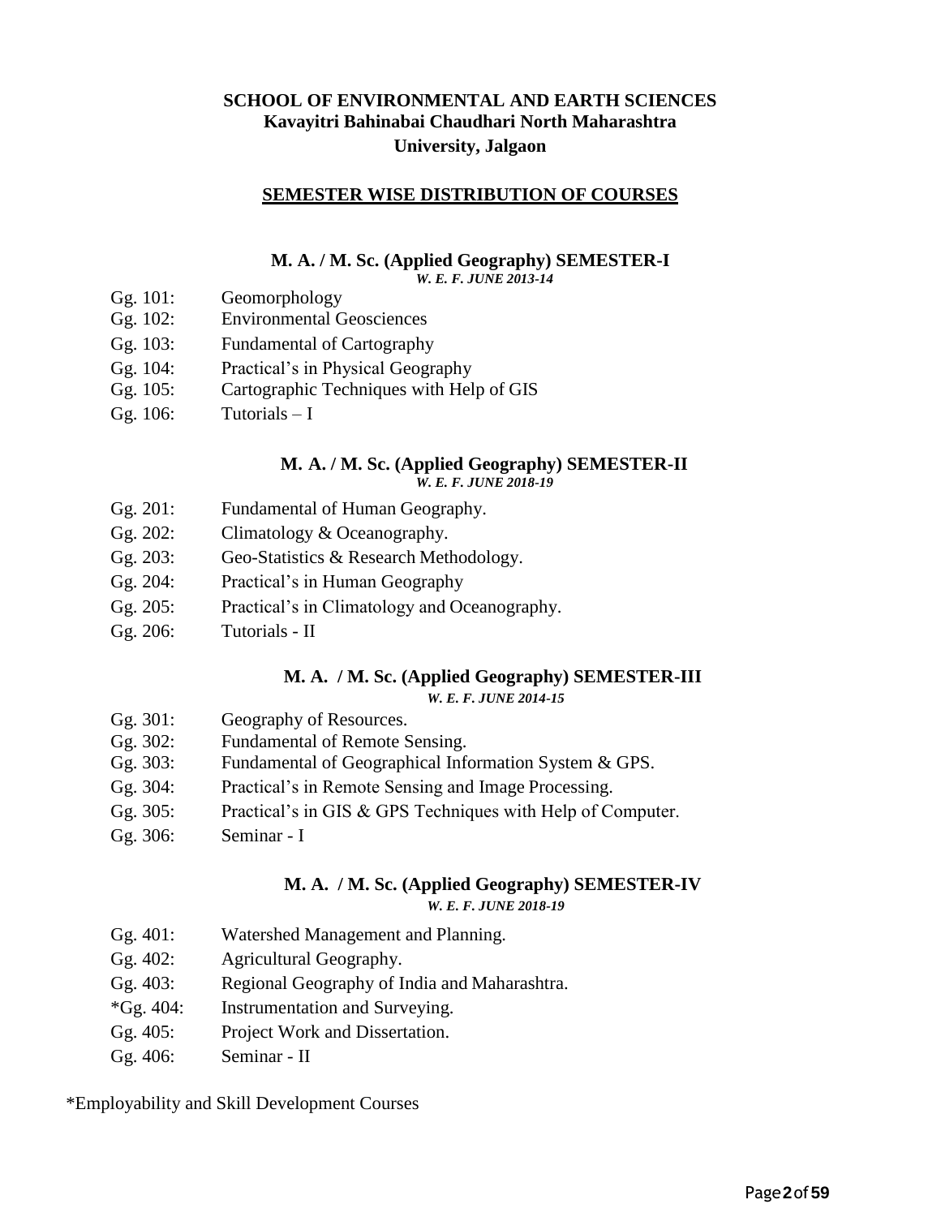**SCHOOL OF ENVIRONMENTAL AND EARTH SCIENCES**
**Kavayitri Bahinabai Chaudhari North Maharashtra University, Jalgaon**

## SEMESTER WISE DISTRIBUTION OF COURSES

### M. A. / M. Sc. (Applied Geography) SEMESTER-I

***W. E. F. JUNE 2013-14***

- Gg. 101: Geomorphology
- Gg. 102: Environmental Geosciences
- Gg. 103: Fundamental of Cartography
- Gg. 104: Practical's in Physical Geography
- Gg. 105: Cartographic Techniques with Help of GIS
- Gg. 106: Tutorials – I

### M. A. / M. Sc. (Applied Geography) SEMESTER-II

***W. E. F. JUNE 2018-19***

- Gg. 201: Fundamental of Human Geography.
- Gg. 202: Climatology & Oceanography.
- Gg. 203: Geo-Statistics & Research Methodology.
- Gg. 204: Practical's in Human Geography
- Gg. 205: Practical's in Climatology and Oceanography.
- Gg. 206: Tutorials - II

### M. A. / M. Sc. (Applied Geography) SEMESTER-III

***W. E. F. JUNE 2014-15***

- Gg. 301: Geography of Resources.
- Gg. 302: Fundamental of Remote Sensing.
- Gg. 303: Fundamental of Geographical Information System & GPS.
- Gg. 304: Practical's in Remote Sensing and Image Processing.
- Gg. 305: Practical's in GIS & GPS Techniques with Help of Computer.
- Gg. 306: Seminar - I

### M. A. / M. Sc. (Applied Geography) SEMESTER-IV

***W. E. F. JUNE 2018-19***

- Gg. 401: Watershed Management and Planning.
- Gg. 402: Agricultural Geography.
- Gg. 403: Regional Geography of India and Maharashtra.
- *Gg. 404: Instrumentation and Surveying.
- Gg. 405: Project Work and Dissertation.
- Gg. 406: Seminar - II

*Employability and Skill Development Courses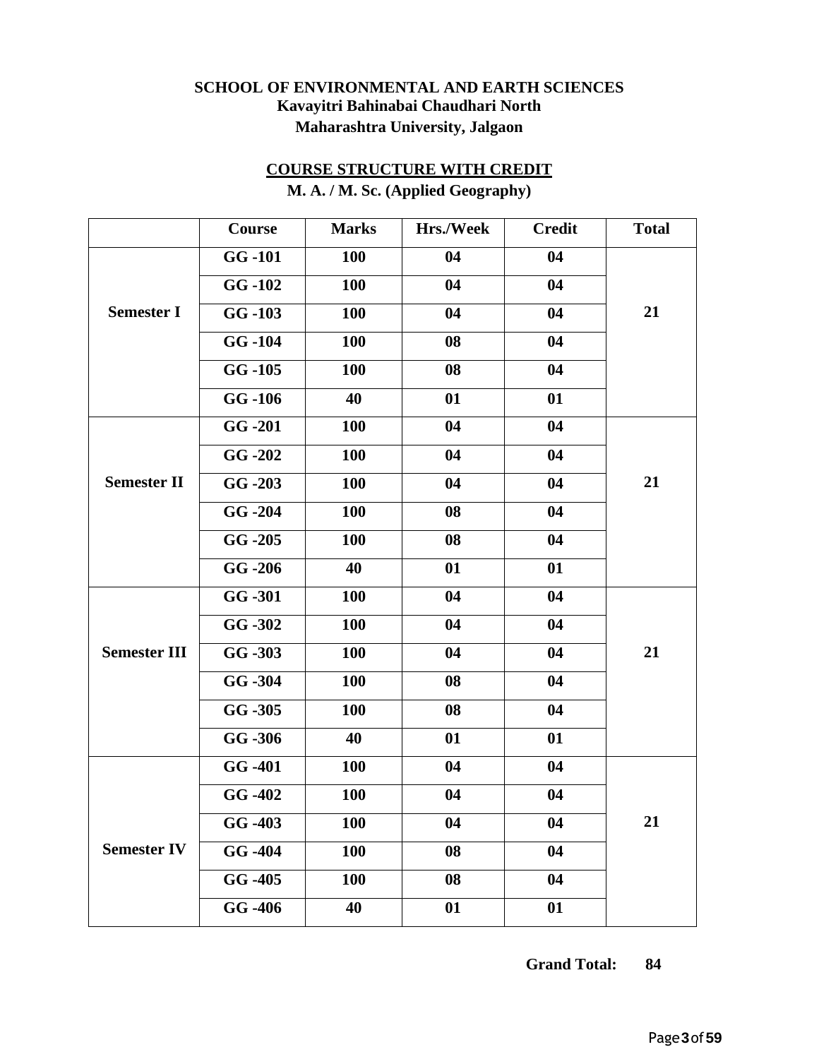**SCHOOL OF ENVIRONMENTAL AND EARTH SCIENCES**
**Kavayitri Bahinabai Chaudhari North**
**Maharashtra University, Jalgaon**

**COURSE STRUCTURE WITH CREDIT**

**M. A. / M. Sc. (Applied Geography)**

| | Course | Marks | Hrs./Week | Credit | Total |
|---|---|---|---|---|---|
| Semester I | GG -101 | 100 | 04 | 04 | 21 |
| | GG -102 | 100 | 04 | 04 | |
| | GG -103 | 100 | 04 | 04 | |
| | GG -104 | 100 | 08 | 04 | |
| | GG -105 | 100 | 08 | 04 | |
| | GG -106 | 40 | 01 | 01 | |
| Semester II | GG -201 | 100 | 04 | 04 | 21 |
| | GG -202 | 100 | 04 | 04 | |
| | GG -203 | 100 | 04 | 04 | |
| | GG -204 | 100 | 08 | 04 | |
| | GG -205 | 100 | 08 | 04 | |
| | GG -206 | 40 | 01 | 01 | |
| Semester III | GG -301 | 100 | 04 | 04 | 21 |
| | GG -302 | 100 | 04 | 04 | |
| | GG -303 | 100 | 04 | 04 | |
| | GG -304 | 100 | 08 | 04 | |
| | GG -305 | 100 | 08 | 04 | |
| | GG -306 | 40 | 01 | 01 | |
| Semester IV | GG -401 | 100 | 04 | 04 | 21 |
| | GG -402 | 100 | 04 | 04 | |
| | GG -403 | 100 | 04 | 04 | |
| | GG -404 | 100 | 08 | 04 | |
| | GG -405 | 100 | 08 | 04 | |
| | GG -406 | 40 | 01 | 01 | |

**Grand Total: 84**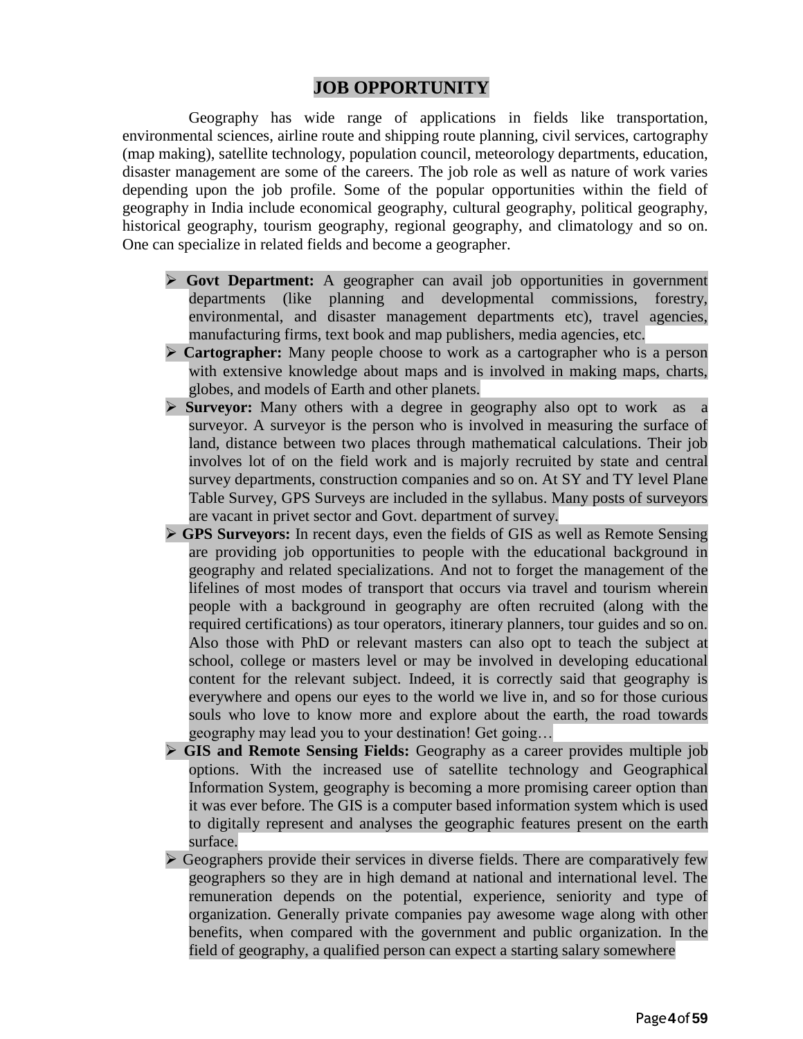# JOB OPPORTUNITY

Geography has wide range of applications in fields like transportation, environmental sciences, airline route and shipping route planning, civil services, cartography (map making), satellite technology, population council, meteorology departments, education, disaster management are some of the careers. The job role as well as nature of work varies depending upon the job profile. Some of the popular opportunities within the field of geography in India include economical geography, cultural geography, political geography, historical geography, tourism geography, regional geography, and climatology and so on. One can specialize in related fields and become a geographer.

- **Govt Department:** A geographer can avail job opportunities in government departments (like planning and developmental commissions, forestry, environmental, and disaster management departments etc), travel agencies, manufacturing firms, text book and map publishers, media agencies, etc.
- **Cartographer:** Many people choose to work as a cartographer who is a person with extensive knowledge about maps and is involved in making maps, charts, globes, and models of Earth and other planets.
- **Surveyor:** Many others with a degree in geography also opt to work as a surveyor. A surveyor is the person who is involved in measuring the surface of land, distance between two places through mathematical calculations. Their job involves lot of on the field work and is majorly recruited by state and central survey departments, construction companies and so on. At SY and TY level Plane Table Survey, GPS Surveys are included in the syllabus. Many posts of surveyors are vacant in privet sector and Govt. department of survey.
- **GPS Surveyors:** In recent days, even the fields of GIS as well as Remote Sensing are providing job opportunities to people with the educational background in geography and related specializations. And not to forget the management of the lifelines of most modes of transport that occurs via travel and tourism wherein people with a background in geography are often recruited (along with the required certifications) as tour operators, itinerary planners, tour guides and so on. Also those with PhD or relevant masters can also opt to teach the subject at school, college or masters level or may be involved in developing educational content for the relevant subject. Indeed, it is correctly said that geography is everywhere and opens our eyes to the world we live in, and so for those curious souls who love to know more and explore about the earth, the road towards geography may lead you to your destination! Get going…
- **GIS and Remote Sensing Fields:** Geography as a career provides multiple job options. With the increased use of satellite technology and Geographical Information System, geography is becoming a more promising career option than it was ever before. The GIS is a computer based information system which is used to digitally represent and analyses the geographic features present on the earth surface.
- Geographers provide their services in diverse fields. There are comparatively few geographers so they are in high demand at national and international level. The remuneration depends on the potential, experience, seniority and type of organization. Generally private companies pay awesome wage along with other benefits, when compared with the government and public organization. In the field of geography, a qualified person can expect a starting salary somewhere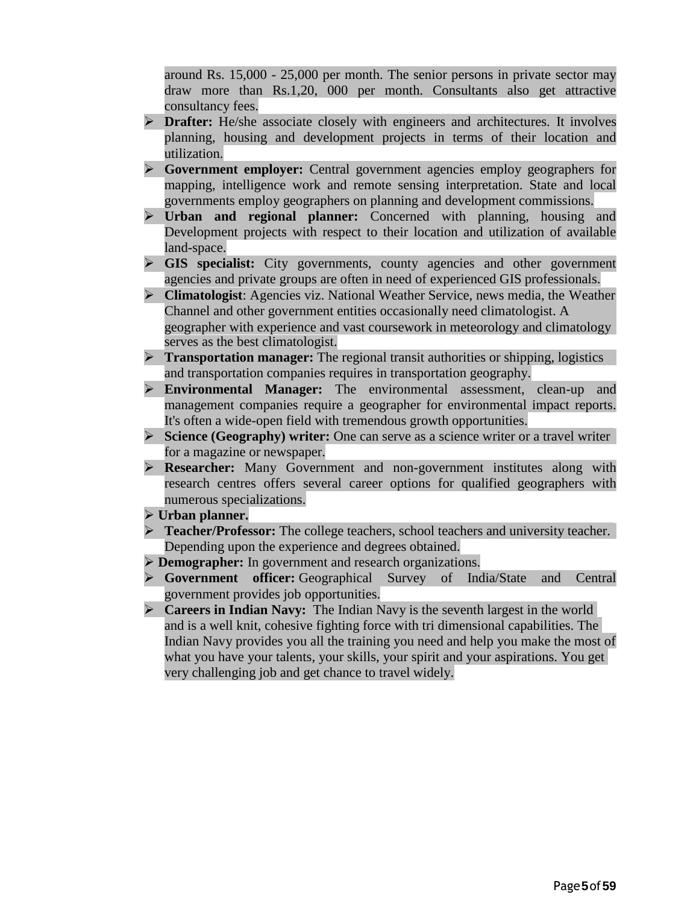around Rs. 15,000 - 25,000 per month. The senior persons in private sector may draw more than Rs.1,20, 000 per month. Consultants also get attractive consultancy fees.

- **Drafter:** He/she associate closely with engineers and architectures. It involves planning, housing and development projects in terms of their location and utilization.
- **Government employer:** Central government agencies employ geographers for mapping, intelligence work and remote sensing interpretation. State and local governments employ geographers on planning and development commissions.
- **Urban and regional planner:** Concerned with planning, housing and Development projects with respect to their location and utilization of available land-space.
- **GIS specialist:** City governments, county agencies and other government agencies and private groups are often in need of experienced GIS professionals.
- **Climatologist**: Agencies viz. National Weather Service, news media, the Weather Channel and other government entities occasionally need climatologist. A geographer with experience and vast coursework in meteorology and climatology serves as the best climatologist.
- **Transportation manager:** The regional transit authorities or shipping, logistics and transportation companies requires in transportation geography.
- **Environmental Manager:** The environmental assessment, clean-up and management companies require a geographer for environmental impact reports. It's often a wide-open field with tremendous growth opportunities.
- **Science (Geography) writer:** One can serve as a science writer or a travel writer for a magazine or newspaper.
- **Researcher:** Many Government and non-government institutes along with research centres offers several career options for qualified geographers with numerous specializations.
- **Urban planner.**
- **Teacher/Professor:** The college teachers, school teachers and university teacher. Depending upon the experience and degrees obtained.
- **Demographer:** In government and research organizations.
- **Government officer:** Geographical Survey of India/State and Central government provides job opportunities.
- **Careers in Indian Navy:** The Indian Navy is the seventh largest in the world and is a well knit, cohesive fighting force with tri dimensional capabilities. The Indian Navy provides you all the training you need and help you make the most of what you have your talents, your skills, your spirit and your aspirations. You get very challenging job and get chance to travel widely.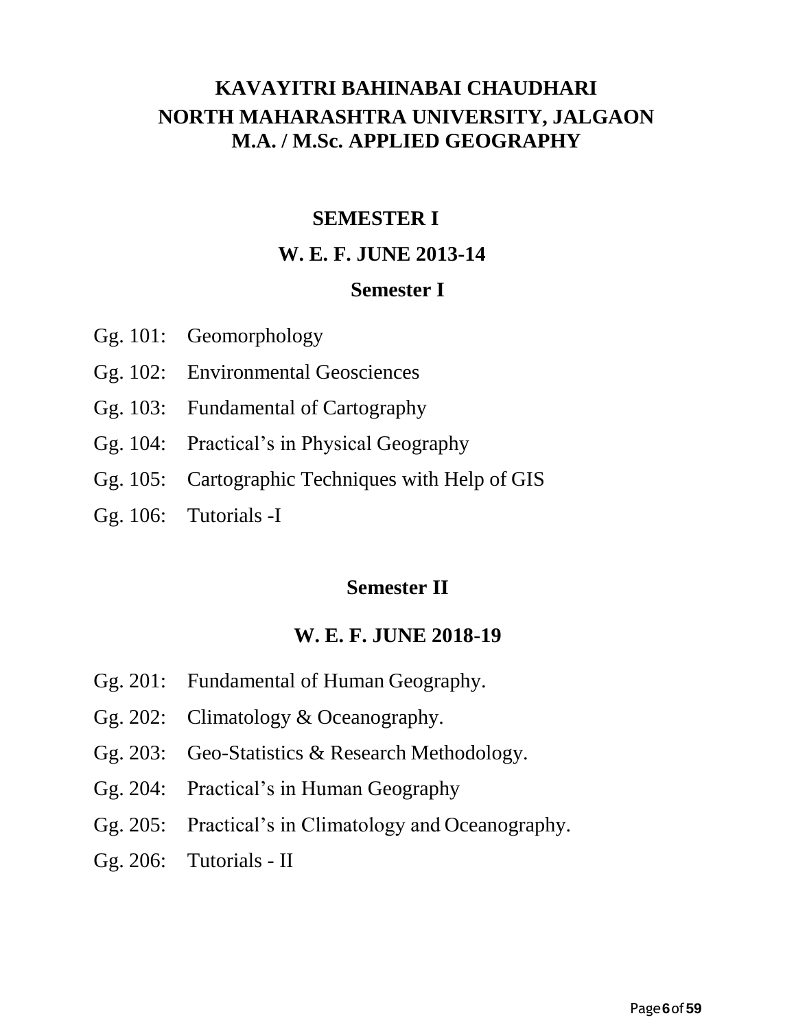# KAVAYITRI BAHINABAI CHAUDHARI
# NORTH MAHARASHTRA UNIVERSITY, JALGAON
# M.A. / M.Sc. APPLIED GEOGRAPHY

## SEMESTER I

## W. E. F. JUNE 2013-14

### Semester I

- Gg. 101: Geomorphology
- Gg. 102: Environmental Geosciences
- Gg. 103: Fundamental of Cartography
- Gg. 104: Practical's in Physical Geography
- Gg. 105: Cartographic Techniques with Help of GIS
- Gg. 106: Tutorials -I

### Semester II

### W. E. F. JUNE 2018-19

- Gg. 201: Fundamental of Human Geography.
- Gg. 202: Climatology & Oceanography.
- Gg. 203: Geo-Statistics & Research Methodology.
- Gg. 204: Practical's in Human Geography
- Gg. 205: Practical's in Climatology and Oceanography.
- Gg. 206: Tutorials - II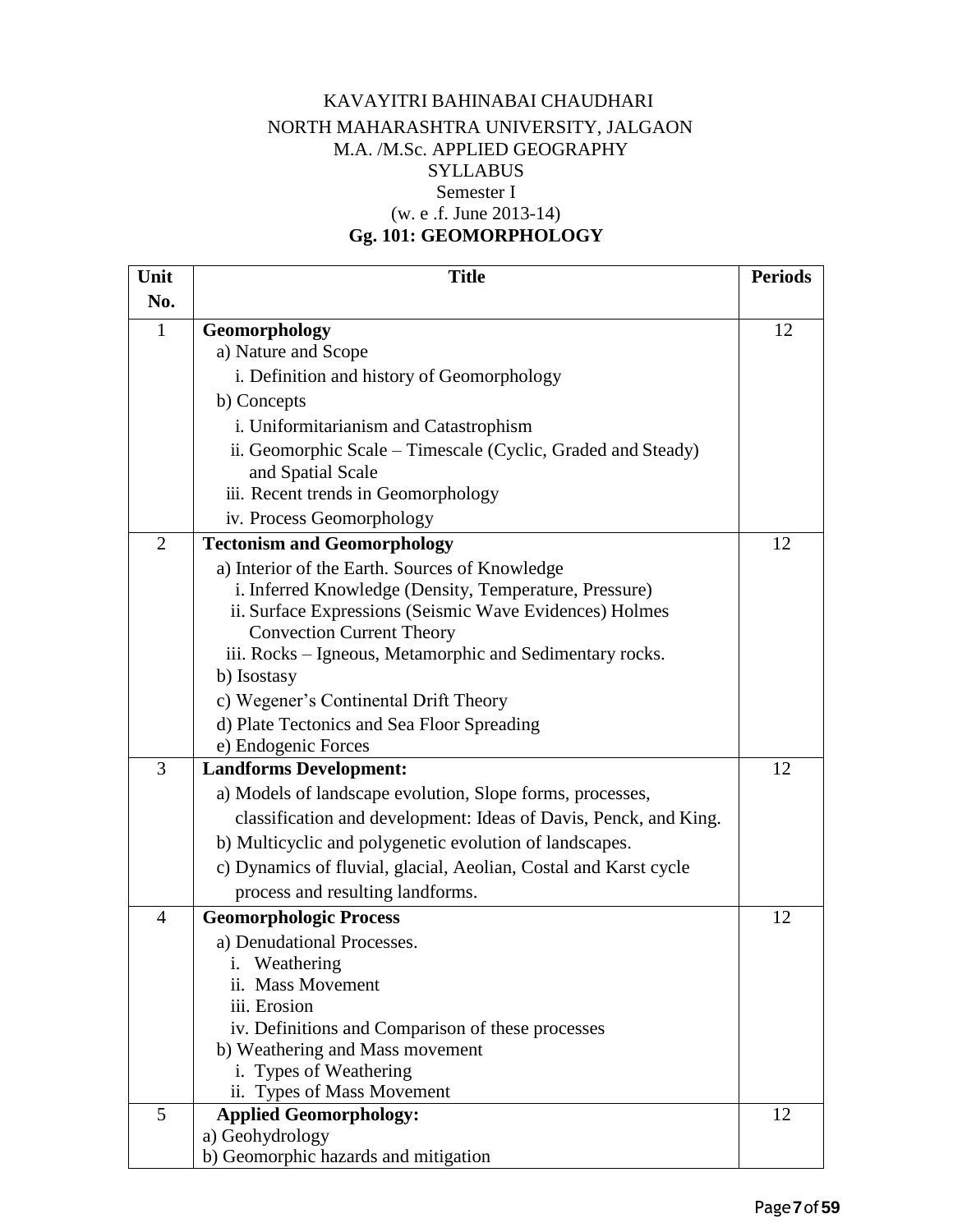KAVAYITRI BAHINABAI CHAUDHARI

NORTH MAHARASHTRA UNIVERSITY, JALGAON

M.A. /M.Sc. APPLIED GEOGRAPHY

SYLLABUS

Semester I

(w. e .f. June 2013-14)

**Gg. 101: GEOMORPHOLOGY**

| Unit No. | Title | Periods |
|---|---|---|
| 1 | **Geomorphology**<br>a) Nature and Scope<br>i. Definition and history of Geomorphology<br>b) Concepts<br>i. Uniformitarianism and Catastrophism<br>ii. Geomorphic Scale – Timescale (Cyclic, Graded and Steady) and Spatial Scale<br>iii. Recent trends in Geomorphology<br>iv. Process Geomorphology | 12 |
| 2 | **Tectonism and Geomorphology**<br>a) Interior of the Earth. Sources of Knowledge<br>i. Inferred Knowledge (Density, Temperature, Pressure)<br>ii. Surface Expressions (Seismic Wave Evidences) Holmes Convection Current Theory<br>iii. Rocks – Igneous, Metamorphic and Sedimentary rocks.<br>b) Isostasy<br>c) Wegener's Continental Drift Theory<br>d) Plate Tectonics and Sea Floor Spreading<br>e) Endogenic Forces | 12 |
| 3 | **Landforms Development:**<br>a) Models of landscape evolution, Slope forms, processes, classification and development: Ideas of Davis, Penck, and King.<br>b) Multicyclic and polygenetic evolution of landscapes.<br>c) Dynamics of fluvial, glacial, Aeolian, Costal and Karst cycle process and resulting landforms. | 12 |
| 4 | **Geomorphologic Process**<br>a) Denudational Processes.<br>i. Weathering<br>ii. Mass Movement<br>iii. Erosion<br>iv. Definitions and Comparison of these processes<br>b) Weathering and Mass movement<br>i. Types of Weathering<br>ii. Types of Mass Movement | 12 |
| 5 | **Applied Geomorphology:**<br>a) Geohydrology<br>b) Geomorphic hazards and mitigation | 12 |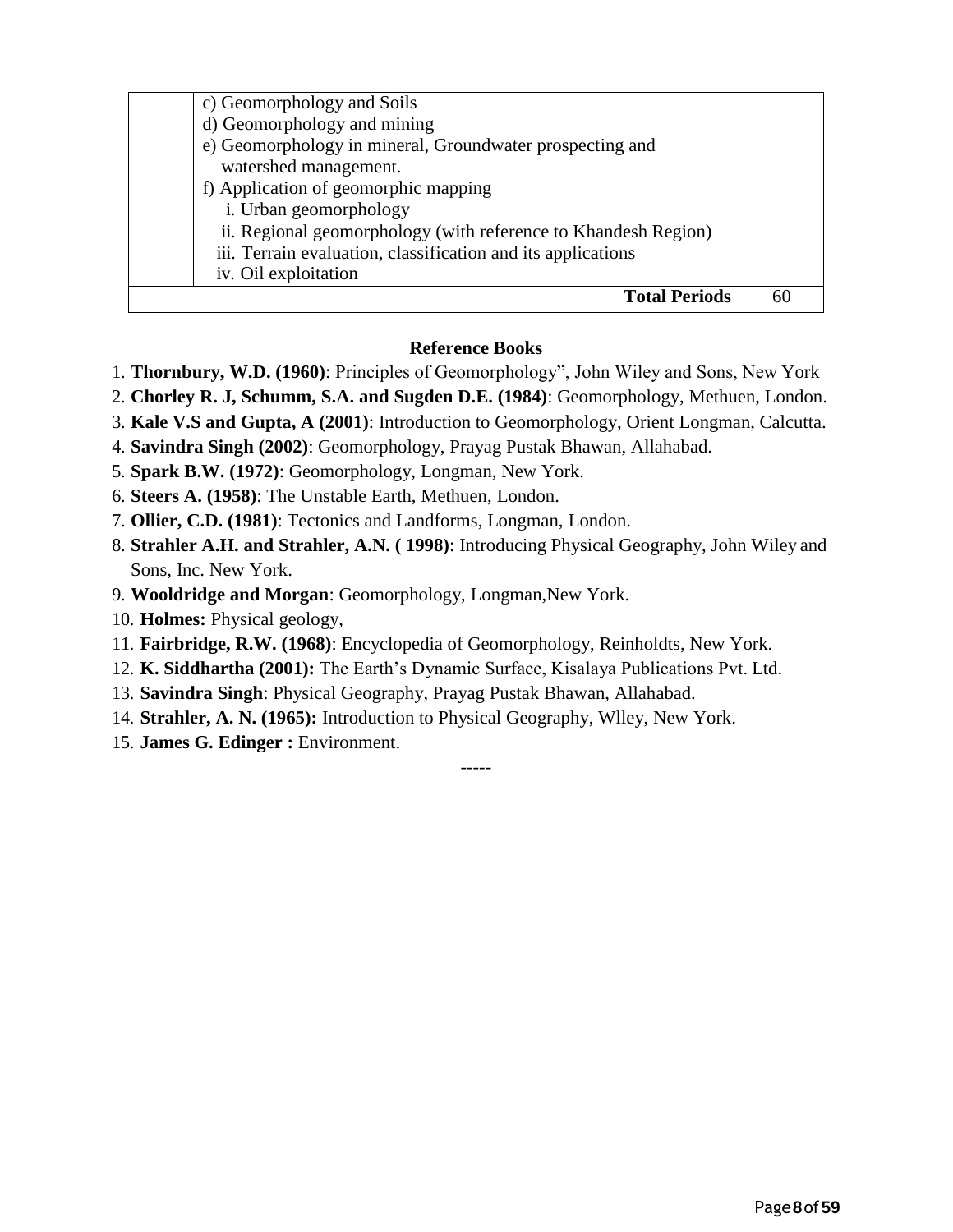|  | c) Geomorphology and Soils<br>d) Geomorphology and mining<br>e) Geomorphology in mineral, Groundwater prospecting and watershed management.<br>f) Application of geomorphic mapping<br>i. Urban geomorphology<br>ii. Regional geomorphology (with reference to Khandesh Region)<br>iii. Terrain evaluation, classification and its applications<br>iv. Oil exploitation |  |
|---|---|---|
|  | **Total Periods** | 60 |

### Reference Books

1. **Thornbury, W.D. (1960)**: Principles of Geomorphology", John Wiley and Sons, New York
2. **Chorley R. J, Schumm, S.A. and Sugden D.E. (1984)**: Geomorphology, Methuen, London.
3. **Kale V.S and Gupta, A (2001)**: Introduction to Geomorphology, Orient Longman, Calcutta.
4. **Savindra Singh (2002)**: Geomorphology, Prayag Pustak Bhawan, Allahabad.
5. **Spark B.W. (1972)**: Geomorphology, Longman, New York.
6. **Steers A. (1958)**: The Unstable Earth, Methuen, London.
7. **Ollier, C.D. (1981)**: Tectonics and Landforms, Longman, London.
8. **Strahler A.H. and Strahler, A.N. ( 1998)**: Introducing Physical Geography, John Wiley and Sons, Inc. New York.
9. **Wooldridge and Morgan**: Geomorphology, Longman,New York.
10. **Holmes:** Physical geology,
11. **Fairbridge, R.W. (1968)**: Encyclopedia of Geomorphology, Reinholdts, New York.
12. **K. Siddhartha (2001):** The Earth's Dynamic Surface, Kisalaya Publications Pvt. Ltd.
13. **Savindra Singh**: Physical Geography, Prayag Pustak Bhawan, Allahabad.
14. **Strahler, A. N. (1965):** Introduction to Physical Geography, Wlley, New York.
15. **James G. Edinger :** Environment.

-----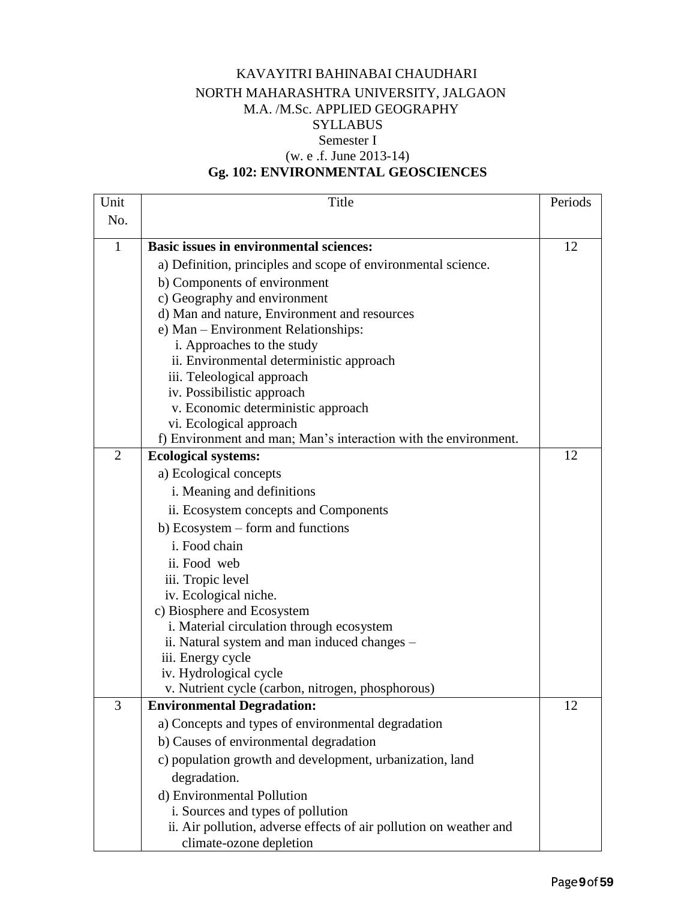KAVAYITRI BAHINABAI CHAUDHARI
NORTH MAHARASHTRA UNIVERSITY, JALGAON
M.A. /M.Sc. APPLIED GEOGRAPHY
SYLLABUS
Semester I
(w. e .f. June 2013-14)

**Gg. 102: ENVIRONMENTAL GEOSCIENCES**

| Unit No. | Title | Periods |
|---|---|---|
| 1 | **Basic issues in environmental sciences:**<br>a) Definition, principles and scope of environmental science.<br>b) Components of environment<br>c) Geography and environment<br>d) Man and nature, Environment and resources<br>e) Man – Environment Relationships:<br>i. Approaches to the study<br>ii. Environmental deterministic approach<br>iii. Teleological approach<br>iv. Possibilistic approach<br>v. Economic deterministic approach<br>vi. Ecological approach<br>f) Environment and man; Man's interaction with the environment. | 12 |
| 2 | **Ecological systems:**<br>a) Ecological concepts<br>i. Meaning and definitions<br>ii. Ecosystem concepts and Components<br>b) Ecosystem – form and functions<br>i. Food chain<br>ii. Food web<br>iii. Tropic level<br>iv. Ecological niche.<br>c) Biosphere and Ecosystem<br>i. Material circulation through ecosystem<br>ii. Natural system and man induced changes –<br>iii. Energy cycle<br>iv. Hydrological cycle<br>v. Nutrient cycle (carbon, nitrogen, phosphorous) | 12 |
| 3 | **Environmental Degradation:**<br>a) Concepts and types of environmental degradation<br>b) Causes of environmental degradation<br>c) population growth and development, urbanization, land degradation.<br>d) Environmental Pollution<br>i. Sources and types of pollution<br>ii. Air pollution, adverse effects of air pollution on weather and climate-ozone depletion | 12 |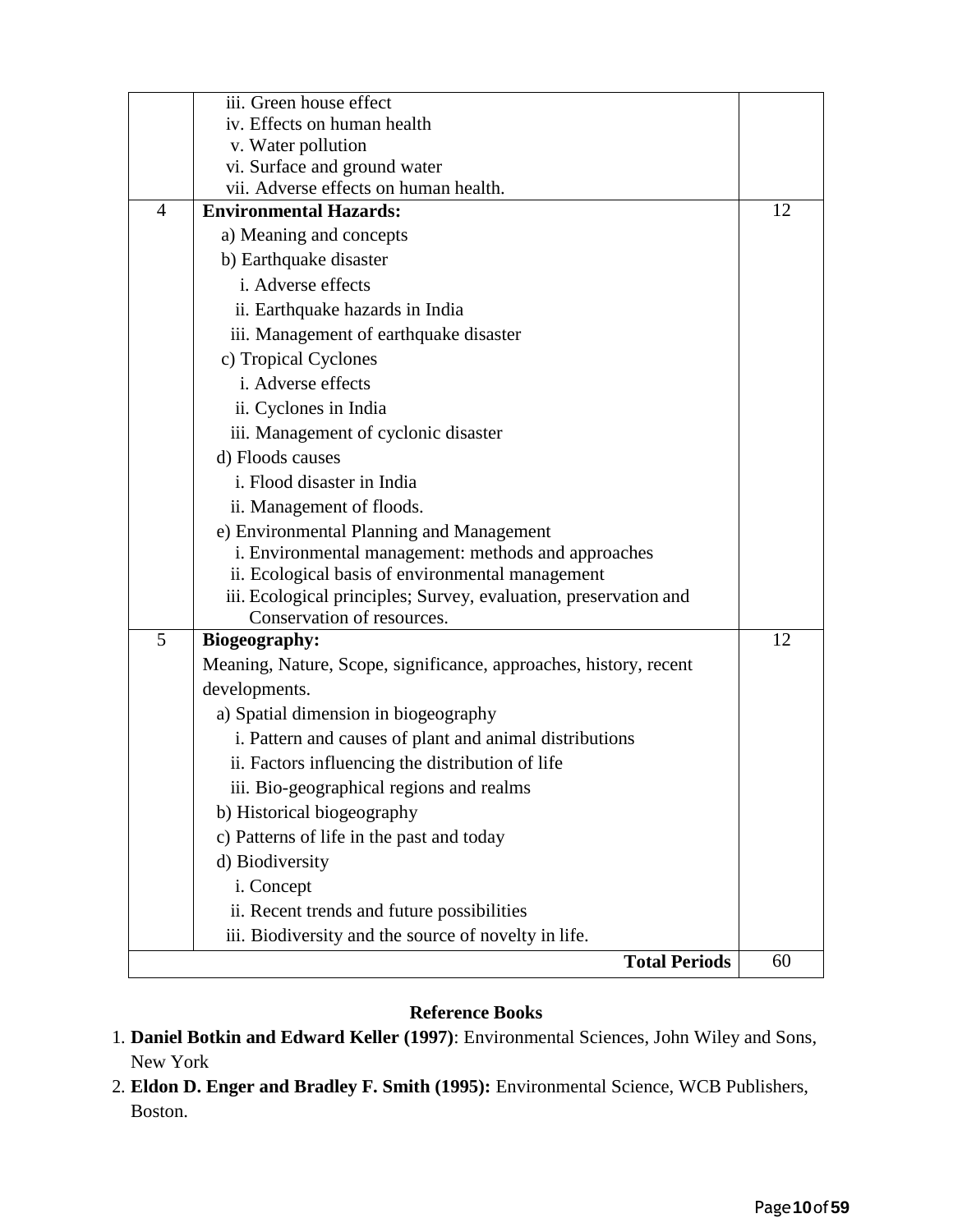| | | |
|---|---|---|
| | iii. Green house effect<br>iv. Effects on human health<br>v. Water pollution<br>vi. Surface and ground water<br>vii. Adverse effects on human health. | |
| 4 | **Environmental Hazards:**<br>a) Meaning and concepts<br>b) Earthquake disaster<br>i. Adverse effects<br>ii. Earthquake hazards in India<br>iii. Management of earthquake disaster<br>c) Tropical Cyclones<br>i. Adverse effects<br>ii. Cyclones in India<br>iii. Management of cyclonic disaster<br>d) Floods causes<br>i. Flood disaster in India<br>ii. Management of floods.<br>e) Environmental Planning and Management<br>i. Environmental management: methods and approaches<br>ii. Ecological basis of environmental management<br>iii. Ecological principles; Survey, evaluation, preservation and Conservation of resources. | 12 |
| 5 | **Biogeography:**<br>Meaning, Nature, Scope, significance, approaches, history, recent developments.<br>a) Spatial dimension in biogeography<br>i. Pattern and causes of plant and animal distributions<br>ii. Factors influencing the distribution of life<br>iii. Bio-geographical regions and realms<br>b) Historical biogeography<br>c) Patterns of life in the past and today<br>d) Biodiversity<br>i. Concept<br>ii. Recent trends and future possibilities<br>iii. Biodiversity and the source of novelty in life. | 12 |
| | **Total Periods** | 60 |

**Reference Books**

1. **Daniel Botkin and Edward Keller (1997)**: Environmental Sciences, John Wiley and Sons, New York
2. **Eldon D. Enger and Bradley F. Smith (1995):** Environmental Science, WCB Publishers, Boston.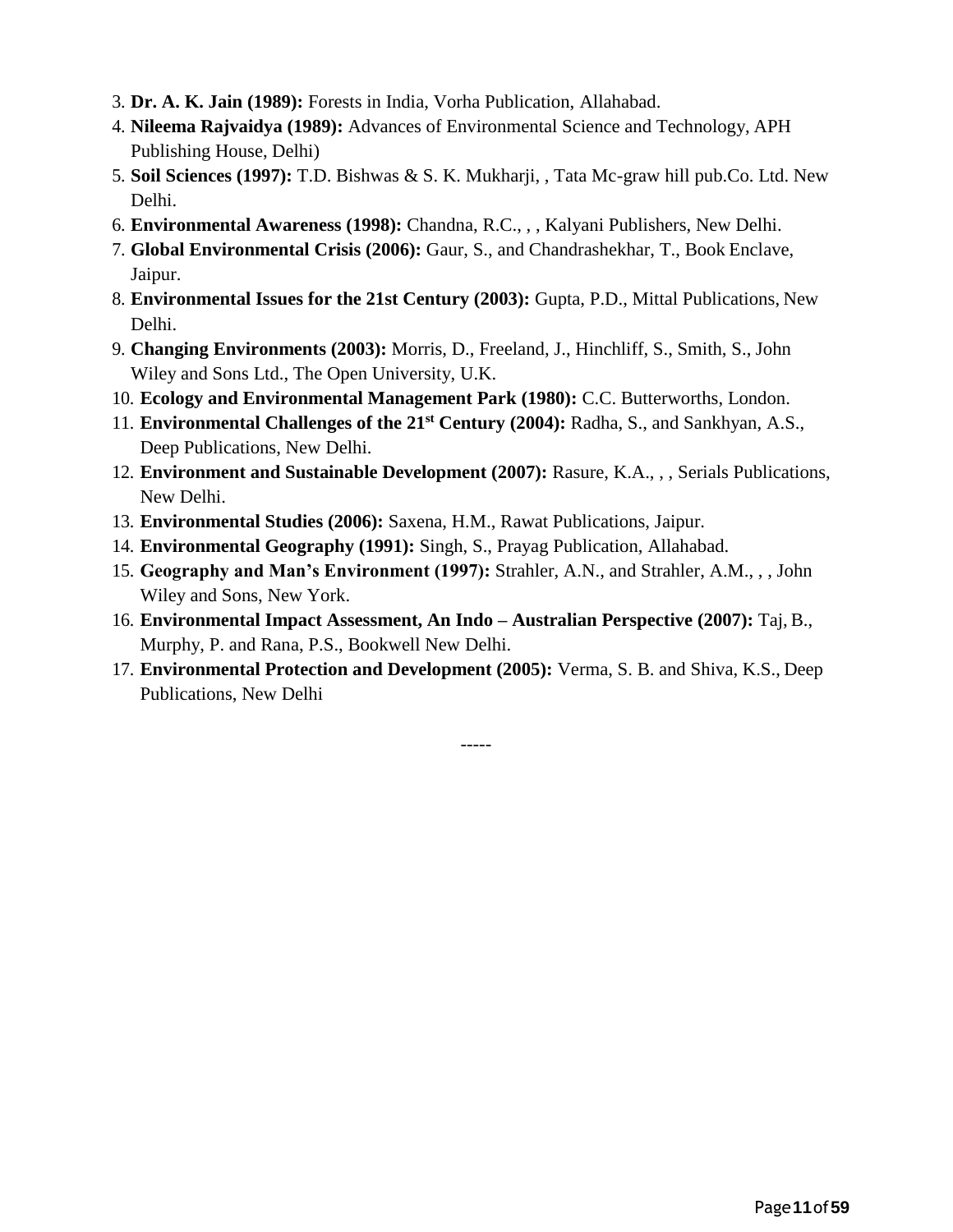3. **Dr. A. K. Jain (1989):** Forests in India, Vorha Publication, Allahabad.
4. **Nileema Rajvaidya (1989):** Advances of Environmental Science and Technology, APH Publishing House, Delhi)
5. **Soil Sciences (1997):** T.D. Bishwas & S. K. Mukharji, , Tata Mc-graw hill pub.Co. Ltd. New Delhi.
6. **Environmental Awareness (1998):** Chandna, R.C., , , Kalyani Publishers, New Delhi.
7. **Global Environmental Crisis (2006):** Gaur, S., and Chandrashekhar, T., Book Enclave, Jaipur.
8. **Environmental Issues for the 21st Century (2003):** Gupta, P.D., Mittal Publications, New Delhi.
9. **Changing Environments (2003):** Morris, D., Freeland, J., Hinchliff, S., Smith, S., John Wiley and Sons Ltd., The Open University, U.K.
10. **Ecology and Environmental Management Park (1980):** C.C. Butterworths, London.
11. **Environmental Challenges of the 21st Century (2004):** Radha, S., and Sankhyan, A.S., Deep Publications, New Delhi.
12. **Environment and Sustainable Development (2007):** Rasure, K.A., , , Serials Publications, New Delhi.
13. **Environmental Studies (2006):** Saxena, H.M., Rawat Publications, Jaipur.
14. **Environmental Geography (1991):** Singh, S., Prayag Publication, Allahabad.
15. **Geography and Man's Environment (1997):** Strahler, A.N., and Strahler, A.M., , , John Wiley and Sons, New York.
16. **Environmental Impact Assessment, An Indo – Australian Perspective (2007):** Taj, B., Murphy, P. and Rana, P.S., Bookwell New Delhi.
17. **Environmental Protection and Development (2005):** Verma, S. B. and Shiva, K.S., Deep Publications, New Delhi

-----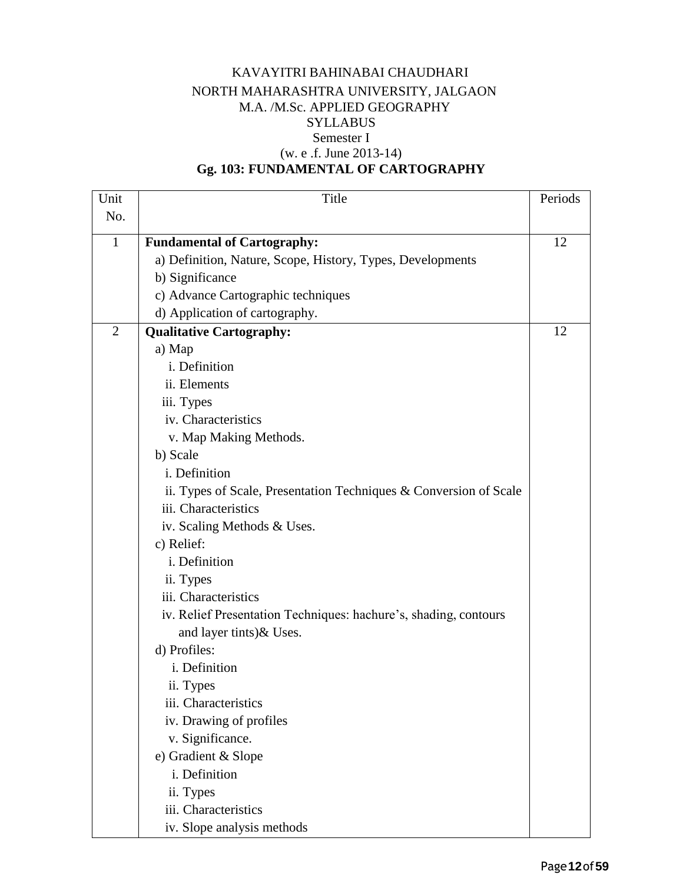KAVAYITRI BAHINABAI CHAUDHARI

NORTH MAHARASHTRA UNIVERSITY, JALGAON

M.A. /M.Sc. APPLIED GEOGRAPHY

SYLLABUS

Semester I

(w. e .f. June 2013-14)

**Gg. 103: FUNDAMENTAL OF CARTOGRAPHY**

| Unit No. | Title | Periods |
|---|---|---|
| 1 | **Fundamental of Cartography:**<br>a) Definition, Nature, Scope, History, Types, Developments<br>b) Significance<br>c) Advance Cartographic techniques<br>d) Application of cartography. | 12 |
| 2 | **Qualitative Cartography:**<br>a) Map<br>i. Definition<br>ii. Elements<br>iii. Types<br>iv. Characteristics<br>v. Map Making Methods.<br>b) Scale<br>i. Definition<br>ii. Types of Scale, Presentation Techniques & Conversion of Scale<br>iii. Characteristics<br>iv. Scaling Methods & Uses.<br>c) Relief:<br>i. Definition<br>ii. Types<br>iii. Characteristics<br>iv. Relief Presentation Techniques: hachure's, shading, contours and layer tints)& Uses.<br>d) Profiles:<br>i. Definition<br>ii. Types<br>iii. Characteristics<br>iv. Drawing of profiles<br>v. Significance.<br>e) Gradient & Slope<br>i. Definition<br>ii. Types<br>iii. Characteristics<br>iv. Slope analysis methods | 12 |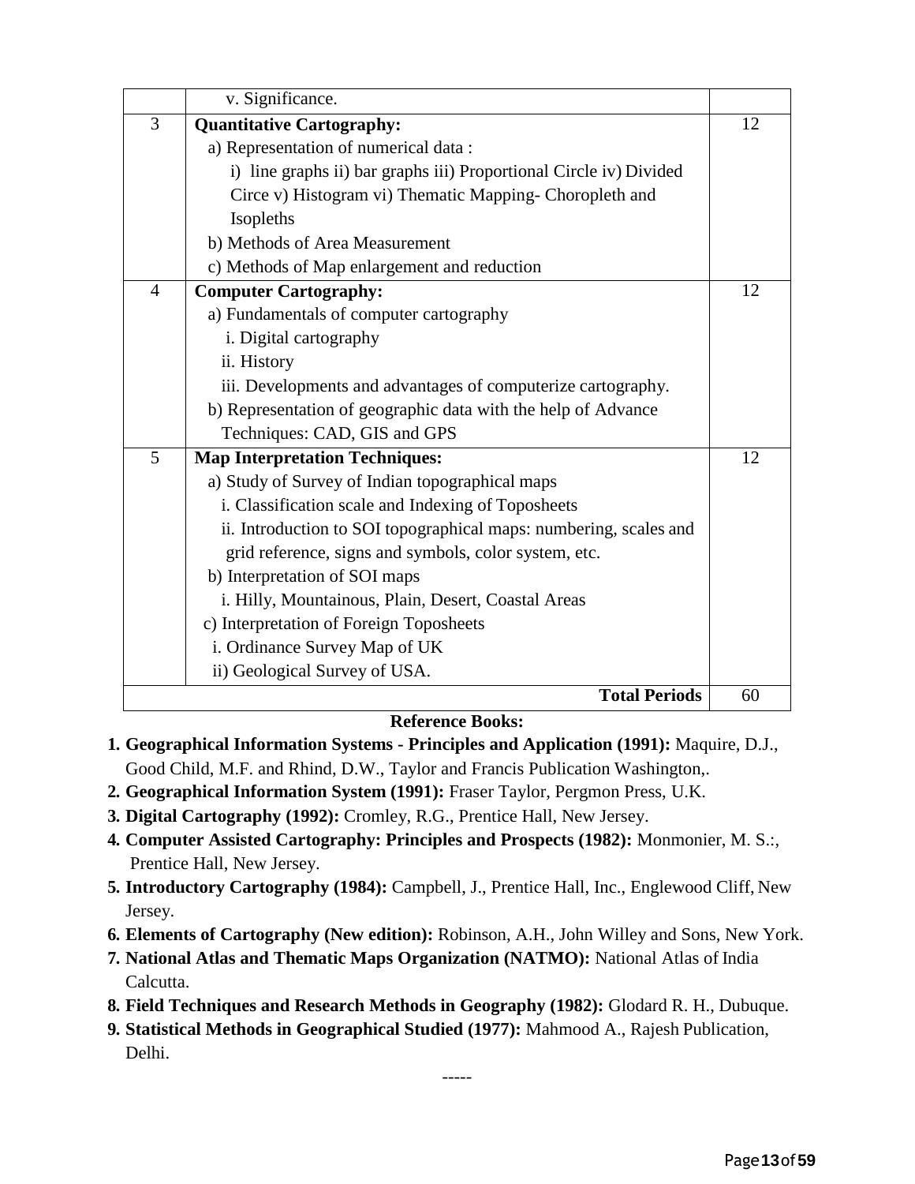| | | |
|---|---|---|
| | v. Significance. | |
| 3 | **Quantitative Cartography:**<br>a) Representation of numerical data :<br>i) line graphs ii) bar graphs iii) Proportional Circle iv) Divided Circe v) Histogram vi) Thematic Mapping- Choropleth and Isopleths<br>b) Methods of Area Measurement<br>c) Methods of Map enlargement and reduction | 12 |
| 4 | **Computer Cartography:**<br>a) Fundamentals of computer cartography<br>i. Digital cartography<br>ii. History<br>iii. Developments and advantages of computerize cartography.<br>b) Representation of geographic data with the help of Advance Techniques: CAD, GIS and GPS | 12 |
| 5 | **Map Interpretation Techniques:**<br>a) Study of Survey of Indian topographical maps<br>i. Classification scale and Indexing of Toposheets<br>ii. Introduction to SOI topographical maps: numbering, scales and grid reference, signs and symbols, color system, etc.<br>b) Interpretation of SOI maps<br>i. Hilly, Mountainous, Plain, Desert, Coastal Areas<br>c) Interpretation of Foreign Toposheets<br>i. Ordinance Survey Map of UK<br>ii) Geological Survey of USA. | 12 |
| | **Total Periods** | 60 |

**Reference Books:**

1. **Geographical Information Systems - Principles and Application (1991):** Maquire, D.J., Good Child, M.F. and Rhind, D.W., Taylor and Francis Publication Washington,.
2. **Geographical Information System (1991):** Fraser Taylor, Pergmon Press, U.K.
3. **Digital Cartography (1992):** Cromley, R.G., Prentice Hall, New Jersey.
4. **Computer Assisted Cartography: Principles and Prospects (1982):** Monmonier, M. S.:, Prentice Hall, New Jersey.
5. **Introductory Cartography (1984):** Campbell, J., Prentice Hall, Inc., Englewood Cliff, New Jersey.
6. **Elements of Cartography (New edition):** Robinson, A.H., John Willey and Sons, New York.
7. **National Atlas and Thematic Maps Organization (NATMO):** National Atlas of India Calcutta.
8. **Field Techniques and Research Methods in Geography (1982):** Glodard R. H., Dubuque.
9. **Statistical Methods in Geographical Studied (1977):** Mahmood A., Rajesh Publication, Delhi.

-----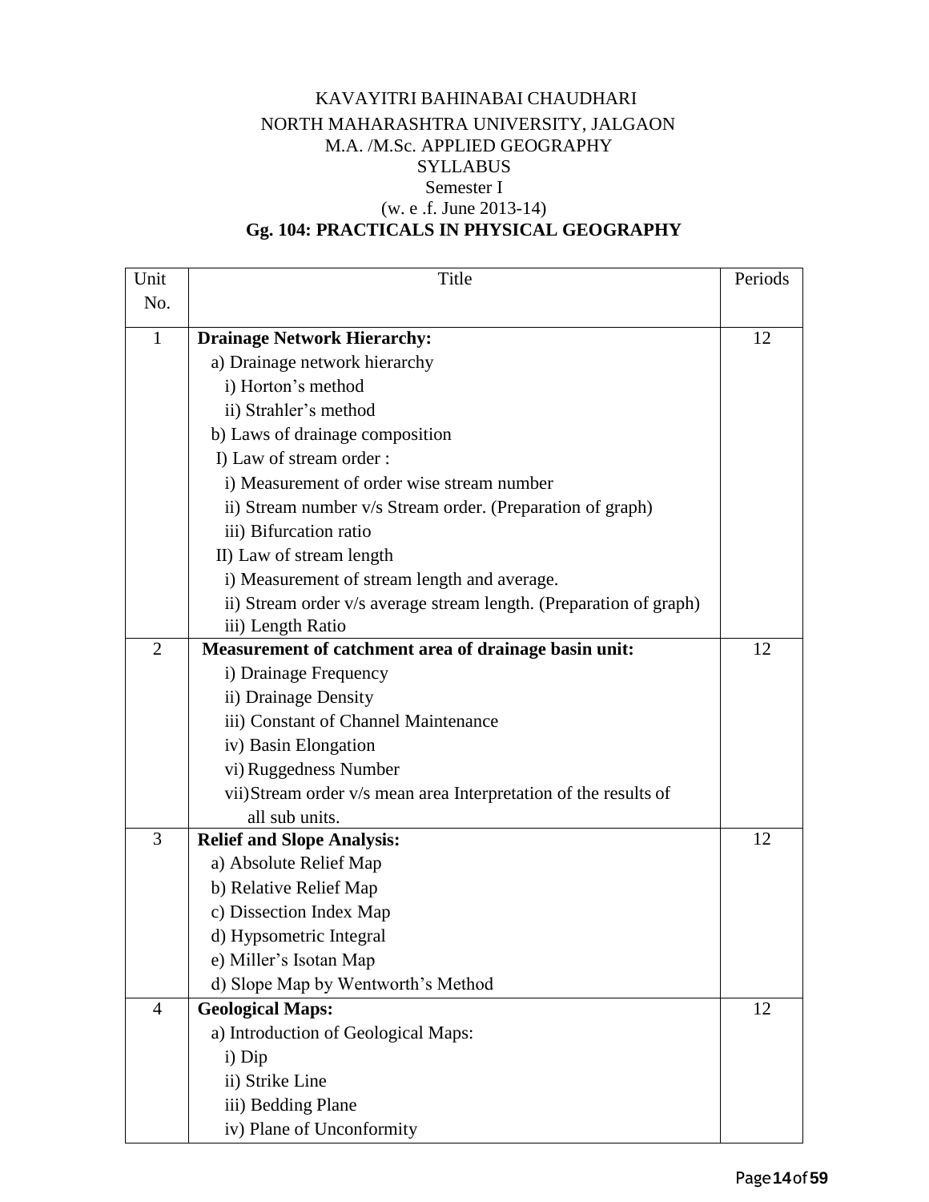KAVAYITRI BAHINABAI CHAUDHARI
NORTH MAHARASHTRA UNIVERSITY, JALGAON
M.A. /M.Sc. APPLIED GEOGRAPHY
SYLLABUS
Semester I
(w. e .f. June 2013-14)

**Gg. 104: PRACTICALS IN PHYSICAL GEOGRAPHY**

| Unit No. | Title | Periods |
|---|---|---|
| 1 | **Drainage Network Hierarchy:**<br>a) Drainage network hierarchy<br>i) Horton's method<br>ii) Strahler's method<br>b) Laws of drainage composition<br>I) Law of stream order :<br>i) Measurement of order wise stream number<br>ii) Stream number v/s Stream order. (Preparation of graph)<br>iii) Bifurcation ratio<br>II) Law of stream length<br>i) Measurement of stream length and average.<br>ii) Stream order v/s average stream length. (Preparation of graph)<br>iii) Length Ratio | 12 |
| 2 | **Measurement of catchment area of drainage basin unit:**<br>i) Drainage Frequency<br>ii) Drainage Density<br>iii) Constant of Channel Maintenance<br>iv) Basin Elongation<br>vi) Ruggedness Number<br>vii) Stream order v/s mean area Interpretation of the results of all sub units. | 12 |
| 3 | **Relief and Slope Analysis:**<br>a) Absolute Relief Map<br>b) Relative Relief Map<br>c) Dissection Index Map<br>d) Hypsometric Integral<br>e) Miller's Isotan Map<br>d) Slope Map by Wentworth's Method | 12 |
| 4 | **Geological Maps:**<br>a) Introduction of Geological Maps:<br>i) Dip<br>ii) Strike Line<br>iii) Bedding Plane<br>iv) Plane of Unconformity | 12 |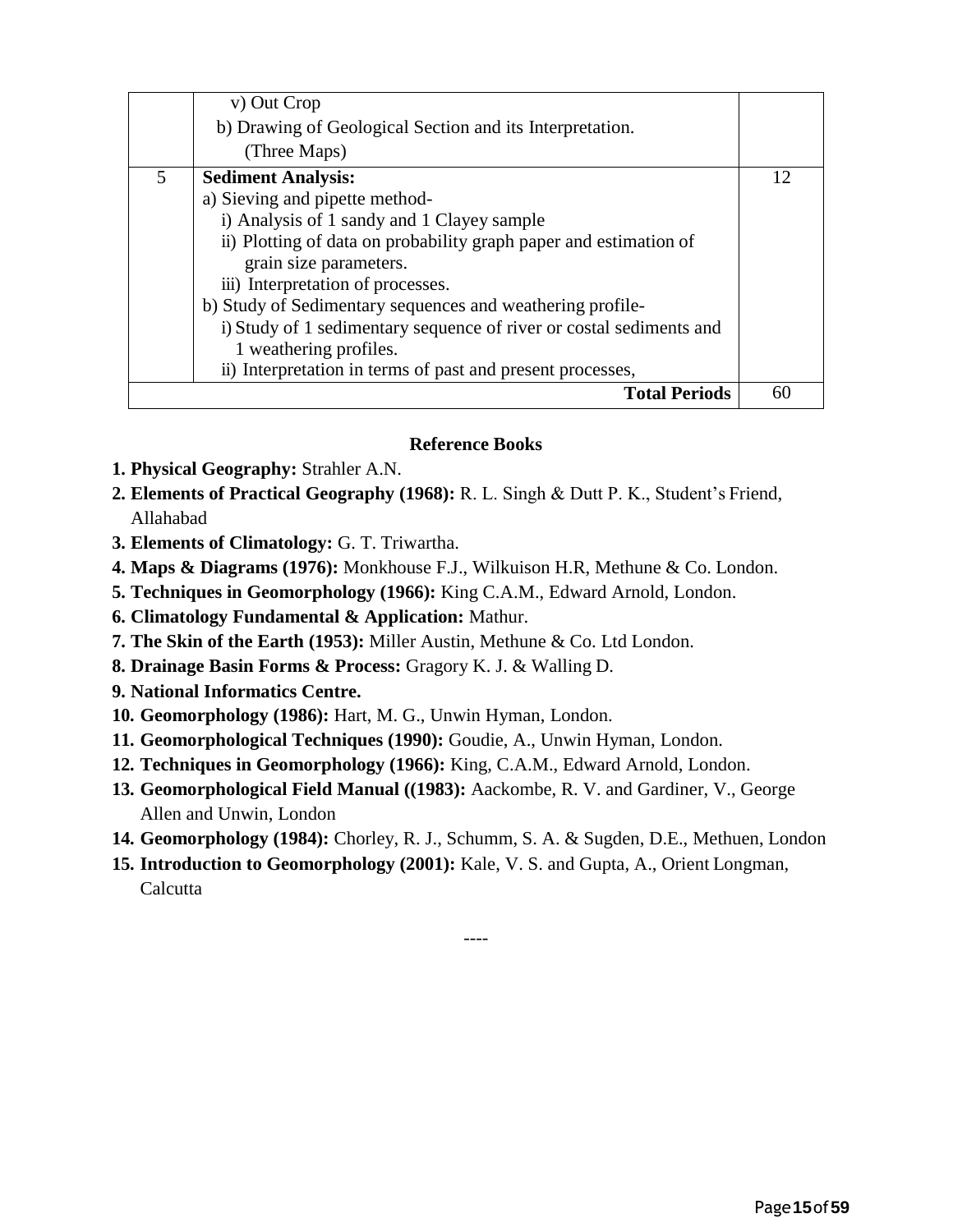|  |  |  |
|---|---|---|
|  | v) Out Crop<br>b) Drawing of Geological Section and its Interpretation.<br>(Three Maps) |  |
| 5 | **Sediment Analysis:**<br>a) Sieving and pipette method-<br>i) Analysis of 1 sandy and 1 Clayey sample<br>ii) Plotting of data on probability graph paper and estimation of grain size parameters.<br>iii) Interpretation of processes.<br>b) Study of Sedimentary sequences and weathering profile-<br>i) Study of 1 sedimentary sequence of river or costal sediments and 1 weathering profiles.<br>ii) Interpretation in terms of past and present processes, | 12 |
|  | **Total Periods** | 60 |

**Reference Books**

1. **Physical Geography:** Strahler A.N.
2. **Elements of Practical Geography (1968):** R. L. Singh & Dutt P. K., Student's Friend, Allahabad
3. **Elements of Climatology:** G. T. Triwartha.
4. **Maps & Diagrams (1976):** Monkhouse F.J., Wilkuison H.R, Methune & Co. London.
5. **Techniques in Geomorphology (1966):** King C.A.M., Edward Arnold, London.
6. **Climatology Fundamental & Application:** Mathur.
7. **The Skin of the Earth (1953):** Miller Austin, Methune & Co. Ltd London.
8. **Drainage Basin Forms & Process:** Gragory K. J. & Walling D.
9. **National Informatics Centre.**
10. **Geomorphology (1986):** Hart, M. G., Unwin Hyman, London.
11. **Geomorphological Techniques (1990):** Goudie, A., Unwin Hyman, London.
12. **Techniques in Geomorphology (1966):** King, C.A.M., Edward Arnold, London.
13. **Geomorphological Field Manual ((1983):** Aackombe, R. V. and Gardiner, V., George Allen and Unwin, London
14. **Geomorphology (1984):** Chorley, R. J., Schumm, S. A. & Sugden, D.E., Methuen, London
15. **Introduction to Geomorphology (2001):** Kale, V. S. and Gupta, A., Orient Longman, Calcutta

----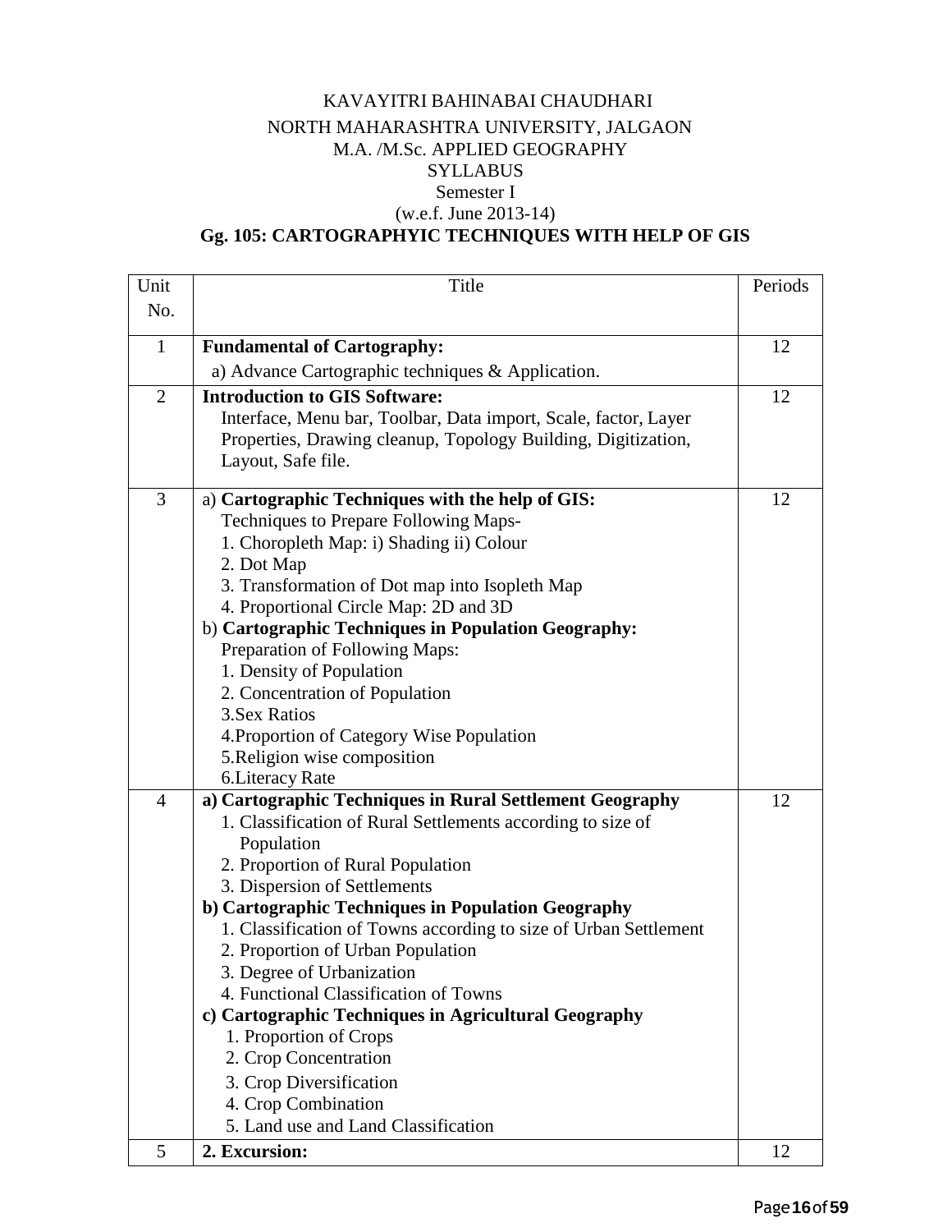KAVAYITRI BAHINABAI CHAUDHARI

NORTH MAHARASHTRA UNIVERSITY, JALGAON

M.A. /M.Sc. APPLIED GEOGRAPHY

SYLLABUS

Semester I

(w.e.f. June 2013-14)

## Gg. 105: CARTOGRAPHYIC TECHNIQUES WITH HELP OF GIS

| Unit No. | Title | Periods |
|---|---|---|
| 1 | **Fundamental of Cartography:**<br>a) Advance Cartographic techniques & Application. | 12 |
| 2 | **Introduction to GIS Software:**<br>Interface, Menu bar, Toolbar, Data import, Scale, factor, Layer Properties, Drawing cleanup, Topology Building, Digitization, Layout, Safe file. | 12 |
| 3 | a) **Cartographic Techniques with the help of GIS:**<br>Techniques to Prepare Following Maps-<br>1. Choropleth Map: i) Shading ii) Colour<br>2. Dot Map<br>3. Transformation of Dot map into Isopleth Map<br>4. Proportional Circle Map: 2D and 3D<br>b) **Cartographic Techniques in Population Geography:**<br>Preparation of Following Maps:<br>1. Density of Population<br>2. Concentration of Population<br>3.Sex Ratios<br>4.Proportion of Category Wise Population<br>5.Religion wise composition<br>6.Literacy Rate | 12 |
| 4 | **a) Cartographic Techniques in Rural Settlement Geography**<br>1. Classification of Rural Settlements according to size of Population<br>2. Proportion of Rural Population<br>3. Dispersion of Settlements<br>**b) Cartographic Techniques in Population Geography**<br>1. Classification of Towns according to size of Urban Settlement<br>2. Proportion of Urban Population<br>3. Degree of Urbanization<br>4. Functional Classification of Towns<br>**c) Cartographic Techniques in Agricultural Geography**<br>1. Proportion of Crops<br>2. Crop Concentration<br>3. Crop Diversification<br>4. Crop Combination<br>5. Land use and Land Classification | 12 |
| 5 | **2. Excursion:** | 12 |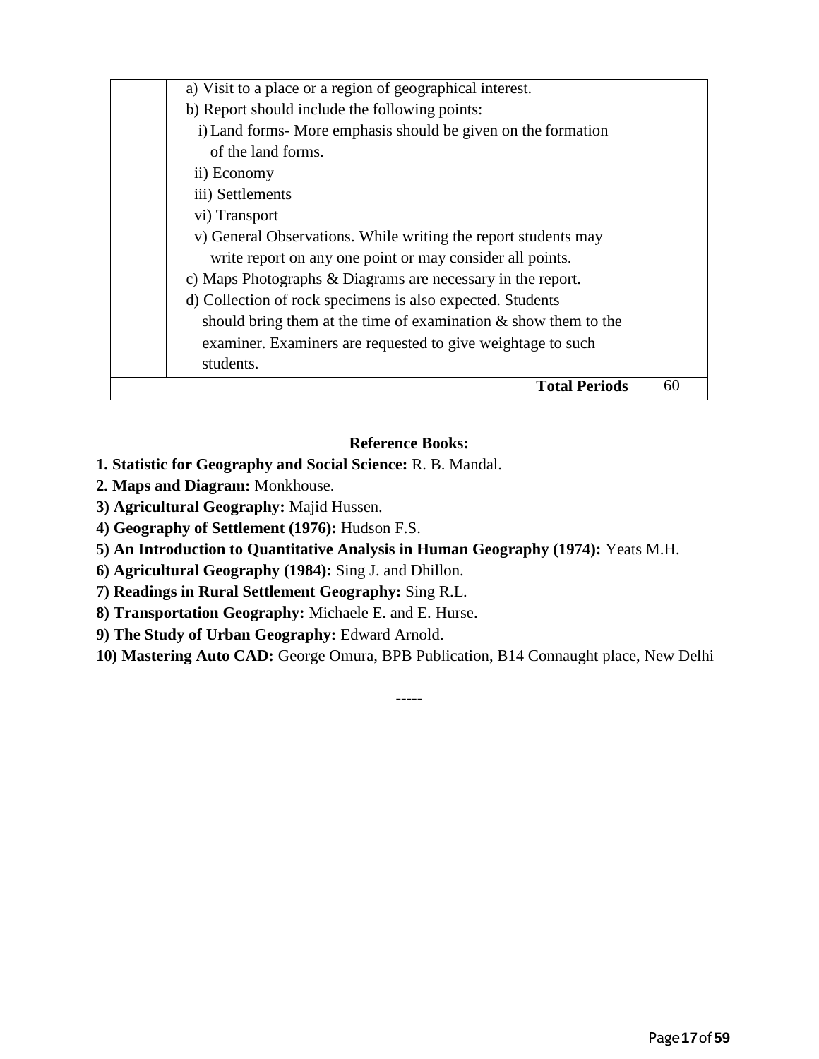| | | |
|---|---|---|
| | a) Visit to a place or a region of geographical interest.<br>b) Report should include the following points:<br>i) Land forms- More emphasis should be given on the formation of the land forms.<br>ii) Economy<br>iii) Settlements<br>vi) Transport<br>v) General Observations. While writing the report students may write report on any one point or may consider all points.<br>c) Maps Photographs & Diagrams are necessary in the report.<br>d) Collection of rock specimens is also expected. Students should bring them at the time of examination & show them to the examiner. Examiners are requested to give weightage to such students. | |
| | **Total Periods** | 60 |

### Reference Books:

**1. Statistic for Geography and Social Science:** R. B. Mandal.
**2. Maps and Diagram:** Monkhouse.
**3) Agricultural Geography:** Majid Hussen.
**4) Geography of Settlement (1976):** Hudson F.S.
**5) An Introduction to Quantitative Analysis in Human Geography (1974):** Yeats M.H.
**6) Agricultural Geography (1984):** Sing J. and Dhillon.
**7) Readings in Rural Settlement Geography:** Sing R.L.
**8) Transportation Geography:** Michaele E. and E. Hurse.
**9) The Study of Urban Geography:** Edward Arnold.
**10) Mastering Auto CAD:** George Omura, BPB Publication, B14 Connaught place, New Delhi

-----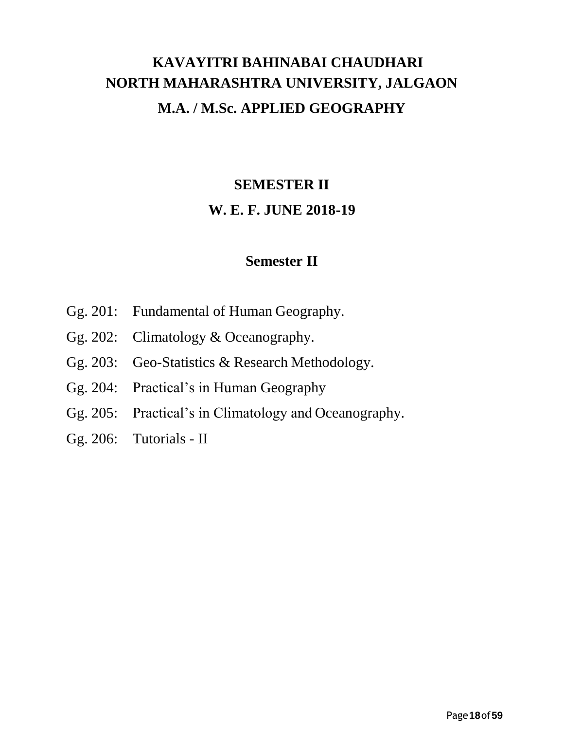# KAVAYITRI BAHINABAI CHAUDHARI NORTH MAHARASHTRA UNIVERSITY, JALGAON

## M.A. / M.Sc. APPLIED GEOGRAPHY

## SEMESTER II

## W. E. F. JUNE 2018-19

### Semester II

- Gg. 201: Fundamental of Human Geography.
- Gg. 202: Climatology & Oceanography.
- Gg. 203: Geo-Statistics & Research Methodology.
- Gg. 204: Practical's in Human Geography
- Gg. 205: Practical's in Climatology and Oceanography.
- Gg. 206: Tutorials - II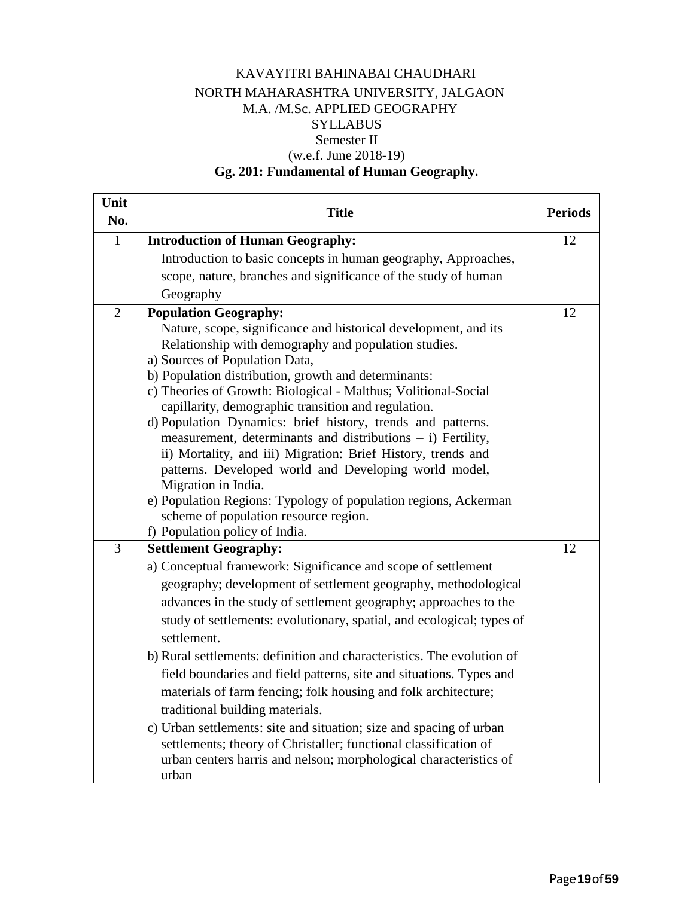KAVAYITRI BAHINABAI CHAUDHARI

NORTH MAHARASHTRA UNIVERSITY, JALGAON

M.A. /M.Sc. APPLIED GEOGRAPHY

SYLLABUS

Semester II

(w.e.f. June 2018-19)

**Gg. 201: Fundamental of Human Geography.**

| Unit No. | Title | Periods |
|---|---|---|
| 1 | **Introduction of Human Geography:**<br>Introduction to basic concepts in human geography, Approaches, scope, nature, branches and significance of the study of human Geography | 12 |
| 2 | **Population Geography:**<br>Nature, scope, significance and historical development, and its Relationship with demography and population studies.<br>a) Sources of Population Data,<br>b) Population distribution, growth and determinants:<br>c) Theories of Growth: Biological - Malthus; Volitional-Social capillarity, demographic transition and regulation.<br>d) Population Dynamics: brief history, trends and patterns. measurement, determinants and distributions – i) Fertility, ii) Mortality, and iii) Migration: Brief History, trends and patterns. Developed world and Developing world model, Migration in India.<br>e) Population Regions: Typology of population regions, Ackerman scheme of population resource region.<br>f) Population policy of India. | 12 |
| 3 | **Settlement Geography:**<br>a) Conceptual framework: Significance and scope of settlement geography; development of settlement geography, methodological advances in the study of settlement geography; approaches to the study of settlements: evolutionary, spatial, and ecological; types of settlement.<br>b) Rural settlements: definition and characteristics. The evolution of field boundaries and field patterns, site and situations. Types and materials of farm fencing; folk housing and folk architecture; traditional building materials.<br>c) Urban settlements: site and situation; size and spacing of urban settlements; theory of Christaller; functional classification of urban centers harris and nelson; morphological characteristics of urban | 12 |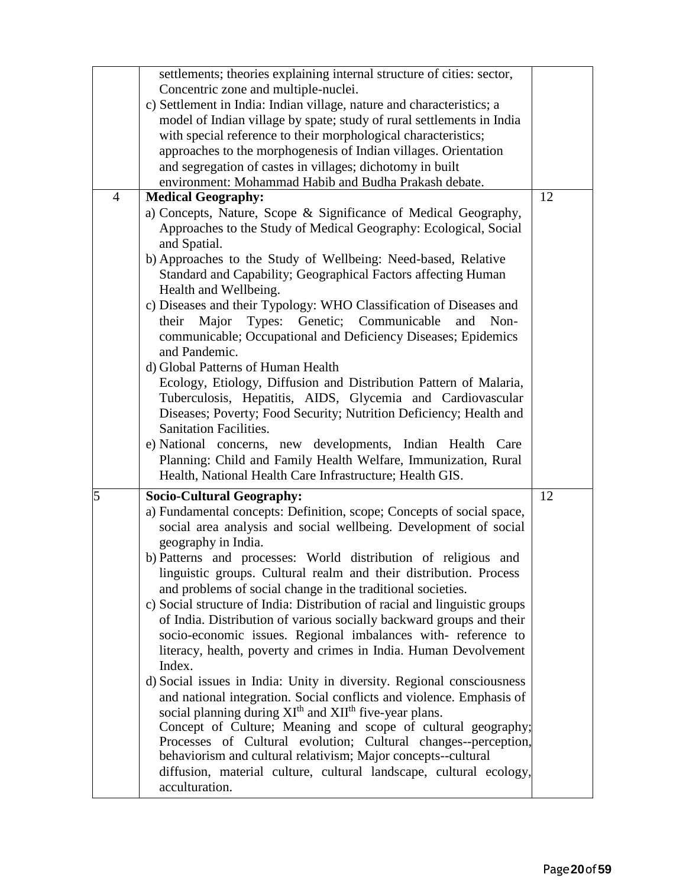| | | |
|---|---|---|
| | settlements; theories explaining internal structure of cities: sector, Concentric zone and multiple-nuclei.<br>c) Settlement in India: Indian village, nature and characteristics; a model of Indian village by spate; study of rural settlements in India with special reference to their morphological characteristics; approaches to the morphogenesis of Indian villages. Orientation and segregation of castes in villages; dichotomy in built environment: Mohammad Habib and Budha Prakash debate. | |
| 4 | **Medical Geography:**<br>a) Concepts, Nature, Scope & Significance of Medical Geography, Approaches to the Study of Medical Geography: Ecological, Social and Spatial.<br>b) Approaches to the Study of Wellbeing: Need-based, Relative Standard and Capability; Geographical Factors affecting Human Health and Wellbeing.<br>c) Diseases and their Typology: WHO Classification of Diseases and their Major Types: Genetic; Communicable and Non-communicable; Occupational and Deficiency Diseases; Epidemics and Pandemic.<br>d) Global Patterns of Human Health<br>Ecology, Etiology, Diffusion and Distribution Pattern of Malaria, Tuberculosis, Hepatitis, AIDS, Glycemia and Cardiovascular Diseases; Poverty; Food Security; Nutrition Deficiency; Health and Sanitation Facilities.<br>e) National concerns, new developments, Indian Health Care Planning: Child and Family Health Welfare, Immunization, Rural Health, National Health Care Infrastructure; Health GIS. | 12 |
| 5 | **Socio-Cultural Geography:**<br>a) Fundamental concepts: Definition, scope; Concepts of social space, social area analysis and social wellbeing. Development of social geography in India.<br>b) Patterns and processes: World distribution of religious and linguistic groups. Cultural realm and their distribution. Process and problems of social change in the traditional societies.<br>c) Social structure of India: Distribution of racial and linguistic groups of India. Distribution of various socially backward groups and their socio-economic issues. Regional imbalances with- reference to literacy, health, poverty and crimes in India. Human Devolvement Index.<br>d) Social issues in India: Unity in diversity. Regional consciousness and national integration. Social conflicts and violence. Emphasis of social planning during XI[th] and XII[th] five-year plans.<br>Concept of Culture; Meaning and scope of cultural geography; Processes of Cultural evolution; Cultural changes--perception, behaviorism and cultural relativism; Major concepts--cultural diffusion, material culture, cultural landscape, cultural ecology, acculturation. | 12 |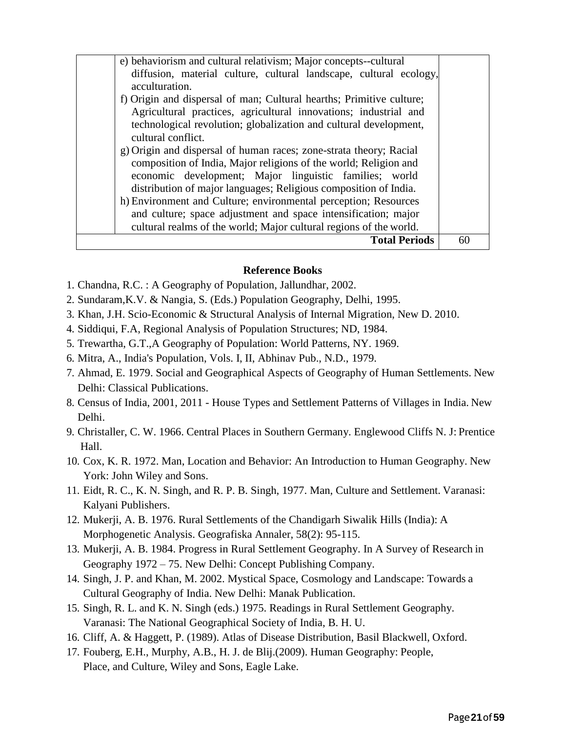|  | e) behaviorism and cultural relativism; Major concepts--cultural diffusion, material culture, cultural landscape, cultural ecology, acculturation.<br>f) Origin and dispersal of man; Cultural hearths; Primitive culture; Agricultural practices, agricultural innovations; industrial and technological revolution; globalization and cultural development, cultural conflict.<br>g) Origin and dispersal of human races; zone-strata theory; Racial composition of India, Major religions of the world; Religion and economic development; Major linguistic families; world distribution of major languages; Religious composition of India.<br>h) Environment and Culture; environmental perception; Resources and culture; space adjustment and space intensification; major cultural realms of the world; Major cultural regions of the world. |  |
|---|---|---|
|  | **Total Periods** | 60 |

**Reference Books**

1. Chandna, R.C. : A Geography of Population, Jallundhar, 2002.
2. Sundaram,K.V. & Nangia, S. (Eds.) Population Geography, Delhi, 1995.
3. Khan, J.H. Scio-Economic & Structural Analysis of Internal Migration, New D. 2010.
4. Siddiqui, F.A, Regional Analysis of Population Structures; ND, 1984.
5. Trewartha, G.T.,A Geography of Population: World Patterns, NY. 1969.
6. Mitra, A., India's Population, Vols. I, II, Abhinav Pub., N.D., 1979.
7. Ahmad, E. 1979. Social and Geographical Aspects of Geography of Human Settlements. New Delhi: Classical Publications.
8. Census of India, 2001, 2011 - House Types and Settlement Patterns of Villages in India. New Delhi.
9. Christaller, C. W. 1966. Central Places in Southern Germany. Englewood Cliffs N. J: Prentice Hall.
10. Cox, K. R. 1972. Man, Location and Behavior: An Introduction to Human Geography. New York: John Wiley and Sons.
11. Eidt, R. C., K. N. Singh, and R. P. B. Singh, 1977. Man, Culture and Settlement. Varanasi: Kalyani Publishers.
12. Mukerji, A. B. 1976. Rural Settlements of the Chandigarh Siwalik Hills (India): A Morphogenetic Analysis. Geografiska Annaler, 58(2): 95-115.
13. Mukerji, A. B. 1984. Progress in Rural Settlement Geography. In A Survey of Research in Geography 1972 – 75. New Delhi: Concept Publishing Company.
14. Singh, J. P. and Khan, M. 2002. Mystical Space, Cosmology and Landscape: Towards a Cultural Geography of India. New Delhi: Manak Publication.
15. Singh, R. L. and K. N. Singh (eds.) 1975. Readings in Rural Settlement Geography. Varanasi: The National Geographical Society of India, B. H. U.
16. Cliff, A. & Haggett, P. (1989). Atlas of Disease Distribution, Basil Blackwell, Oxford.
17. Fouberg, E.H., Murphy, A.B., H. J. de Blij.(2009). Human Geography: People, Place, and Culture, Wiley and Sons, Eagle Lake.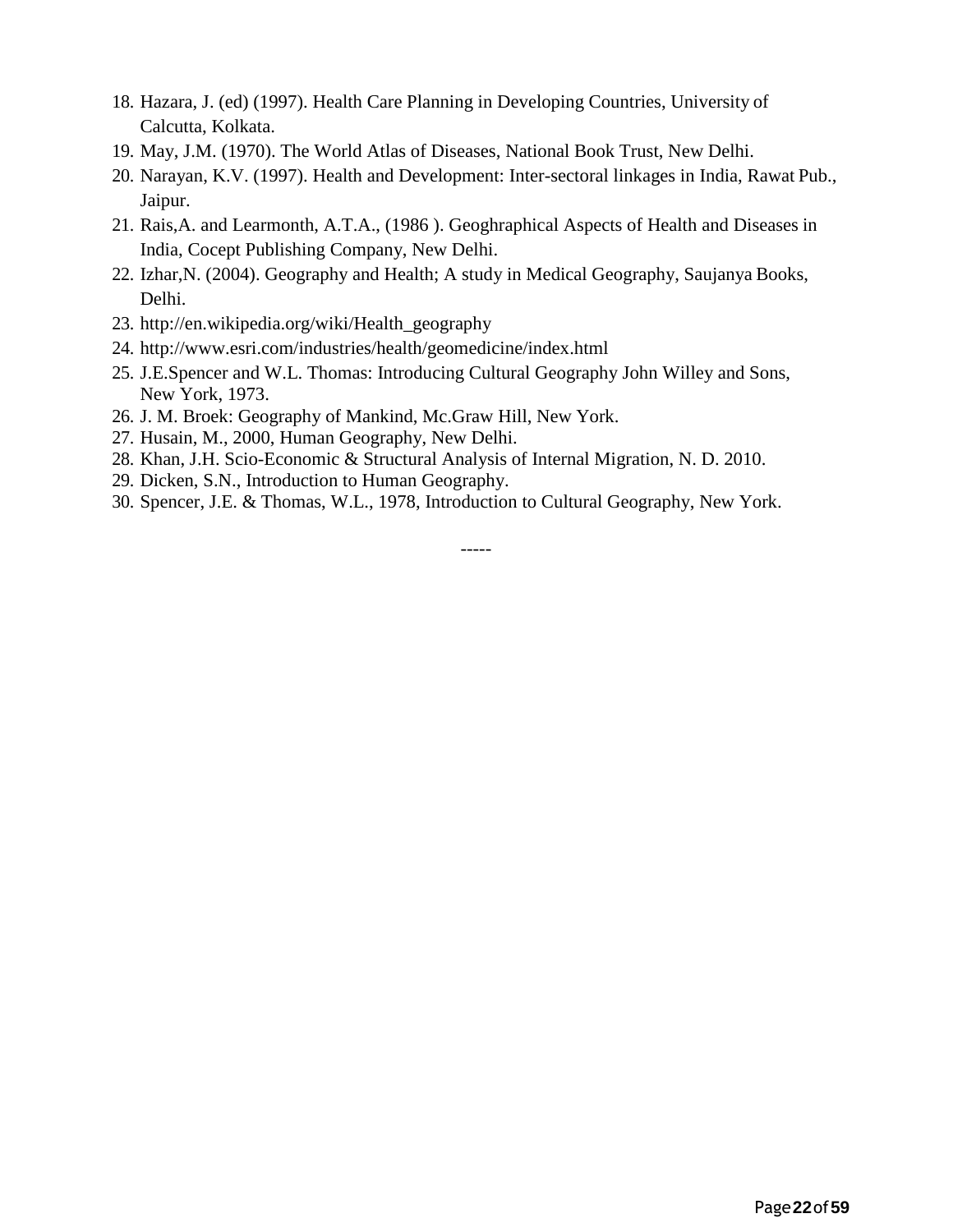18. Hazara, J. (ed) (1997). Health Care Planning in Developing Countries, University of Calcutta, Kolkata.
19. May, J.M. (1970). The World Atlas of Diseases, National Book Trust, New Delhi.
20. Narayan, K.V. (1997). Health and Development: Inter-sectoral linkages in India, Rawat Pub., Jaipur.
21. Rais,A. and Learmonth, A.T.A., (1986 ). Geoghraphical Aspects of Health and Diseases in India, Cocept Publishing Company, New Delhi.
22. Izhar,N. (2004). Geography and Health; A study in Medical Geography, Saujanya Books, Delhi.
23. http://en.wikipedia.org/wiki/Health_geography
24. http://www.esri.com/industries/health/geomedicine/index.html
25. J.E.Spencer and W.L. Thomas: Introducing Cultural Geography John Willey and Sons, New York, 1973.
26. J. M. Broek: Geography of Mankind, Mc.Graw Hill, New York.
27. Husain, M., 2000, Human Geography, New Delhi.
28. Khan, J.H. Scio-Economic & Structural Analysis of Internal Migration, N. D. 2010.
29. Dicken, S.N., Introduction to Human Geography.
30. Spencer, J.E. & Thomas, W.L., 1978, Introduction to Cultural Geography, New York.

-----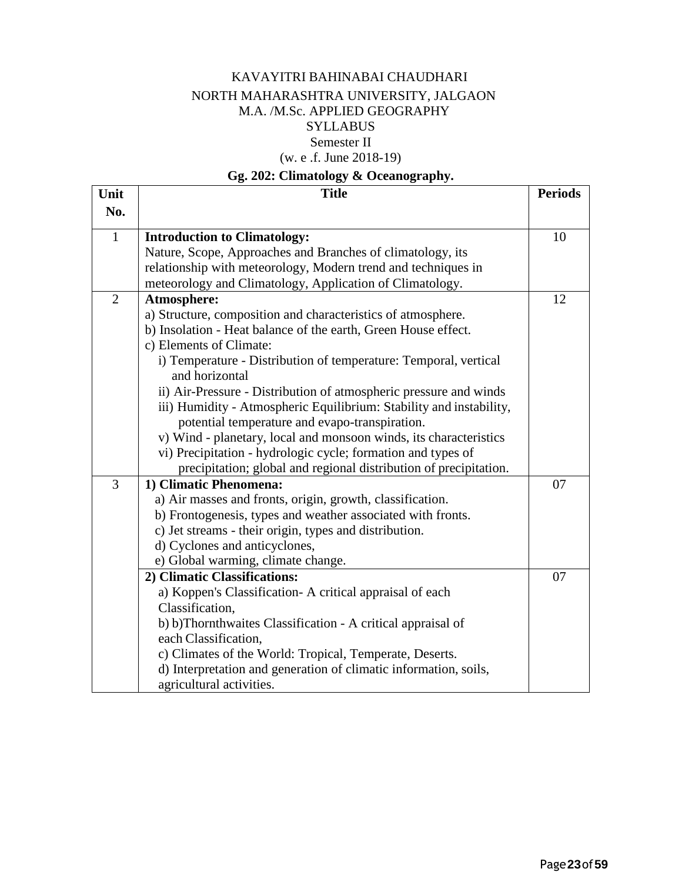KAVAYITRI BAHINABAI CHAUDHARI

NORTH MAHARASHTRA UNIVERSITY, JALGAON

M.A. /M.Sc. APPLIED GEOGRAPHY

SYLLABUS

Semester II

(w. e .f. June 2018-19)

## Gg. 202: Climatology & Oceanography.

| Unit No. | Title | Periods |
|---|---|---|
| 1 | **Introduction to Climatology:**<br>Nature, Scope, Approaches and Branches of climatology, its relationship with meteorology, Modern trend and techniques in meteorology and Climatology, Application of Climatology. | 10 |
| 2 | **Atmosphere:**<br>a) Structure, composition and characteristics of atmosphere.<br>b) Insolation - Heat balance of the earth, Green House effect.<br>c) Elements of Climate:<br>i) Temperature - Distribution of temperature: Temporal, vertical and horizontal<br>ii) Air-Pressure - Distribution of atmospheric pressure and winds<br>iii) Humidity - Atmospheric Equilibrium: Stability and instability, potential temperature and evapo-transpiration.<br>v) Wind - planetary, local and monsoon winds, its characteristics<br>vi) Precipitation - hydrologic cycle; formation and types of precipitation; global and regional distribution of precipitation. | 12 |
| 3 | **1) Climatic Phenomena:**<br>a) Air masses and fronts, origin, growth, classification.<br>b) Frontogenesis, types and weather associated with fronts.<br>c) Jet streams - their origin, types and distribution.<br>d) Cyclones and anticyclones,<br>e) Global warming, climate change. | 07 |
| | **2) Climatic Classifications:**<br>a) Koppen's Classification- A critical appraisal of each Classification,<br>b) b)Thornthwaites Classification - A critical appraisal of each Classification,<br>c) Climates of the World: Tropical, Temperate, Deserts.<br>d) Interpretation and generation of climatic information, soils, agricultural activities. | 07 |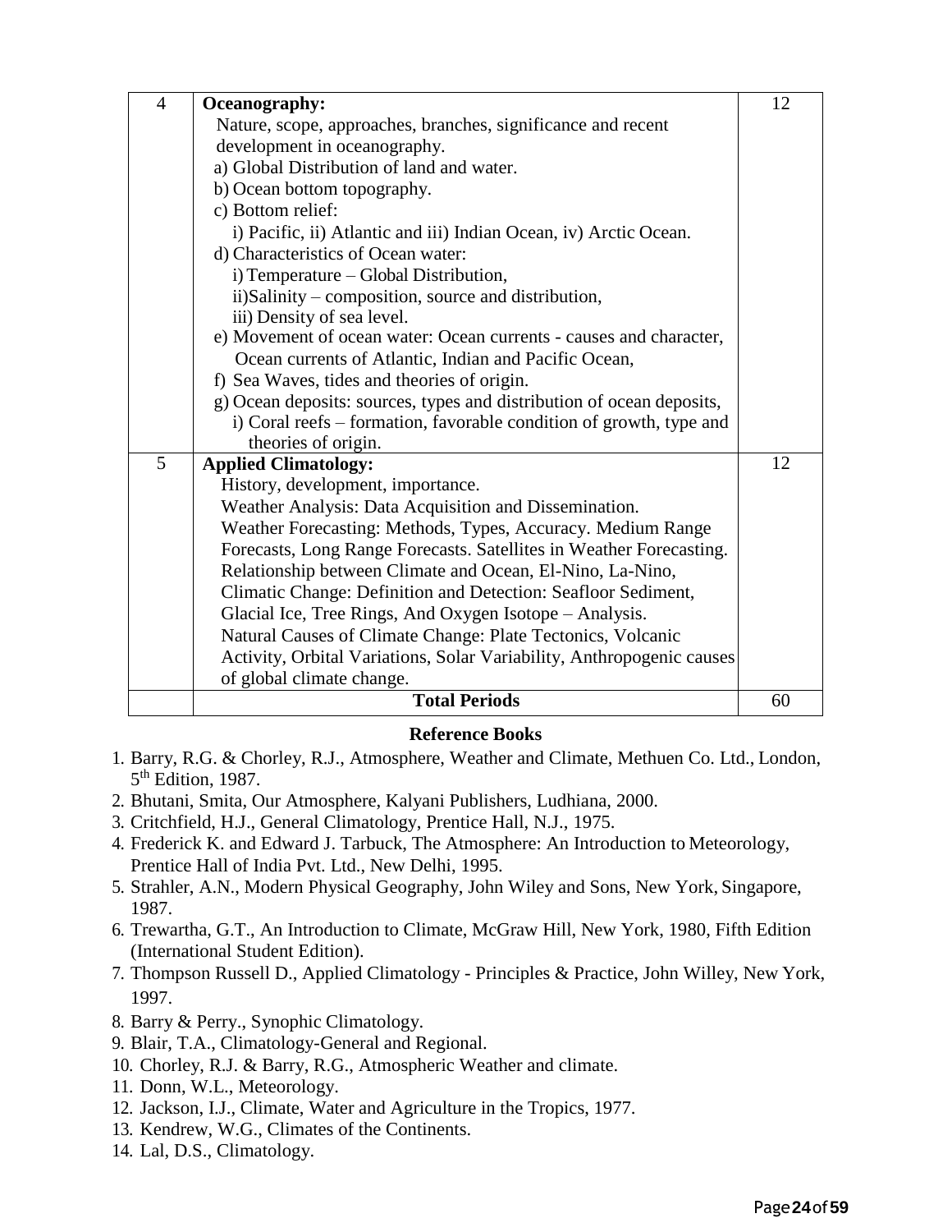| | | |
|---|---|---|
| 4 | **Oceanography:**<br>Nature, scope, approaches, branches, significance and recent development in oceanography.<br>a) Global Distribution of land and water.<br>b) Ocean bottom topography.<br>c) Bottom relief:<br>i) Pacific, ii) Atlantic and iii) Indian Ocean, iv) Arctic Ocean.<br>d) Characteristics of Ocean water:<br>i) Temperature – Global Distribution,<br>ii)Salinity – composition, source and distribution,<br>iii) Density of sea level.<br>e) Movement of ocean water: Ocean currents - causes and character, Ocean currents of Atlantic, Indian and Pacific Ocean,<br>f) Sea Waves, tides and theories of origin.<br>g) Ocean deposits: sources, types and distribution of ocean deposits,<br>i) Coral reefs – formation, favorable condition of growth, type and theories of origin. | 12 |
| 5 | **Applied Climatology:**<br>History, development, importance.<br>Weather Analysis: Data Acquisition and Dissemination.<br>Weather Forecasting: Methods, Types, Accuracy. Medium Range Forecasts, Long Range Forecasts. Satellites in Weather Forecasting.<br>Relationship between Climate and Ocean, El-Nino, La-Nino,<br>Climatic Change: Definition and Detection: Seafloor Sediment, Glacial Ice, Tree Rings, And Oxygen Isotope – Analysis.<br>Natural Causes of Climate Change: Plate Tectonics, Volcanic Activity, Orbital Variations, Solar Variability, Anthropogenic causes of global climate change. | 12 |
| | **Total Periods** | 60 |

**Reference Books**

1. Barry, R.G. & Chorley, R.J., Atmosphere, Weather and Climate, Methuen Co. Ltd., London, 5th Edition, 1987.
2. Bhutani, Smita, Our Atmosphere, Kalyani Publishers, Ludhiana, 2000.
3. Critchfield, H.J., General Climatology, Prentice Hall, N.J., 1975.
4. Frederick K. and Edward J. Tarbuck, The Atmosphere: An Introduction to Meteorology, Prentice Hall of India Pvt. Ltd., New Delhi, 1995.
5. Strahler, A.N., Modern Physical Geography, John Wiley and Sons, New York, Singapore, 1987.
6. Trewartha, G.T., An Introduction to Climate, McGraw Hill, New York, 1980, Fifth Edition (International Student Edition).
7. Thompson Russell D., Applied Climatology - Principles & Practice, John Willey, New York, 1997.
8. Barry & Perry., Synophic Climatology.
9. Blair, T.A., Climatology-General and Regional.
10. Chorley, R.J. & Barry, R.G., Atmospheric Weather and climate.
11. Donn, W.L., Meteorology.
12. Jackson, I.J., Climate, Water and Agriculture in the Tropics, 1977.
13. Kendrew, W.G., Climates of the Continents.
14. Lal, D.S., Climatology.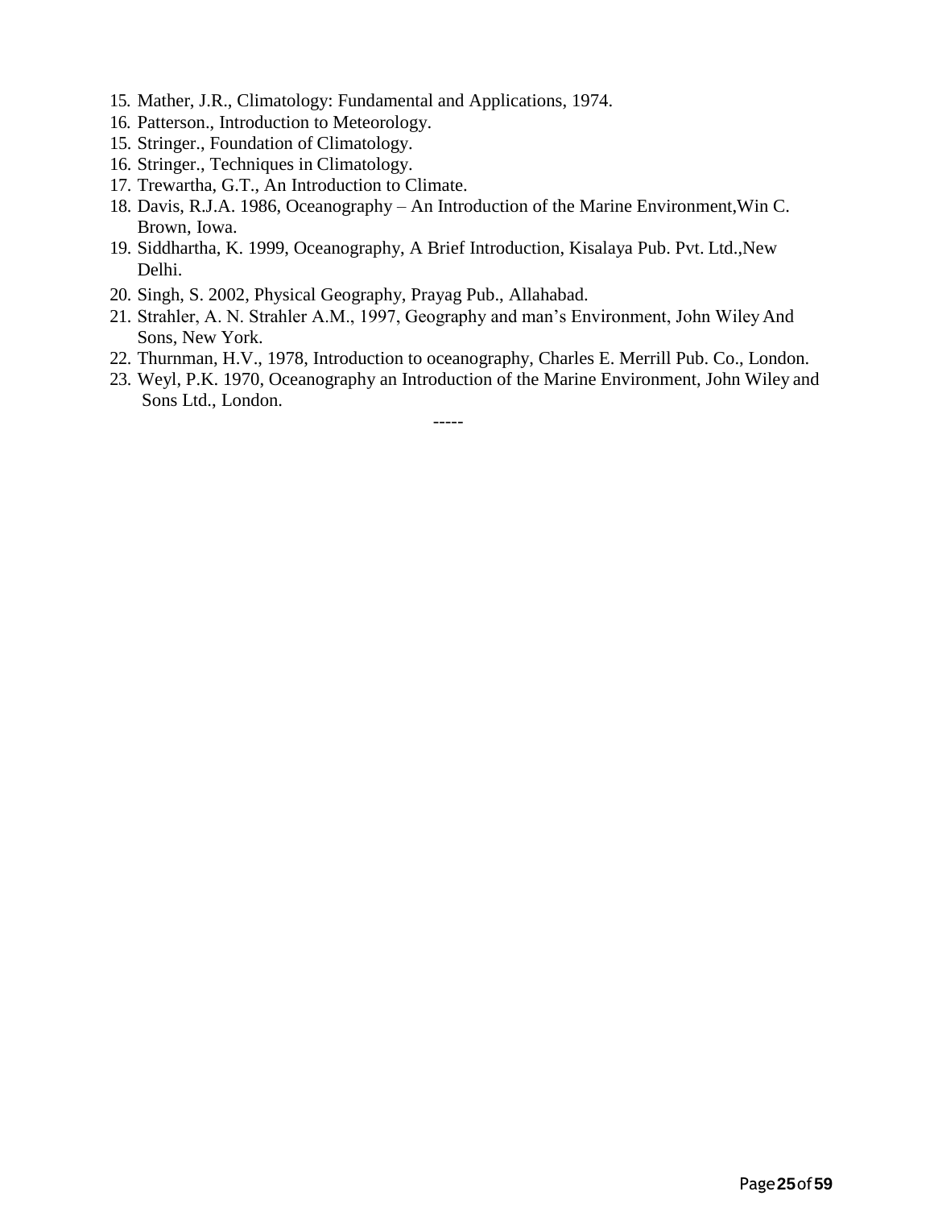15. Mather, J.R., Climatology: Fundamental and Applications, 1974.
16. Patterson., Introduction to Meteorology.
15. Stringer., Foundation of Climatology.
16. Stringer., Techniques in Climatology.
17. Trewartha, G.T., An Introduction to Climate.
18. Davis, R.J.A. 1986, Oceanography – An Introduction of the Marine Environment,Win C. Brown, Iowa.
19. Siddhartha, K. 1999, Oceanography, A Brief Introduction, Kisalaya Pub. Pvt. Ltd.,New Delhi.
20. Singh, S. 2002, Physical Geography, Prayag Pub., Allahabad.
21. Strahler, A. N. Strahler A.M., 1997, Geography and man's Environment, John Wiley And Sons, New York.
22. Thurnman, H.V., 1978, Introduction to oceanography, Charles E. Merrill Pub. Co., London.
23. Weyl, P.K. 1970, Oceanography an Introduction of the Marine Environment, John Wiley and Sons Ltd., London.

-----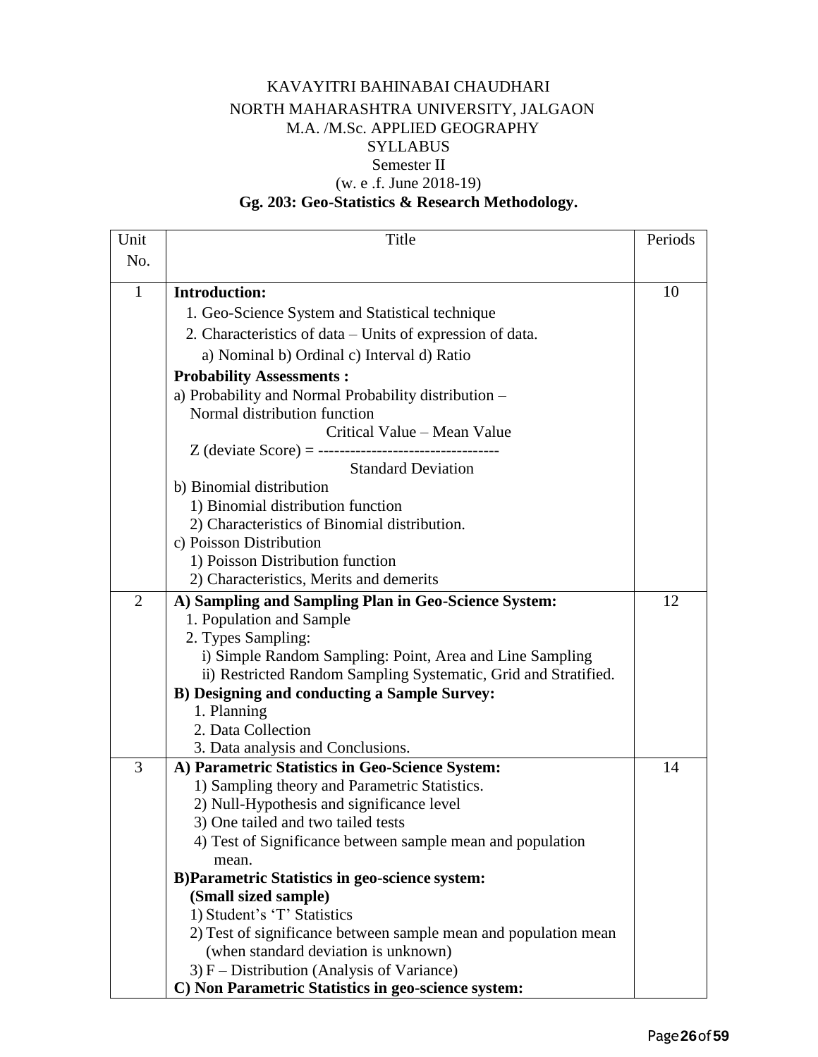KAVAYITRI BAHINABAI CHAUDHARI

NORTH MAHARASHTRA UNIVERSITY, JALGAON

M.A. /M.Sc. APPLIED GEOGRAPHY

SYLLABUS

Semester II

(w. e .f. June 2018-19)

**Gg. 203: Geo-Statistics & Research Methodology.**

| Unit No. | Title | Periods |
|---|---|---|
| 1 | **Introduction:**<br>1. Geo-Science System and Statistical technique<br>2. Characteristics of data – Units of expression of data.<br>a) Nominal b) Ordinal c) Interval d) Ratio<br>**Probability Assessments :**<br>a) Probability and Normal Probability distribution – Normal distribution function<br>$\text{Z (deviate Score)} = \dfrac{\text{Critical Value – Mean Value}}{\text{Standard Deviation}}$<br>b) Binomial distribution<br>1) Binomial distribution function<br>2) Characteristics of Binomial distribution.<br>c) Poisson Distribution<br>1) Poisson Distribution function<br>2) Characteristics, Merits and demerits | 10 |
| 2 | **A) Sampling and Sampling Plan in Geo-Science System:**<br>1. Population and Sample<br>2. Types Sampling:<br>i) Simple Random Sampling: Point, Area and Line Sampling<br>ii) Restricted Random Sampling Systematic, Grid and Stratified.<br>**B) Designing and conducting a Sample Survey:**<br>1. Planning<br>2. Data Collection<br>3. Data analysis and Conclusions. | 12 |
| 3 | **A) Parametric Statistics in Geo-Science System:**<br>1) Sampling theory and Parametric Statistics.<br>2) Null-Hypothesis and significance level<br>3) One tailed and two tailed tests<br>4) Test of Significance between sample mean and population mean.<br>**B)Parametric Statistics in geo-science system: (Small sized sample)**<br>1) Student's 'T' Statistics<br>2) Test of significance between sample mean and population mean (when standard deviation is unknown)<br>3) F – Distribution (Analysis of Variance)<br>**C) Non Parametric Statistics in geo-science system:** | 14 |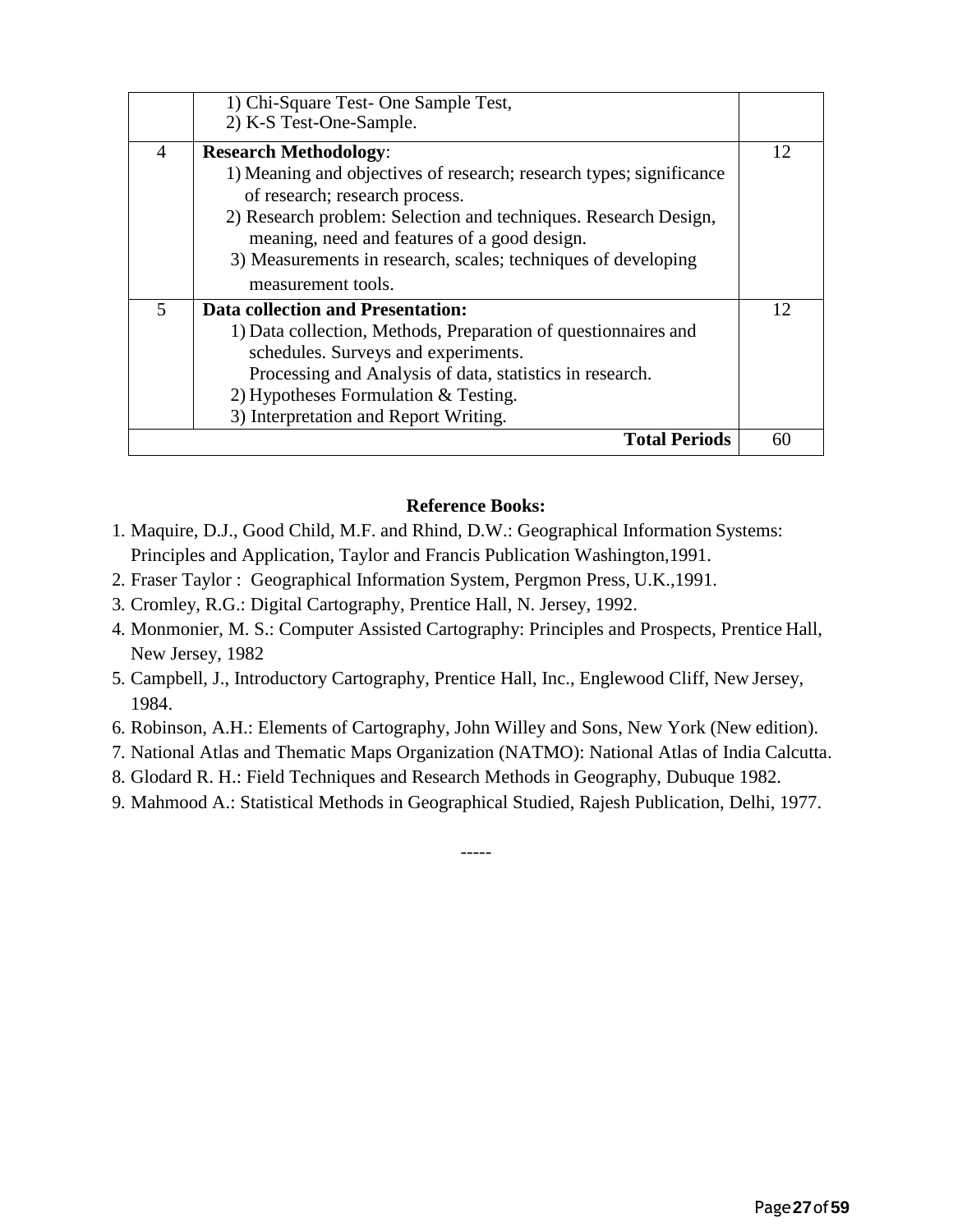| | | |
|---|---|---|
| | 1) Chi-Square Test- One Sample Test,<br>2) K-S Test-One-Sample. | |
| 4 | **Research Methodology**:<br>1) Meaning and objectives of research; research types; significance of research; research process.<br>2) Research problem: Selection and techniques. Research Design, meaning, need and features of a good design.<br>3) Measurements in research, scales; techniques of developing measurement tools. | 12 |
| 5 | **Data collection and Presentation:**<br>1) Data collection, Methods, Preparation of questionnaires and schedules. Surveys and experiments.<br>Processing and Analysis of data, statistics in research.<br>2) Hypotheses Formulation & Testing.<br>3) Interpretation and Report Writing. | 12 |
| | **Total Periods** | 60 |

**Reference Books:**

1. Maquire, D.J., Good Child, M.F. and Rhind, D.W.: Geographical Information Systems: Principles and Application, Taylor and Francis Publication Washington,1991.
2. Fraser Taylor : Geographical Information System, Pergmon Press, U.K.,1991.
3. Cromley, R.G.: Digital Cartography, Prentice Hall, N. Jersey, 1992.
4. Monmonier, M. S.: Computer Assisted Cartography: Principles and Prospects, Prentice Hall, New Jersey, 1982
5. Campbell, J., Introductory Cartography, Prentice Hall, Inc., Englewood Cliff, New Jersey, 1984.
6. Robinson, A.H.: Elements of Cartography, John Willey and Sons, New York (New edition).
7. National Atlas and Thematic Maps Organization (NATMO): National Atlas of India Calcutta.
8. Glodard R. H.: Field Techniques and Research Methods in Geography, Dubuque 1982.
9. Mahmood A.: Statistical Methods in Geographical Studied, Rajesh Publication, Delhi, 1977.

-----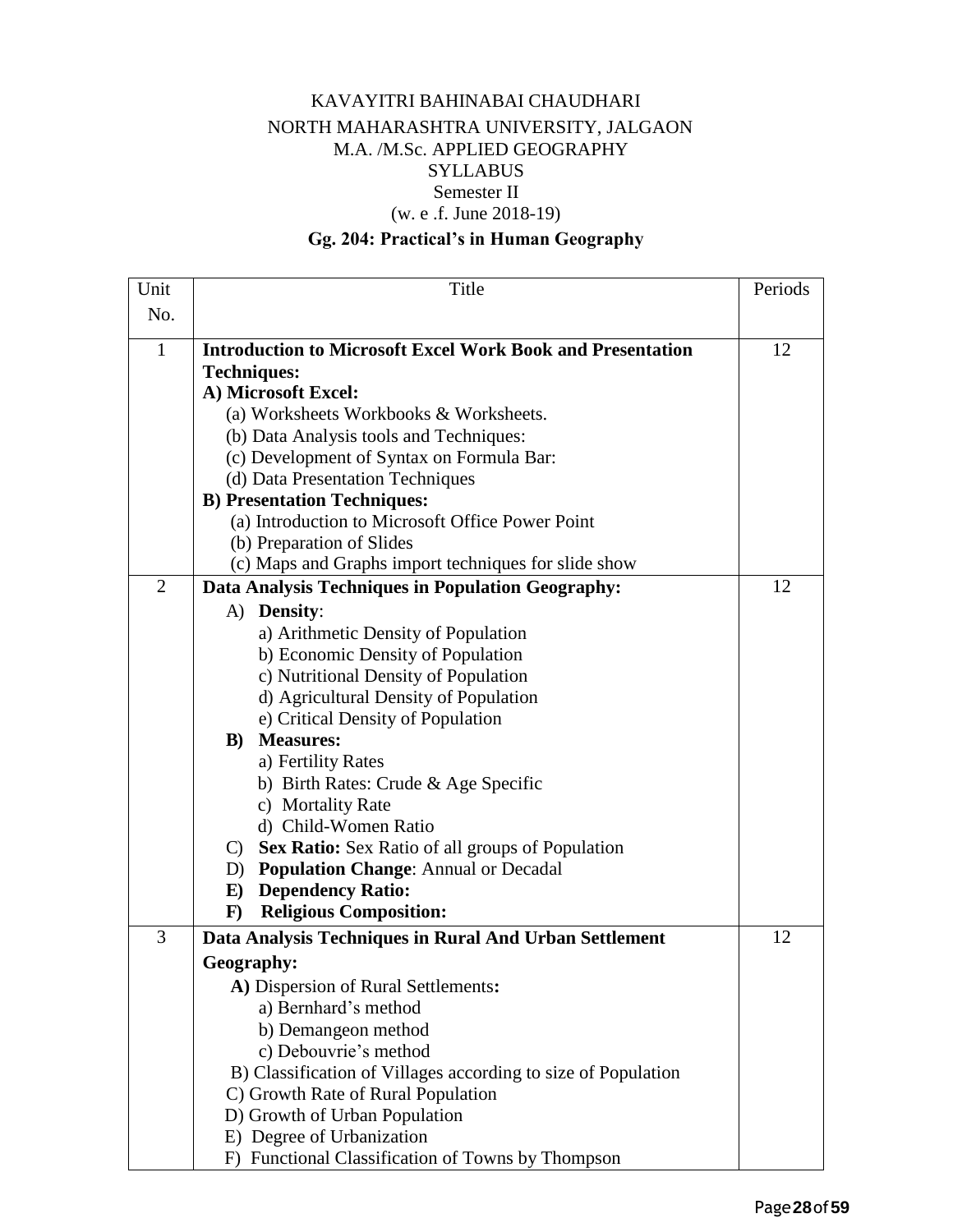KAVAYITRI BAHINABAI CHAUDHARI
NORTH MAHARASHTRA UNIVERSITY, JALGAON
M.A. /M.Sc. APPLIED GEOGRAPHY
SYLLABUS
Semester II
(w. e .f. June 2018-19)

**Gg. 204: Practical's in Human Geography**

| Unit No. | Title | Periods |
|---|---|---|
| 1 | **Introduction to Microsoft Excel Work Book and Presentation Techniques:**<br>**A) Microsoft Excel:**<br>(a) Worksheets Workbooks & Worksheets.<br>(b) Data Analysis tools and Techniques:<br>(c) Development of Syntax on Formula Bar:<br>(d) Data Presentation Techniques<br>**B) Presentation Techniques:**<br>(a) Introduction to Microsoft Office Power Point<br>(b) Preparation of Slides<br>(c) Maps and Graphs import techniques for slide show | 12 |
| 2 | **Data Analysis Techniques in Population Geography:**<br>A) **Density**:<br>a) Arithmetic Density of Population<br>b) Economic Density of Population<br>c) Nutritional Density of Population<br>d) Agricultural Density of Population<br>e) Critical Density of Population<br>**B) Measures:**<br>a) Fertility Rates<br>b) Birth Rates: Crude & Age Specific<br>c) Mortality Rate<br>d) Child-Women Ratio<br>C) **Sex Ratio:** Sex Ratio of all groups of Population<br>D) **Population Change**: Annual or Decadal<br>**E) Dependency Ratio:**<br>**F) Religious Composition:** | 12 |
| 3 | **Data Analysis Techniques in Rural And Urban Settlement Geography:**<br>**A)** Dispersion of Rural Settlements**:**<br>a) Bernhard's method<br>b) Demangeon method<br>c) Debouvrie's method<br>B) Classification of Villages according to size of Population<br>C) Growth Rate of Rural Population<br>D) Growth of Urban Population<br>E) Degree of Urbanization<br>F) Functional Classification of Towns by Thompson | 12 |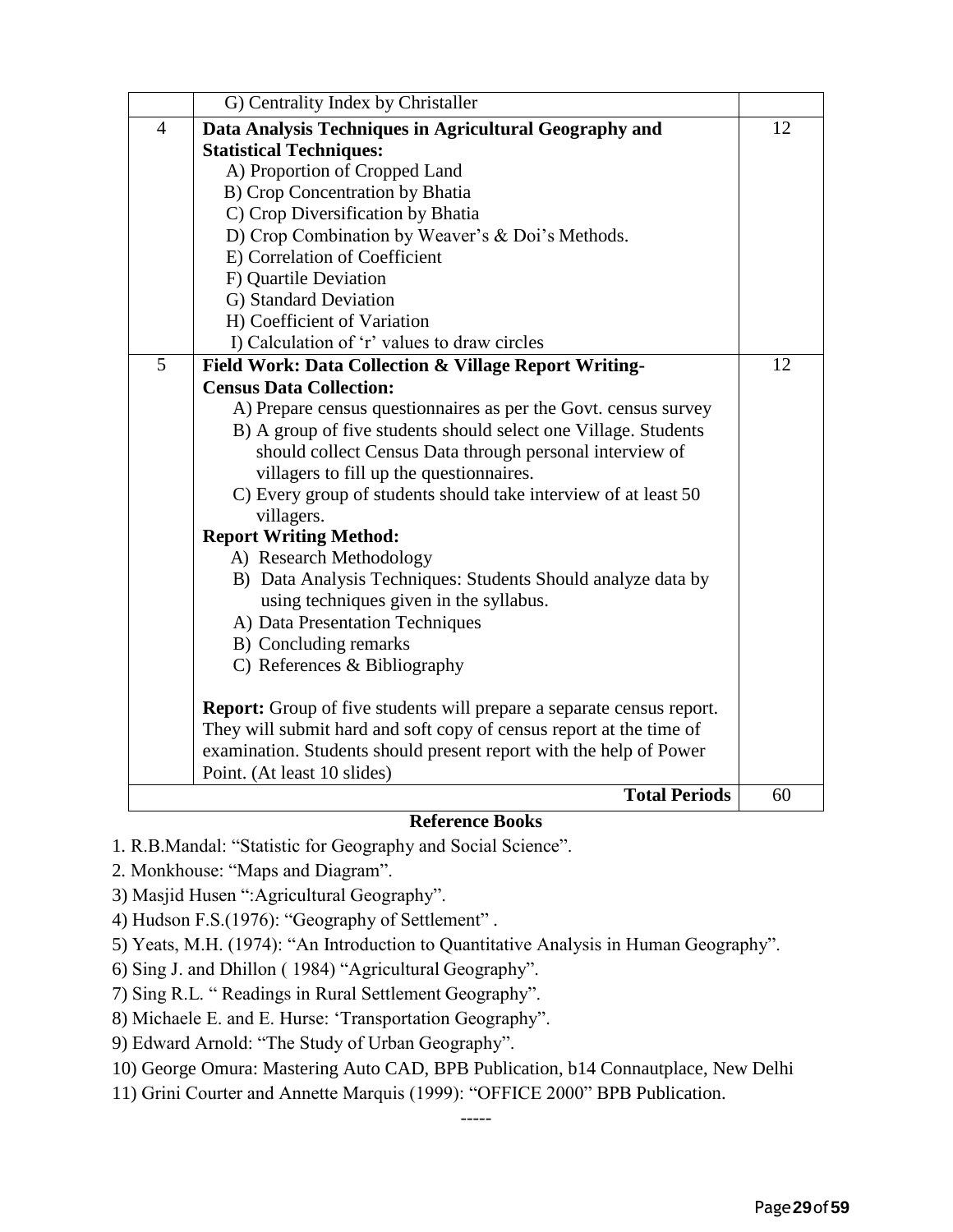|  |  |  |
|---|---|---|
|  | G) Centrality Index by Christaller |  |
| 4 | **Data Analysis Techniques in Agricultural Geography and Statistical Techniques:**<br>A) Proportion of Cropped Land<br>B) Crop Concentration by Bhatia<br>C) Crop Diversification by Bhatia<br>D) Crop Combination by Weaver's & Doi's Methods.<br>E) Correlation of Coefficient<br>F) Quartile Deviation<br>G) Standard Deviation<br>H) Coefficient of Variation<br>I) Calculation of 'r' values to draw circles | 12 |
| 5 | **Field Work: Data Collection & Village Report Writing-**<br>**Census Data Collection:**<br>A) Prepare census questionnaires as per the Govt. census survey<br>B) A group of five students should select one Village. Students should collect Census Data through personal interview of villagers to fill up the questionnaires.<br>C) Every group of students should take interview of at least 50 villagers.<br>**Report Writing Method:**<br>A) Research Methodology<br>B) Data Analysis Techniques: Students Should analyze data by using techniques given in the syllabus.<br>A) Data Presentation Techniques<br>B) Concluding remarks<br>C) References & Bibliography<br><br>**Report:** Group of five students will prepare a separate census report. They will submit hard and soft copy of census report at the time of examination. Students should present report with the help of Power Point. (At least 10 slides) | 12 |
|  | **Total Periods** | 60 |

**Reference Books**

1. R.B.Mandal: "Statistic for Geography and Social Science".
2. Monkhouse: "Maps and Diagram".
3) Masjid Husen ":Agricultural Geography".
4) Hudson F.S.(1976): "Geography of Settlement" .
5) Yeats, M.H. (1974): "An Introduction to Quantitative Analysis in Human Geography".
6) Sing J. and Dhillon ( 1984) "Agricultural Geography".
7) Sing R.L. " Readings in Rural Settlement Geography".
8) Michaele E. and E. Hurse: 'Transportation Geography".
9) Edward Arnold: "The Study of Urban Geography".
10) George Omura: Mastering Auto CAD, BPB Publication, b14 Connautplace, New Delhi
11) Grini Courter and Annette Marquis (1999): "OFFICE 2000" BPB Publication.

-----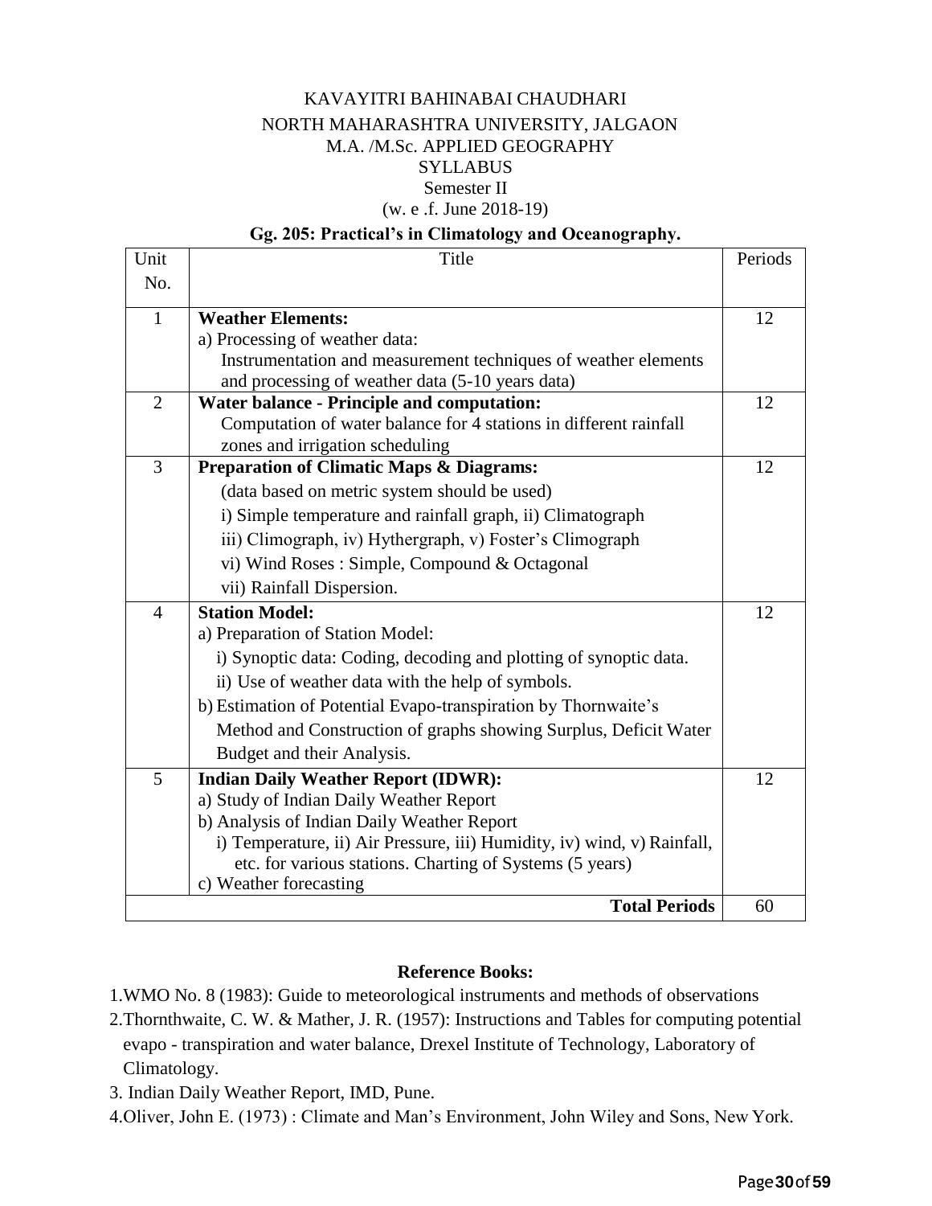KAVAYITRI BAHINABAI CHAUDHARI

NORTH MAHARASHTRA UNIVERSITY, JALGAON

M.A. /M.Sc. APPLIED GEOGRAPHY

SYLLABUS

Semester II

(w. e .f. June 2018-19)

### Gg. 205: Practical's in Climatology and Oceanography.

| Unit No. | Title | Periods |
|---|---|---|
| 1 | **Weather Elements:**<br>a) Processing of weather data:<br>Instrumentation and measurement techniques of weather elements and processing of weather data (5-10 years data) | 12 |
| 2 | **Water balance - Principle and computation:**<br>Computation of water balance for 4 stations in different rainfall zones and irrigation scheduling | 12 |
| 3 | **Preparation of Climatic Maps & Diagrams:**<br>(data based on metric system should be used)<br>i) Simple temperature and rainfall graph, ii) Climatograph<br>iii) Climograph, iv) Hythergraph, v) Foster's Climograph<br>vi) Wind Roses : Simple, Compound & Octagonal<br>vii) Rainfall Dispersion. | 12 |
| 4 | **Station Model:**<br>a) Preparation of Station Model:<br>i) Synoptic data: Coding, decoding and plotting of synoptic data.<br>ii) Use of weather data with the help of symbols.<br>b) Estimation of Potential Evapo-transpiration by Thornwaite's Method and Construction of graphs showing Surplus, Deficit Water Budget and their Analysis. | 12 |
| 5 | **Indian Daily Weather Report (IDWR):**<br>a) Study of Indian Daily Weather Report<br>b) Analysis of Indian Daily Weather Report<br>i) Temperature, ii) Air Pressure, iii) Humidity, iv) wind, v) Rainfall, etc. for various stations. Charting of Systems (5 years)<br>c) Weather forecasting | 12 |
| | **Total Periods** | 60 |

### Reference Books:

1. WMO No. 8 (1983): Guide to meteorological instruments and methods of observations
2. Thornthwaite, C. W. & Mather, J. R. (1957): Instructions and Tables for computing potential evapo - transpiration and water balance, Drexel Institute of Technology, Laboratory of Climatology.
3. Indian Daily Weather Report, IMD, Pune.
4. Oliver, John E. (1973) : Climate and Man's Environment, John Wiley and Sons, New York.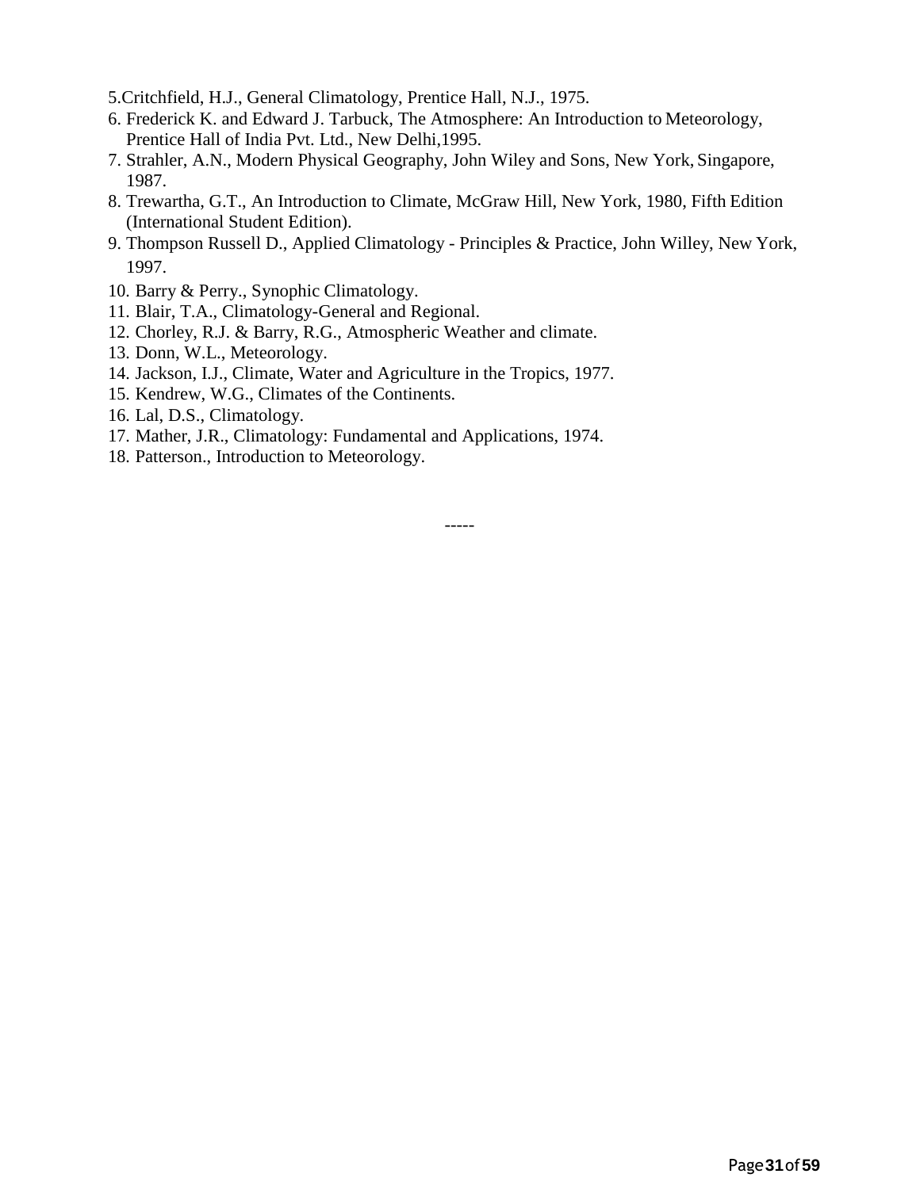5. Critchfield, H.J., General Climatology, Prentice Hall, N.J., 1975.
6. Frederick K. and Edward J. Tarbuck, The Atmosphere: An Introduction to Meteorology, Prentice Hall of India Pvt. Ltd., New Delhi,1995.
7. Strahler, A.N., Modern Physical Geography, John Wiley and Sons, New York, Singapore, 1987.
8. Trewartha, G.T., An Introduction to Climate, McGraw Hill, New York, 1980, Fifth Edition (International Student Edition).
9. Thompson Russell D., Applied Climatology - Principles & Practice, John Willey, New York, 1997.
10. Barry & Perry., Synophic Climatology.
11. Blair, T.A., Climatology-General and Regional.
12. Chorley, R.J. & Barry, R.G., Atmospheric Weather and climate.
13. Donn, W.L., Meteorology.
14. Jackson, I.J., Climate, Water and Agriculture in the Tropics, 1977.
15. Kendrew, W.G., Climates of the Continents.
16. Lal, D.S., Climatology.
17. Mather, J.R., Climatology: Fundamental and Applications, 1974.
18. Patterson., Introduction to Meteorology.

-----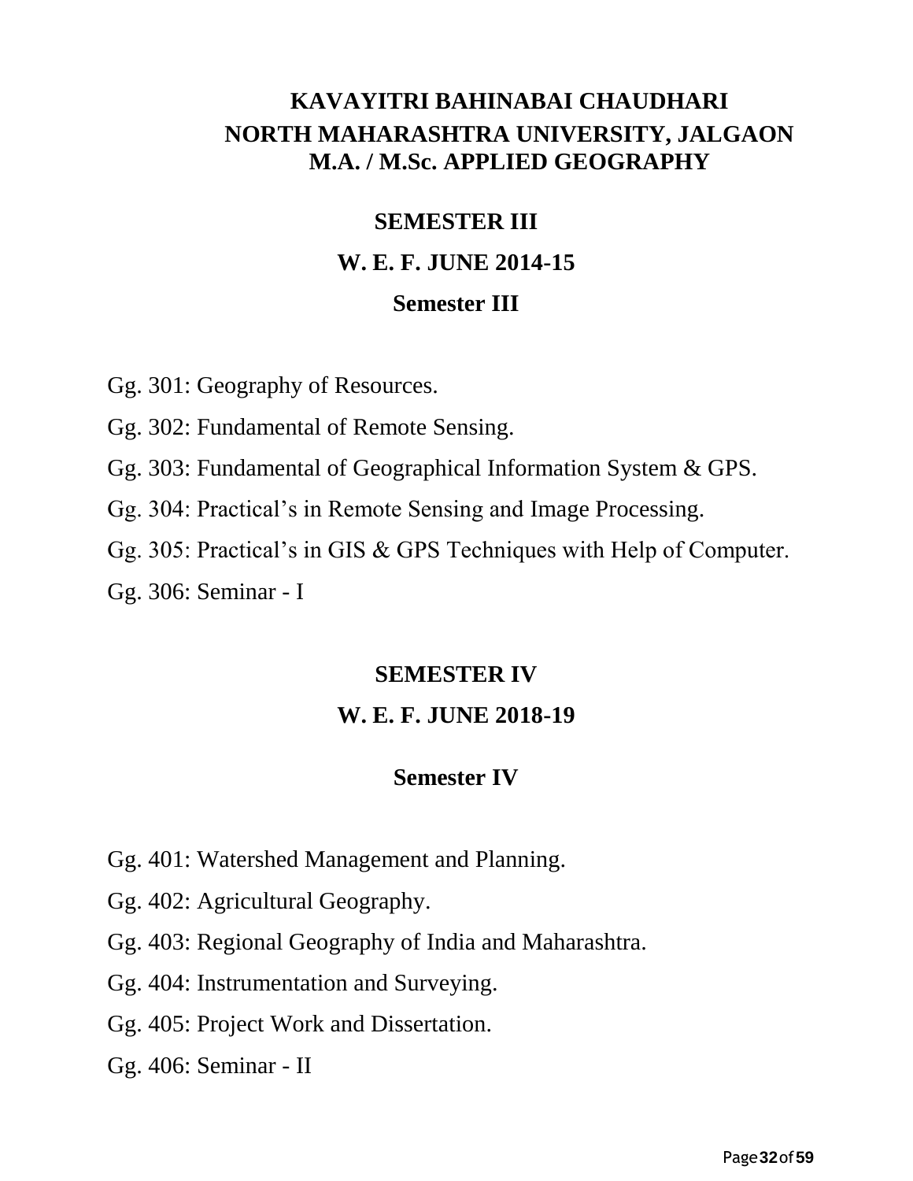# KAVAYITRI BAHINABAI CHAUDHARI NORTH MAHARASHTRA UNIVERSITY, JALGAON

## M.A. / M.Sc. APPLIED GEOGRAPHY

## SEMESTER III

### W. E. F. JUNE 2014-15

### Semester III

Gg. 301: Geography of Resources.

Gg. 302: Fundamental of Remote Sensing.

Gg. 303: Fundamental of Geographical Information System & GPS.

Gg. 304: Practical's in Remote Sensing and Image Processing.

Gg. 305: Practical's in GIS & GPS Techniques with Help of Computer.

Gg. 306: Seminar - I

## SEMESTER IV

### W. E. F. JUNE 2018-19

### Semester IV

Gg. 401: Watershed Management and Planning.

Gg. 402: Agricultural Geography.

Gg. 403: Regional Geography of India and Maharashtra.

Gg. 404: Instrumentation and Surveying.

Gg. 405: Project Work and Dissertation.

Gg. 406: Seminar - II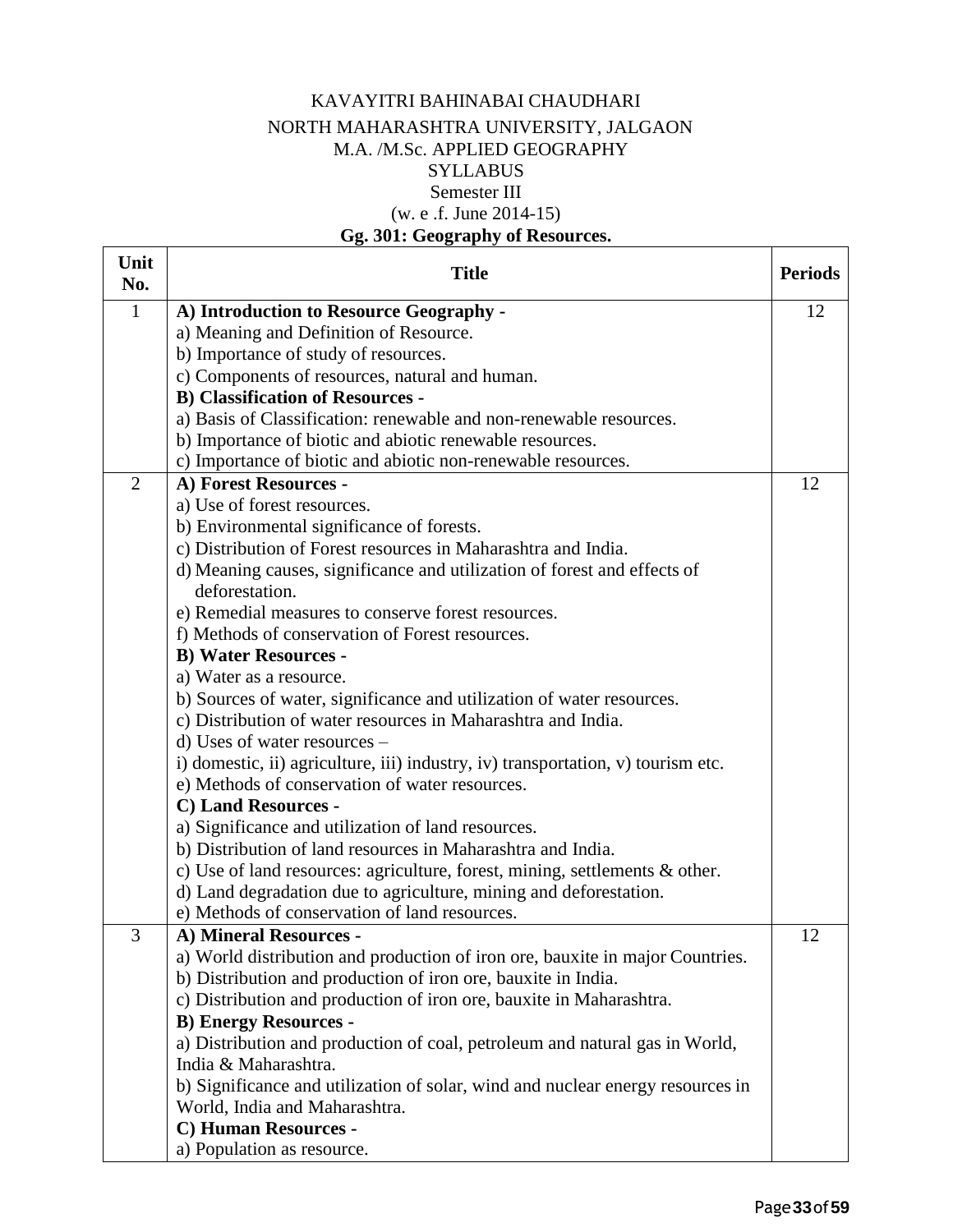KAVAYITRI BAHINABAI CHAUDHARI

NORTH MAHARASHTRA UNIVERSITY, JALGAON

M.A. /M.Sc. APPLIED GEOGRAPHY

SYLLABUS

Semester III

(w. e .f. June 2014-15)

**Gg. 301: Geography of Resources.**

| Unit No. | Title | Periods |
|---|---|---|
| 1 | **A) Introduction to Resource Geography -**<br>a) Meaning and Definition of Resource.<br>b) Importance of study of resources.<br>c) Components of resources, natural and human.<br>**B) Classification of Resources -**<br>a) Basis of Classification: renewable and non-renewable resources.<br>b) Importance of biotic and abiotic renewable resources.<br>c) Importance of biotic and abiotic non-renewable resources. | 12 |
| 2 | **A) Forest Resources -**<br>a) Use of forest resources.<br>b) Environmental significance of forests.<br>c) Distribution of Forest resources in Maharashtra and India.<br>d) Meaning causes, significance and utilization of forest and effects of deforestation.<br>e) Remedial measures to conserve forest resources.<br>f) Methods of conservation of Forest resources.<br>**B) Water Resources -**<br>a) Water as a resource.<br>b) Sources of water, significance and utilization of water resources.<br>c) Distribution of water resources in Maharashtra and India.<br>d) Uses of water resources –<br>i) domestic, ii) agriculture, iii) industry, iv) transportation, v) tourism etc.<br>e) Methods of conservation of water resources.<br>**C) Land Resources -**<br>a) Significance and utilization of land resources.<br>b) Distribution of land resources in Maharashtra and India.<br>c) Use of land resources: agriculture, forest, mining, settlements & other.<br>d) Land degradation due to agriculture, mining and deforestation.<br>e) Methods of conservation of land resources. | 12 |
| 3 | **A) Mineral Resources -**<br>a) World distribution and production of iron ore, bauxite in major Countries.<br>b) Distribution and production of iron ore, bauxite in India.<br>c) Distribution and production of iron ore, bauxite in Maharashtra.<br>**B) Energy Resources -**<br>a) Distribution and production of coal, petroleum and natural gas in World, India & Maharashtra.<br>b) Significance and utilization of solar, wind and nuclear energy resources in World, India and Maharashtra.<br>**C) Human Resources -**<br>a) Population as resource. | 12 |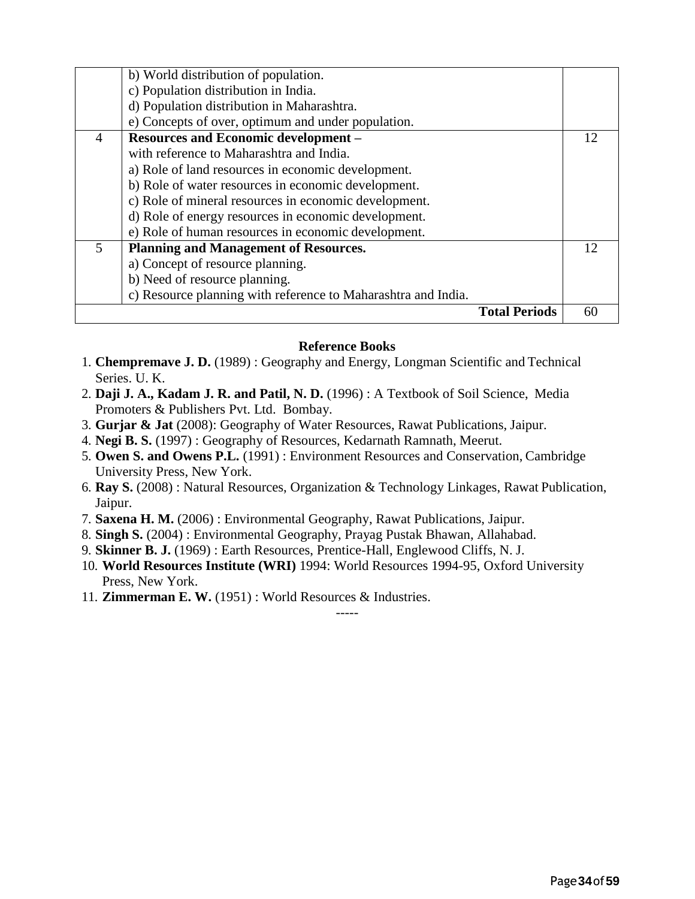| | | |
|---|---|---|
| | b) World distribution of population.<br>c) Population distribution in India.<br>d) Population distribution in Maharashtra.<br>e) Concepts of over, optimum and under population. | |
| 4 | **Resources and Economic development –**<br>with reference to Maharashtra and India.<br>a) Role of land resources in economic development.<br>b) Role of water resources in economic development.<br>c) Role of mineral resources in economic development.<br>d) Role of energy resources in economic development.<br>e) Role of human resources in economic development. | 12 |
| 5 | **Planning and Management of Resources.**<br>a) Concept of resource planning.<br>b) Need of resource planning.<br>c) Resource planning with reference to Maharashtra and India. | 12 |
| | **Total Periods** | 60 |

**Reference Books**

1. **Chempremave J. D.** (1989) : Geography and Energy, Longman Scientific and Technical Series. U. K.
2. **Daji J. A., Kadam J. R. and Patil, N. D.** (1996) : A Textbook of Soil Science, Media Promoters & Publishers Pvt. Ltd. Bombay.
3. **Gurjar & Jat** (2008): Geography of Water Resources, Rawat Publications, Jaipur.
4. **Negi B. S.** (1997) : Geography of Resources, Kedarnath Ramnath, Meerut.
5. **Owen S. and Owens P.L.** (1991) : Environment Resources and Conservation, Cambridge University Press, New York.
6. **Ray S.** (2008) : Natural Resources, Organization & Technology Linkages, Rawat Publication, Jaipur.
7. **Saxena H. M.** (2006) : Environmental Geography, Rawat Publications, Jaipur.
8. **Singh S.** (2004) : Environmental Geography, Prayag Pustak Bhawan, Allahabad.
9. **Skinner B. J.** (1969) : Earth Resources, Prentice-Hall, Englewood Cliffs, N. J.
10. **World Resources Institute (WRI)** 1994: World Resources 1994-95, Oxford University Press, New York.
11. **Zimmerman E. W.** (1951) : World Resources & Industries.

-----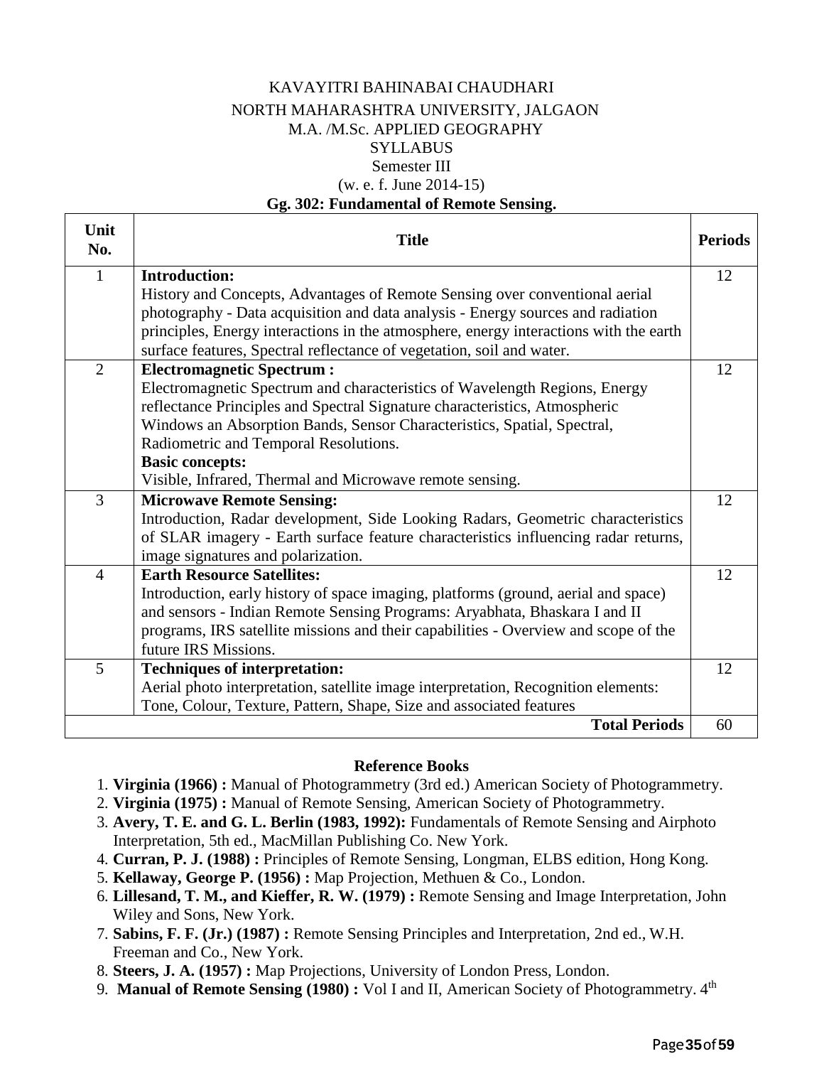KAVAYITRI BAHINABAI CHAUDHARI

NORTH MAHARASHTRA UNIVERSITY, JALGAON

M.A. /M.Sc. APPLIED GEOGRAPHY

SYLLABUS

Semester III

(w. e. f. June 2014-15)

**Gg. 302: Fundamental of Remote Sensing.**

| Unit No. | Title | Periods |
|---|---|---|
| 1 | **Introduction:** History and Concepts, Advantages of Remote Sensing over conventional aerial photography - Data acquisition and data analysis - Energy sources and radiation principles, Energy interactions in the atmosphere, energy interactions with the earth surface features, Spectral reflectance of vegetation, soil and water. | 12 |
| 2 | **Electromagnetic Spectrum :** Electromagnetic Spectrum and characteristics of Wavelength Regions, Energy reflectance Principles and Spectral Signature characteristics, Atmospheric Windows an Absorption Bands, Sensor Characteristics, Spatial, Spectral, Radiometric and Temporal Resolutions. **Basic concepts:** Visible, Infrared, Thermal and Microwave remote sensing. | 12 |
| 3 | **Microwave Remote Sensing:** Introduction, Radar development, Side Looking Radars, Geometric characteristics of SLAR imagery - Earth surface feature characteristics influencing radar returns, image signatures and polarization. | 12 |
| 4 | **Earth Resource Satellites:** Introduction, early history of space imaging, platforms (ground, aerial and space) and sensors - Indian Remote Sensing Programs: Aryabhata, Bhaskara I and II programs, IRS satellite missions and their capabilities - Overview and scope of the future IRS Missions. | 12 |
| 5 | **Techniques of interpretation:** Aerial photo interpretation, satellite image interpretation, Recognition elements: Tone, Colour, Texture, Pattern, Shape, Size and associated features | 12 |
| | **Total Periods** | 60 |

**Reference Books**

1. **Virginia (1966) :** Manual of Photogrammetry (3rd ed.) American Society of Photogrammetry.
2. **Virginia (1975) :** Manual of Remote Sensing, American Society of Photogrammetry.
3. **Avery, T. E. and G. L. Berlin (1983, 1992):** Fundamentals of Remote Sensing and Airphoto Interpretation, 5th ed., MacMillan Publishing Co. New York.
4. **Curran, P. J. (1988) :** Principles of Remote Sensing, Longman, ELBS edition, Hong Kong.
5. **Kellaway, George P. (1956) :** Map Projection, Methuen & Co., London.
6. **Lillesand, T. M., and Kieffer, R. W. (1979) :** Remote Sensing and Image Interpretation, John Wiley and Sons, New York.
7. **Sabins, F. F. (Jr.) (1987) :** Remote Sensing Principles and Interpretation, 2nd ed., W.H. Freeman and Co., New York.
8. **Steers, J. A. (1957) :** Map Projections, University of London Press, London.
9. **Manual of Remote Sensing (1980) :** Vol I and II, American Society of Photogrammetry. 4th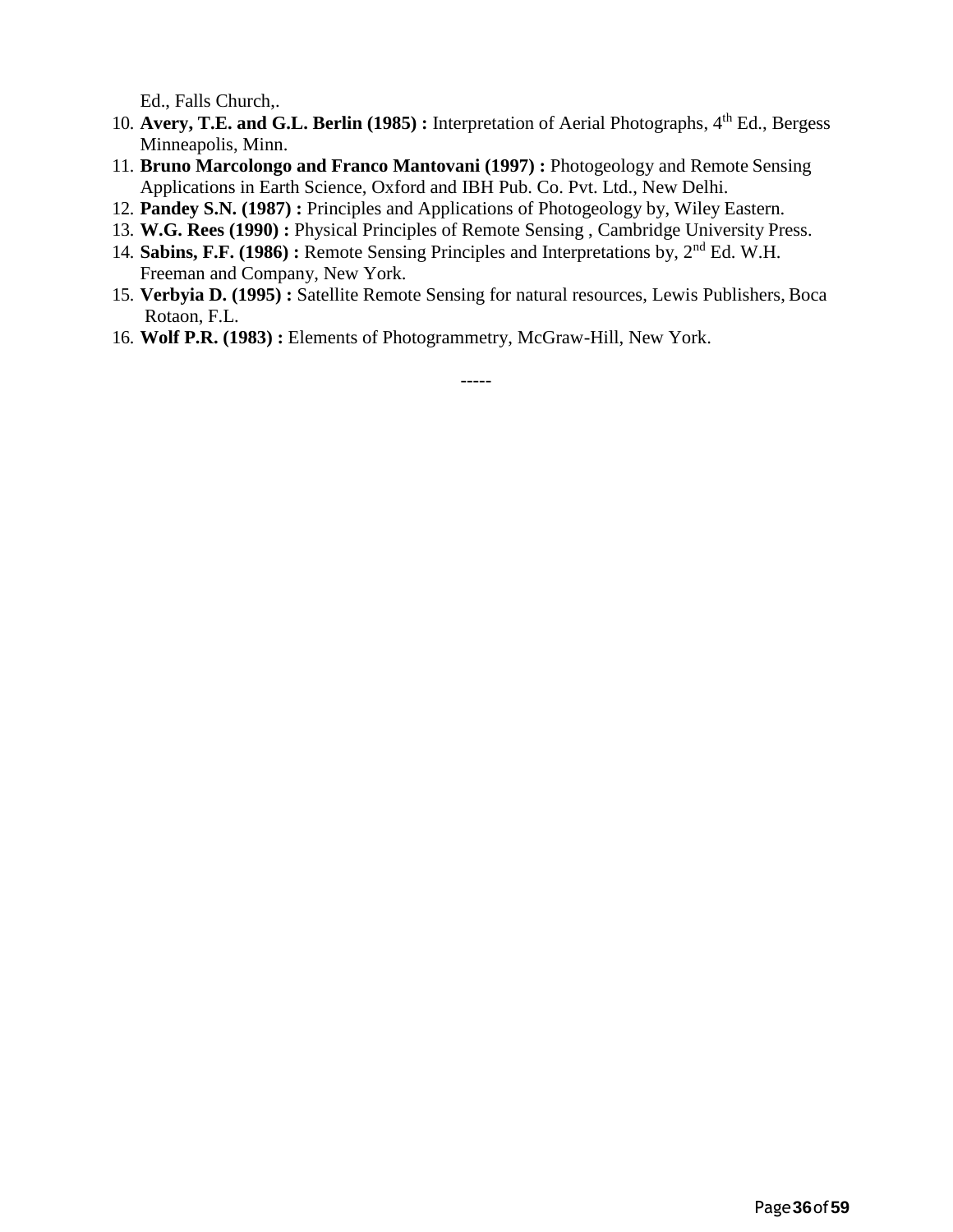Ed., Falls Church,.

10. **Avery, T.E. and G.L. Berlin (1985) :** Interpretation of Aerial Photographs, 4th Ed., Bergess Minneapolis, Minn.
11. **Bruno Marcolongo and Franco Mantovani (1997) :** Photogeology and Remote Sensing Applications in Earth Science, Oxford and IBH Pub. Co. Pvt. Ltd., New Delhi.
12. **Pandey S.N. (1987) :** Principles and Applications of Photogeology by, Wiley Eastern.
13. **W.G. Rees (1990) :** Physical Principles of Remote Sensing , Cambridge University Press.
14. **Sabins, F.F. (1986) :** Remote Sensing Principles and Interpretations by, 2nd Ed. W.H. Freeman and Company, New York.
15. **Verbyia D. (1995) :** Satellite Remote Sensing for natural resources, Lewis Publishers, Boca Rotaon, F.L.
16. **Wolf P.R. (1983) :** Elements of Photogrammetry, McGraw-Hill, New York.

-----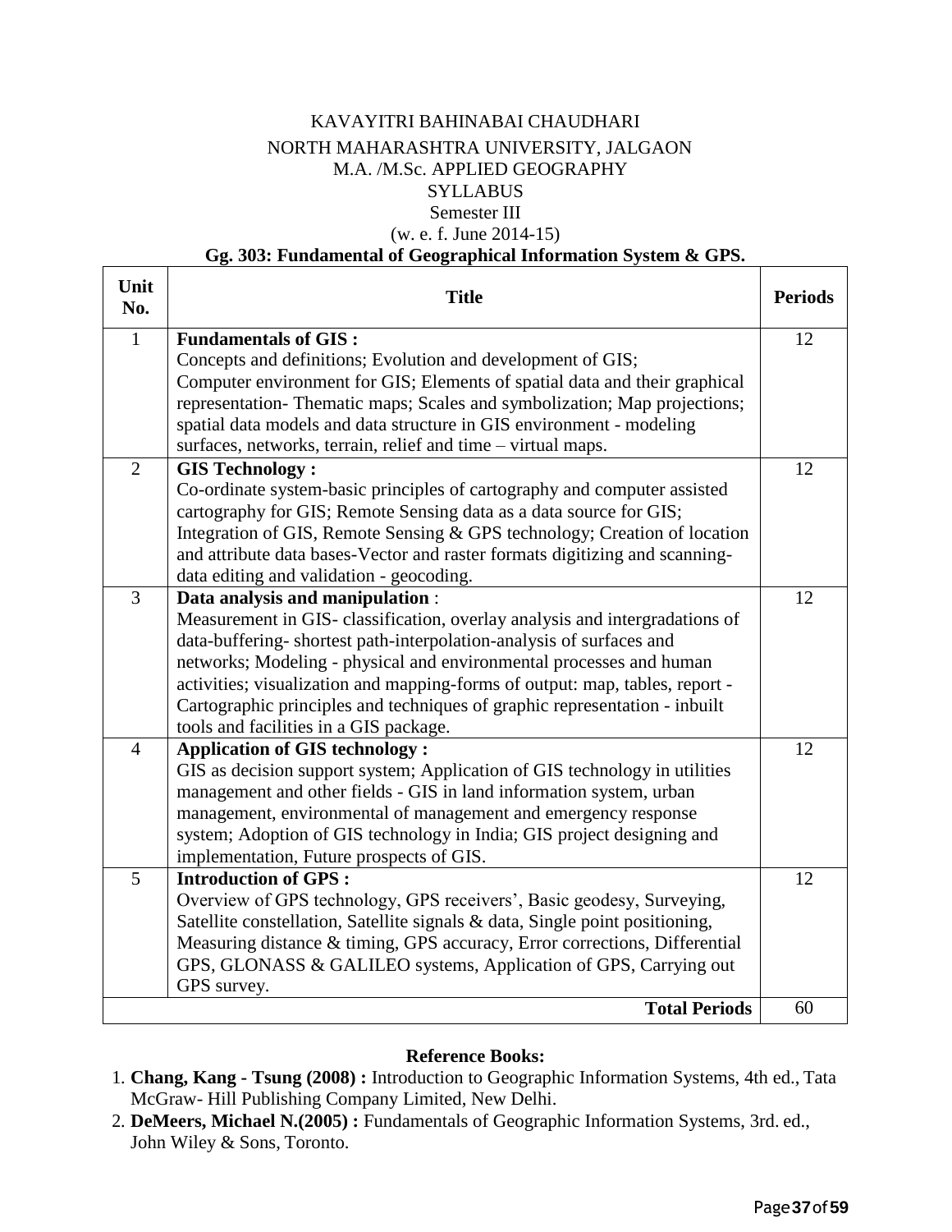KAVAYITRI BAHINABAI CHAUDHARI

NORTH MAHARASHTRA UNIVERSITY, JALGAON

M.A. /M.Sc. APPLIED GEOGRAPHY

SYLLABUS

Semester III

(w. e. f. June 2014-15)

**Gg. 303: Fundamental of Geographical Information System & GPS.**

| Unit No. | Title | Periods |
|---|---|---|
| 1 | **Fundamentals of GIS :** Concepts and definitions; Evolution and development of GIS; Computer environment for GIS; Elements of spatial data and their graphical representation- Thematic maps; Scales and symbolization; Map projections; spatial data models and data structure in GIS environment - modeling surfaces, networks, terrain, relief and time – virtual maps. | 12 |
| 2 | **GIS Technology :** Co-ordinate system-basic principles of cartography and computer assisted cartography for GIS; Remote Sensing data as a data source for GIS; Integration of GIS, Remote Sensing & GPS technology; Creation of location and attribute data bases-Vector and raster formats digitizing and scanning-data editing and validation - geocoding. | 12 |
| 3 | **Data analysis and manipulation** : Measurement in GIS- classification, overlay analysis and intergradations of data-buffering- shortest path-interpolation-analysis of surfaces and networks; Modeling - physical and environmental processes and human activities; visualization and mapping-forms of output: map, tables, report - Cartographic principles and techniques of graphic representation - inbuilt tools and facilities in a GIS package. | 12 |
| 4 | **Application of GIS technology :** GIS as decision support system; Application of GIS technology in utilities management and other fields - GIS in land information system, urban management, environmental of management and emergency response system; Adoption of GIS technology in India; GIS project designing and implementation, Future prospects of GIS. | 12 |
| 5 | **Introduction of GPS :** Overview of GPS technology, GPS receivers', Basic geodesy, Surveying, Satellite constellation, Satellite signals & data, Single point positioning, Measuring distance & timing, GPS accuracy, Error corrections, Differential GPS, GLONASS & GALILEO systems, Application of GPS, Carrying out GPS survey. | 12 |
| | **Total Periods** | 60 |

**Reference Books:**

1. **Chang, Kang - Tsung (2008) :** Introduction to Geographic Information Systems, 4th ed., Tata McGraw- Hill Publishing Company Limited, New Delhi.
2. **DeMeers, Michael N.(2005) :** Fundamentals of Geographic Information Systems, 3rd. ed., John Wiley & Sons, Toronto.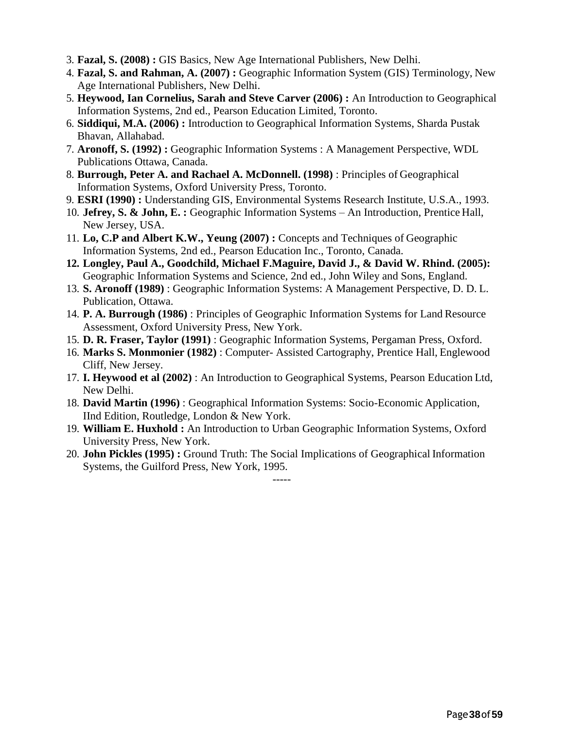3. **Fazal, S. (2008) :** GIS Basics, New Age International Publishers, New Delhi.
4. **Fazal, S. and Rahman, A. (2007) :** Geographic Information System (GIS) Terminology, New Age International Publishers, New Delhi.
5. **Heywood, Ian Cornelius, Sarah and Steve Carver (2006) :** An Introduction to Geographical Information Systems, 2nd ed., Pearson Education Limited, Toronto.
6. **Siddiqui, M.A. (2006) :** Introduction to Geographical Information Systems, Sharda Pustak Bhavan, Allahabad.
7. **Aronoff, S. (1992) :** Geographic Information Systems : A Management Perspective, WDL Publications Ottawa, Canada.
8. **Burrough, Peter A. and Rachael A. McDonnell. (1998)** : Principles of Geographical Information Systems, Oxford University Press, Toronto.
9. **ESRI (1990) :** Understanding GIS, Environmental Systems Research Institute, U.S.A., 1993.
10. **Jefrey, S. & John, E. :** Geographic Information Systems – An Introduction, Prentice Hall, New Jersey, USA.
11. **Lo, C.P and Albert K.W., Yeung (2007) :** Concepts and Techniques of Geographic Information Systems, 2nd ed., Pearson Education Inc., Toronto, Canada.
12. **Longley, Paul A., Goodchild, Michael F.Maguire, David J., & David W. Rhind. (2005):** Geographic Information Systems and Science, 2nd ed., John Wiley and Sons, England.
13. **S. Aronoff (1989)** : Geographic Information Systems: A Management Perspective, D. D. L. Publication, Ottawa.
14. **P. A. Burrough (1986)** : Principles of Geographic Information Systems for Land Resource Assessment, Oxford University Press, New York.
15. **D. R. Fraser, Taylor (1991)** : Geographic Information Systems, Pergaman Press, Oxford.
16. **Marks S. Monmonier (1982)** : Computer- Assisted Cartography, Prentice Hall, Englewood Cliff, New Jersey.
17. **I. Heywood et al (2002)** : An Introduction to Geographical Systems, Pearson Education Ltd, New Delhi.
18. **David Martin (1996)** : Geographical Information Systems: Socio-Economic Application, IInd Edition, Routledge, London & New York.
19. **William E. Huxhold :** An Introduction to Urban Geographic Information Systems, Oxford University Press, New York.
20. **John Pickles (1995) :** Ground Truth: The Social Implications of Geographical Information Systems, the Guilford Press, New York, 1995.

-----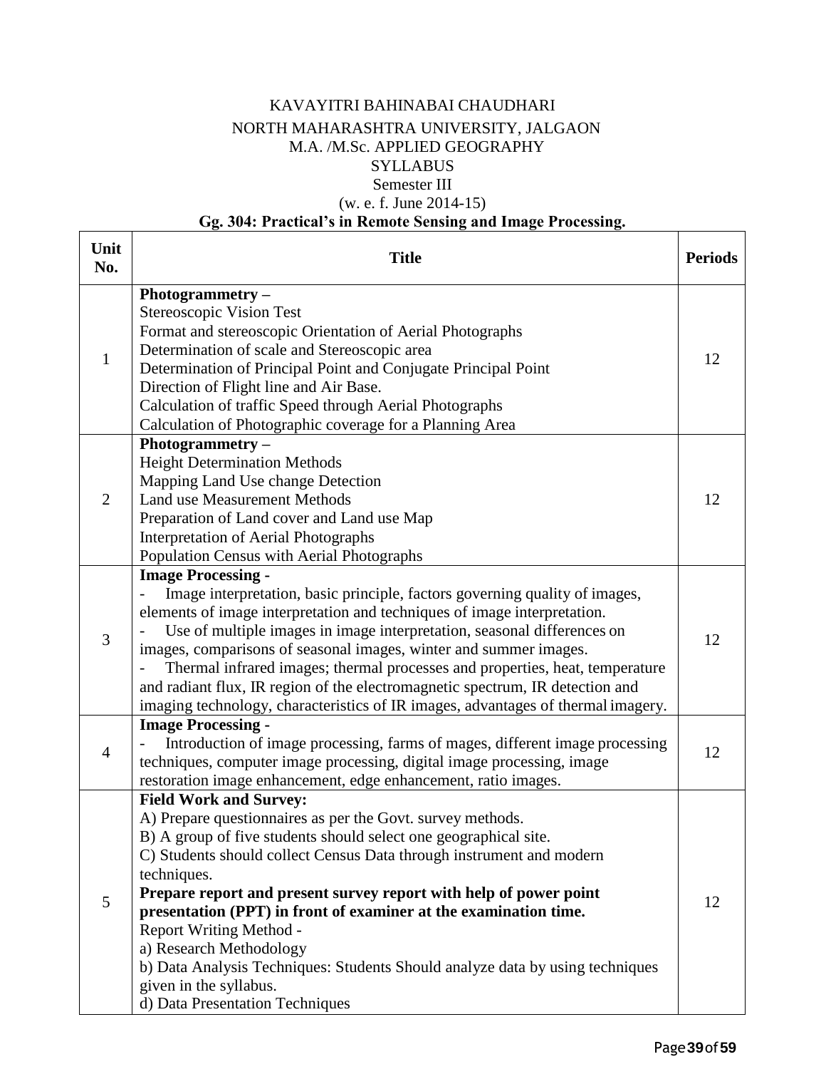KAVAYITRI BAHINABAI CHAUDHARI

NORTH MAHARASHTRA UNIVERSITY, JALGAON

M.A. /M.Sc. APPLIED GEOGRAPHY

SYLLABUS

Semester III

(w. e. f. June 2014-15)

**Gg. 304: Practical's in Remote Sensing and Image Processing.**

| Unit No. | Title | Periods |
|---|---|---|
| 1 | **Photogrammetry –**<br>Stereoscopic Vision Test<br>Format and stereoscopic Orientation of Aerial Photographs<br>Determination of scale and Stereoscopic area<br>Determination of Principal Point and Conjugate Principal Point<br>Direction of Flight line and Air Base.<br>Calculation of traffic Speed through Aerial Photographs<br>Calculation of Photographic coverage for a Planning Area | 12 |
| 2 | **Photogrammetry –**<br>Height Determination Methods<br>Mapping Land Use change Detection<br>Land use Measurement Methods<br>Preparation of Land cover and Land use Map<br>Interpretation of Aerial Photographs<br>Population Census with Aerial Photographs | 12 |
| 3 | **Image Processing -**<br>- Image interpretation, basic principle, factors governing quality of images, elements of image interpretation and techniques of image interpretation.<br>- Use of multiple images in image interpretation, seasonal differences on images, comparisons of seasonal images, winter and summer images.<br>- Thermal infrared images; thermal processes and properties, heat, temperature and radiant flux, IR region of the electromagnetic spectrum, IR detection and imaging technology, characteristics of IR images, advantages of thermal imagery. | 12 |
| 4 | **Image Processing -**<br>- Introduction of image processing, farms of mages, different image processing techniques, computer image processing, digital image processing, image restoration image enhancement, edge enhancement, ratio images. | 12 |
| 5 | **Field Work and Survey:**<br>A) Prepare questionnaires as per the Govt. survey methods.<br>B) A group of five students should select one geographical site.<br>C) Students should collect Census Data through instrument and modern techniques.<br>**Prepare report and present survey report with help of power point presentation (PPT) in front of examiner at the examination time.**<br>Report Writing Method -<br>a) Research Methodology<br>b) Data Analysis Techniques: Students Should analyze data by using techniques given in the syllabus.<br>d) Data Presentation Techniques | 12 |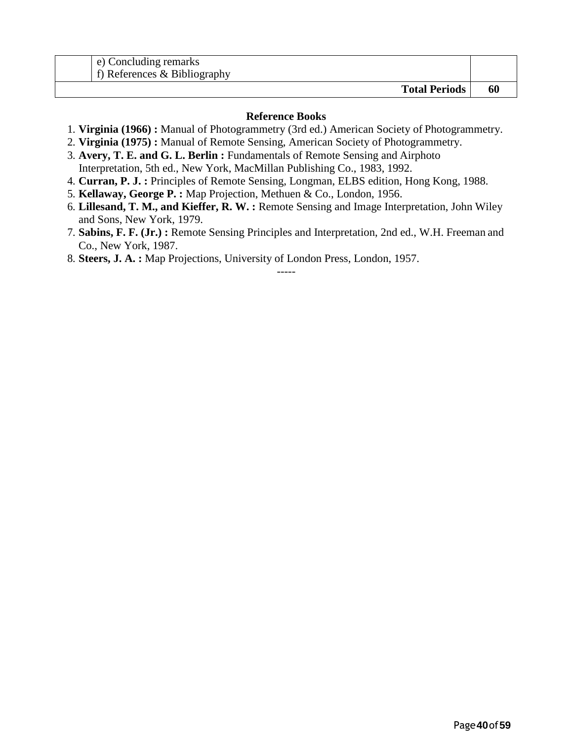| | e) Concluding remarks<br>f) References & Bibliography | |
|---|---|---|
| | **Total Periods** | **60** |

### Reference Books

1. **Virginia (1966) :** Manual of Photogrammetry (3rd ed.) American Society of Photogrammetry.
2. **Virginia (1975) :** Manual of Remote Sensing, American Society of Photogrammetry.
3. **Avery, T. E. and G. L. Berlin :** Fundamentals of Remote Sensing and Airphoto Interpretation, 5th ed., New York, MacMillan Publishing Co., 1983, 1992.
4. **Curran, P. J. :** Principles of Remote Sensing, Longman, ELBS edition, Hong Kong, 1988.
5. **Kellaway, George P. :** Map Projection, Methuen & Co., London, 1956.
6. **Lillesand, T. M., and Kieffer, R. W. :** Remote Sensing and Image Interpretation, John Wiley and Sons, New York, 1979.
7. **Sabins, F. F. (Jr.) :** Remote Sensing Principles and Interpretation, 2nd ed., W.H. Freeman and Co., New York, 1987.
8. **Steers, J. A. :** Map Projections, University of London Press, London, 1957.

-----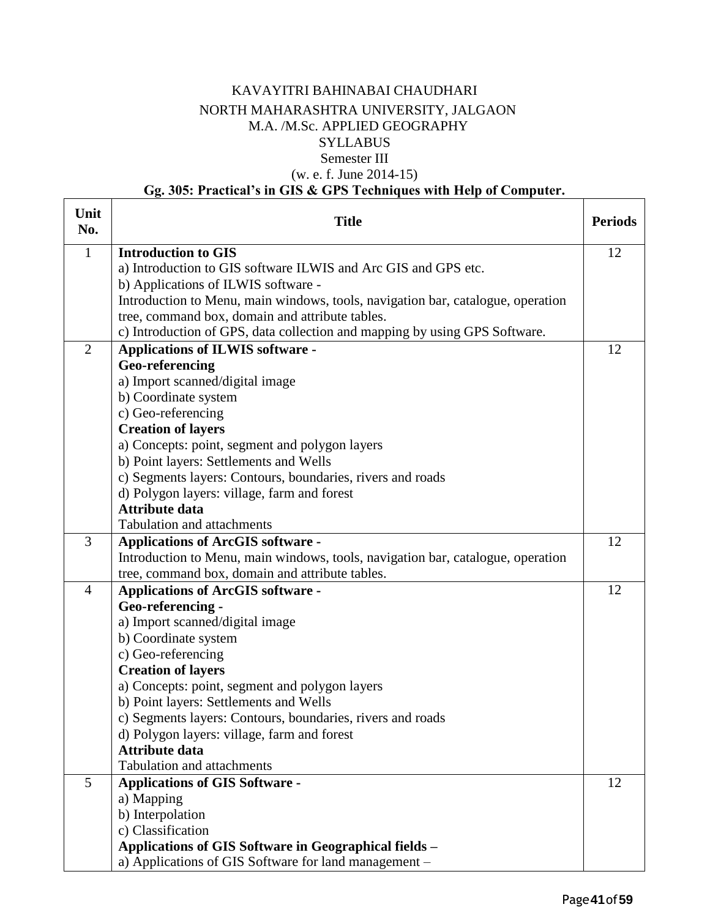KAVAYITRI BAHINABAI CHAUDHARI

NORTH MAHARASHTRA UNIVERSITY, JALGAON

M.A. /M.Sc. APPLIED GEOGRAPHY

SYLLABUS

Semester III

(w. e. f. June 2014-15)

**Gg. 305: Practical's in GIS & GPS Techniques with Help of Computer.**

| Unit No. | Title | Periods |
|---|---|---|
| 1 | **Introduction to GIS**<br>a) Introduction to GIS software ILWIS and Arc GIS and GPS etc.<br>b) Applications of ILWIS software -<br>Introduction to Menu, main windows, tools, navigation bar, catalogue, operation tree, command box, domain and attribute tables.<br>c) Introduction of GPS, data collection and mapping by using GPS Software. | 12 |
| 2 | **Applications of ILWIS software -**<br>**Geo-referencing**<br>a) Import scanned/digital image<br>b) Coordinate system<br>c) Geo-referencing<br>**Creation of layers**<br>a) Concepts: point, segment and polygon layers<br>b) Point layers: Settlements and Wells<br>c) Segments layers: Contours, boundaries, rivers and roads<br>d) Polygon layers: village, farm and forest<br>**Attribute data**<br>Tabulation and attachments | 12 |
| 3 | **Applications of ArcGIS software -**<br>Introduction to Menu, main windows, tools, navigation bar, catalogue, operation tree, command box, domain and attribute tables. | 12 |
| 4 | **Applications of ArcGIS software -**<br>**Geo-referencing -**<br>a) Import scanned/digital image<br>b) Coordinate system<br>c) Geo-referencing<br>**Creation of layers**<br>a) Concepts: point, segment and polygon layers<br>b) Point layers: Settlements and Wells<br>c) Segments layers: Contours, boundaries, rivers and roads<br>d) Polygon layers: village, farm and forest<br>**Attribute data**<br>Tabulation and attachments | 12 |
| 5 | **Applications of GIS Software -**<br>a) Mapping<br>b) Interpolation<br>c) Classification<br>**Applications of GIS Software in Geographical fields –**<br>a) Applications of GIS Software for land management – | 12 |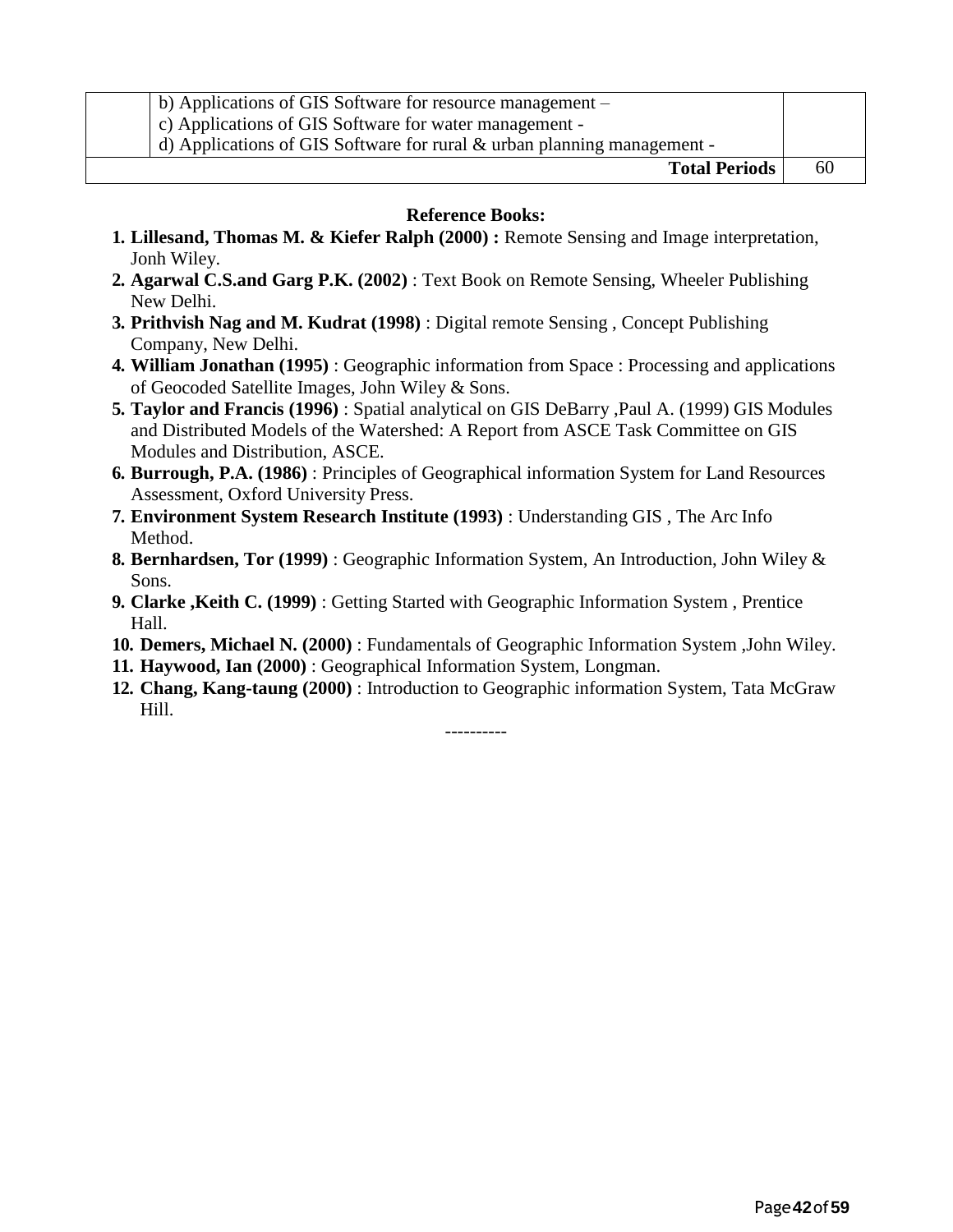| | | |
|---|---|---|
| | b) Applications of GIS Software for resource management –<br>c) Applications of GIS Software for water management -<br>d) Applications of GIS Software for rural & urban planning management - | |
| | **Total Periods** | 60 |

**Reference Books:**

1. **Lillesand, Thomas M. & Kiefer Ralph (2000) :** Remote Sensing and Image interpretation, Jonh Wiley.
2. **Agarwal C.S.and Garg P.K. (2002)** : Text Book on Remote Sensing, Wheeler Publishing New Delhi.
3. **Prithvish Nag and M. Kudrat (1998)** : Digital remote Sensing , Concept Publishing Company, New Delhi.
4. **William Jonathan (1995)** : Geographic information from Space : Processing and applications of Geocoded Satellite Images, John Wiley & Sons.
5. **Taylor and Francis (1996)** : Spatial analytical on GIS DeBarry ,Paul A. (1999) GIS Modules and Distributed Models of the Watershed: A Report from ASCE Task Committee on GIS Modules and Distribution, ASCE.
6. **Burrough, P.A. (1986)** : Principles of Geographical information System for Land Resources Assessment, Oxford University Press.
7. **Environment System Research Institute (1993)** : Understanding GIS , The Arc Info Method.
8. **Bernhardsen, Tor (1999)** : Geographic Information System, An Introduction, John Wiley & Sons.
9. **Clarke ,Keith C. (1999)** : Getting Started with Geographic Information System , Prentice Hall.
10. **Demers, Michael N. (2000)** : Fundamentals of Geographic Information System ,John Wiley.
11. **Haywood, Ian (2000)** : Geographical Information System, Longman.
12. **Chang, Kang-taung (2000)** : Introduction to Geographic information System, Tata McGraw Hill.

----------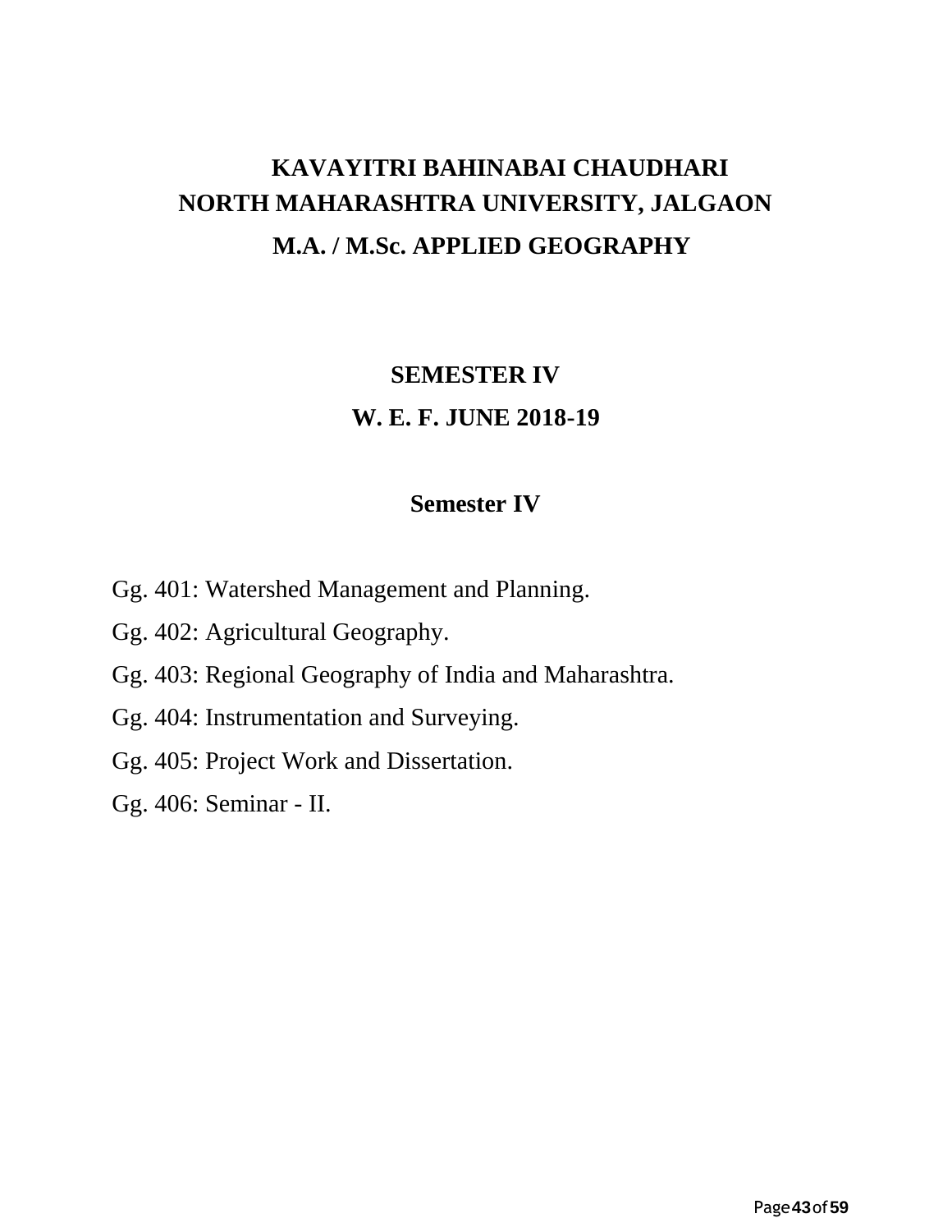# KAVAYITRI BAHINABAI CHAUDHARI NORTH MAHARASHTRA UNIVERSITY, JALGAON

## M.A. / M.Sc. APPLIED GEOGRAPHY

## SEMESTER IV

## W. E. F. JUNE 2018-19

### Semester IV

Gg. 401: Watershed Management and Planning.

Gg. 402: Agricultural Geography.

Gg. 403: Regional Geography of India and Maharashtra.

Gg. 404: Instrumentation and Surveying.

Gg. 405: Project Work and Dissertation.

Gg. 406: Seminar - II.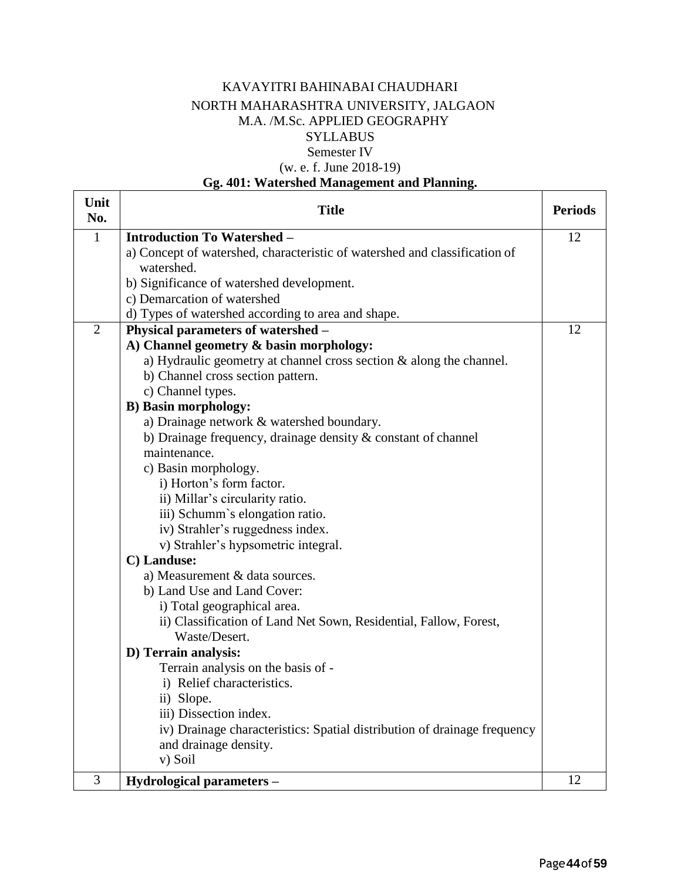KAVAYITRI BAHINABAI CHAUDHARI

NORTH MAHARASHTRA UNIVERSITY, JALGAON

M.A. /M.Sc. APPLIED GEOGRAPHY

SYLLABUS

Semester IV

(w. e. f. June 2018-19)

**Gg. 401: Watershed Management and Planning.**

| Unit No. | Title | Periods |
|---|---|---|
| 1 | **Introduction To Watershed –**<br>a) Concept of watershed, characteristic of watershed and classification of watershed.<br>b) Significance of watershed development.<br>c) Demarcation of watershed<br>d) Types of watershed according to area and shape. | 12 |
| 2 | **Physical parameters of watershed –**<br>**A) Channel geometry & basin morphology:**<br>a) Hydraulic geometry at channel cross section & along the channel.<br>b) Channel cross section pattern.<br>c) Channel types.<br>**B) Basin morphology:**<br>a) Drainage network & watershed boundary.<br>b) Drainage frequency, drainage density & constant of channel maintenance.<br>c) Basin morphology.<br>i) Horton's form factor.<br>ii) Millar's circularity ratio.<br>iii) Schumm`s elongation ratio.<br>iv) Strahler's ruggedness index.<br>v) Strahler's hypsometric integral.<br>**C) Landuse:**<br>a) Measurement & data sources.<br>b) Land Use and Land Cover:<br>i) Total geographical area.<br>ii) Classification of Land Net Sown, Residential, Fallow, Forest, Waste/Desert.<br>**D) Terrain analysis:**<br>Terrain analysis on the basis of -<br>i) Relief characteristics.<br>ii) Slope.<br>iii) Dissection index.<br>iv) Drainage characteristics: Spatial distribution of drainage frequency and drainage density.<br>v) Soil | 12 |
| 3 | **Hydrological parameters –** | 12 |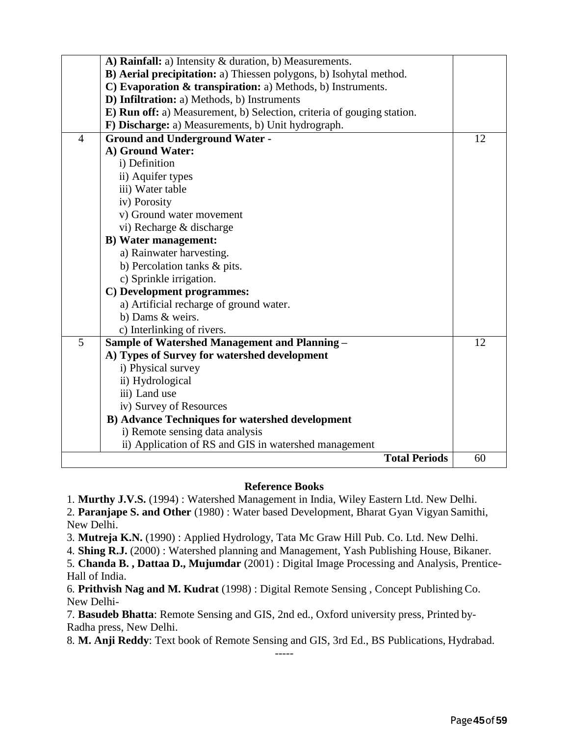| | | |
|---|---|---|
| | **A) Rainfall:** a) Intensity & duration, b) Measurements.<br>**B) Aerial precipitation:** a) Thiessen polygons, b) Isohytal method.<br>**C) Evaporation & transpiration:** a) Methods, b) Instruments.<br>**D) Infiltration:** a) Methods, b) Instruments<br>**E) Run off:** a) Measurement, b) Selection, criteria of gouging station.<br>**F) Discharge:** a) Measurements, b) Unit hydrograph. | |
| 4 | **Ground and Underground Water -**<br>**A) Ground Water:**<br>i) Definition<br>ii) Aquifer types<br>iii) Water table<br>iv) Porosity<br>v) Ground water movement<br>vi) Recharge & discharge<br>**B) Water management:**<br>a) Rainwater harvesting.<br>b) Percolation tanks & pits.<br>c) Sprinkle irrigation.<br>**C) Development programmes:**<br>a) Artificial recharge of ground water.<br>b) Dams & weirs.<br>c) Interlinking of rivers. | 12 |
| 5 | **Sample of Watershed Management and Planning –**<br>**A) Types of Survey for watershed development**<br>i) Physical survey<br>ii) Hydrological<br>iii) Land use<br>iv) Survey of Resources<br>**B) Advance Techniques for watershed development**<br>i) Remote sensing data analysis<br>ii) Application of RS and GIS in watershed management | 12 |
| | **Total Periods** | 60 |

### Reference Books

1. **Murthy J.V.S.** (1994) : Watershed Management in India, Wiley Eastern Ltd. New Delhi.
2. **Paranjape S. and Other** (1980) : Water based Development, Bharat Gyan Vigyan Samithi, New Delhi.
3. **Mutreja K.N.** (1990) : Applied Hydrology, Tata Mc Graw Hill Pub. Co. Ltd. New Delhi.
4. **Shing R.J.** (2000) : Watershed planning and Management, Yash Publishing House, Bikaner.
5. **Chanda B. , Dattaa D., Mujumdar** (2001) : Digital Image Processing and Analysis, Prentice-Hall of India.
6. **Prithvish Nag and M. Kudrat** (1998) : Digital Remote Sensing , Concept Publishing Co. New Delhi-
7. **Basudeb Bhatta**: Remote Sensing and GIS, 2nd ed., Oxford university press, Printed by-Radha press, New Delhi.
8. **M. Anji Reddy**: Text book of Remote Sensing and GIS, 3rd Ed., BS Publications, Hydrabad.

-----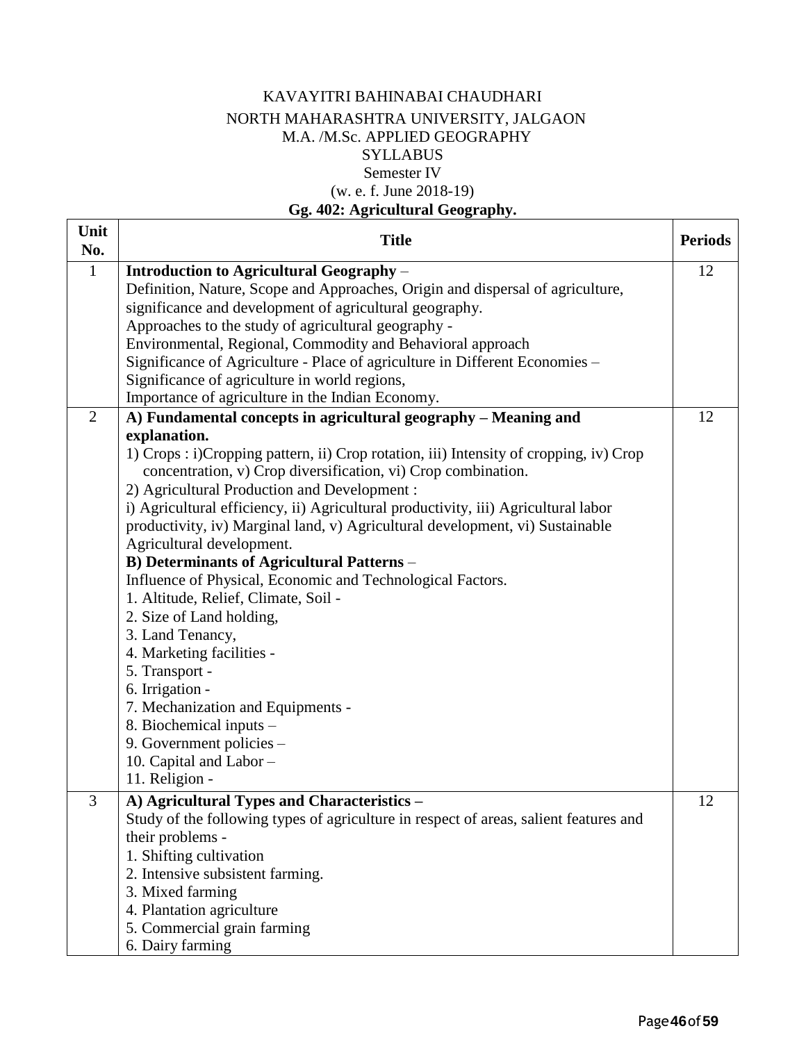KAVAYITRI BAHINABAI CHAUDHARI

NORTH MAHARASHTRA UNIVERSITY, JALGAON

M.A. /M.Sc. APPLIED GEOGRAPHY

SYLLABUS

Semester IV

(w. e. f. June 2018-19)

**Gg. 402: Agricultural Geography.**

| Unit No. | Title | Periods |
|---|---|---|
| 1 | **Introduction to Agricultural Geography** –<br>Definition, Nature, Scope and Approaches, Origin and dispersal of agriculture, significance and development of agricultural geography.<br>Approaches to the study of agricultural geography -<br>Environmental, Regional, Commodity and Behavioral approach<br>Significance of Agriculture - Place of agriculture in Different Economies –<br>Significance of agriculture in world regions,<br>Importance of agriculture in the Indian Economy. | 12 |
| 2 | **A) Fundamental concepts in agricultural geography – Meaning and explanation.**<br>1) Crops : i)Cropping pattern, ii) Crop rotation, iii) Intensity of cropping, iv) Crop concentration, v) Crop diversification, vi) Crop combination.<br>2) Agricultural Production and Development :<br>i) Agricultural efficiency, ii) Agricultural productivity, iii) Agricultural labor productivity, iv) Marginal land, v) Agricultural development, vi) Sustainable Agricultural development.<br>**B) Determinants of Agricultural Patterns** –<br>Influence of Physical, Economic and Technological Factors.<br>1. Altitude, Relief, Climate, Soil -<br>2. Size of Land holding,<br>3. Land Tenancy,<br>4. Marketing facilities -<br>5. Transport -<br>6. Irrigation -<br>7. Mechanization and Equipments -<br>8. Biochemical inputs –<br>9. Government policies –<br>10. Capital and Labor –<br>11. Religion - | 12 |
| 3 | **A) Agricultural Types and Characteristics –**<br>Study of the following types of agriculture in respect of areas, salient features and their problems -<br>1. Shifting cultivation<br>2. Intensive subsistent farming.<br>3. Mixed farming<br>4. Plantation agriculture<br>5. Commercial grain farming<br>6. Dairy farming | 12 |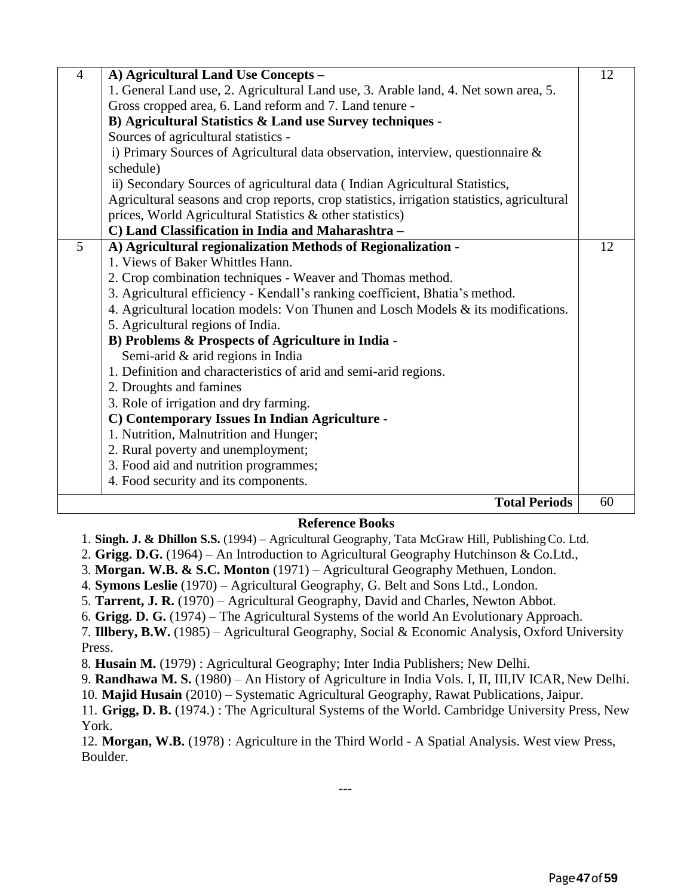| 4 | **A) Agricultural Land Use Concepts –**<br>1. General Land use, 2. Agricultural Land use, 3. Arable land, 4. Net sown area, 5. Gross cropped area, 6. Land reform and 7. Land tenure -<br>**B) Agricultural Statistics & Land use Survey techniques -**<br>Sources of agricultural statistics -<br>i) Primary Sources of Agricultural data observation, interview, questionnaire & schedule)<br>ii) Secondary Sources of agricultural data ( Indian Agricultural Statistics, Agricultural seasons and crop reports, crop statistics, irrigation statistics, agricultural prices, World Agricultural Statistics & other statistics)<br>**C) Land Classification in India and Maharashtra –** | 12 |
|---|---|---|
| 5 | **A) Agricultural regionalization Methods of Regionalization** -<br>1. Views of Baker Whittles Hann.<br>2. Crop combination techniques - Weaver and Thomas method.<br>3. Agricultural efficiency - Kendall's ranking coefficient, Bhatia's method.<br>4. Agricultural location models: Von Thunen and Losch Models & its modifications.<br>5. Agricultural regions of India.<br>**B) Problems & Prospects of Agriculture in India** -<br>Semi-arid & arid regions in India<br>1. Definition and characteristics of arid and semi-arid regions.<br>2. Droughts and famines<br>3. Role of irrigation and dry farming.<br>**C) Contemporary Issues In Indian Agriculture -**<br>1. Nutrition, Malnutrition and Hunger;<br>2. Rural poverty and unemployment;<br>3. Food aid and nutrition programmes;<br>4. Food security and its components. | 12 |
| | **Total Periods** | 60 |

**Reference Books**

1. **Singh. J. & Dhillon S.S.** (1994) – Agricultural Geography, Tata McGraw Hill, Publishing Co. Ltd.
2. **Grigg. D.G.** (1964) – An Introduction to Agricultural Geography Hutchinson & Co.Ltd.,
3. **Morgan. W.B. & S.C. Monton** (1971) – Agricultural Geography Methuen, London.
4. **Symons Leslie** (1970) – Agricultural Geography, G. Belt and Sons Ltd., London.
5. **Tarrent, J. R.** (1970) – Agricultural Geography, David and Charles, Newton Abbot.
6. **Grigg. D. G.** (1974) – The Agricultural Systems of the world An Evolutionary Approach.
7. **Illbery, B.W.** (1985) – Agricultural Geography, Social & Economic Analysis, Oxford University Press.
8. **Husain M.** (1979) : Agricultural Geography; Inter India Publishers; New Delhi.
9. **Randhawa M. S.** (1980) – An History of Agriculture in India Vols. I, II, III,IV ICAR, New Delhi.
10. **Majid Husain** (2010) – Systematic Agricultural Geography, Rawat Publications, Jaipur.
11. **Grigg, D. B.** (1974.) : The Agricultural Systems of the World. Cambridge University Press, New York.
12. **Morgan, W.B.** (1978) : Agriculture in the Third World - A Spatial Analysis. West view Press, Boulder.

---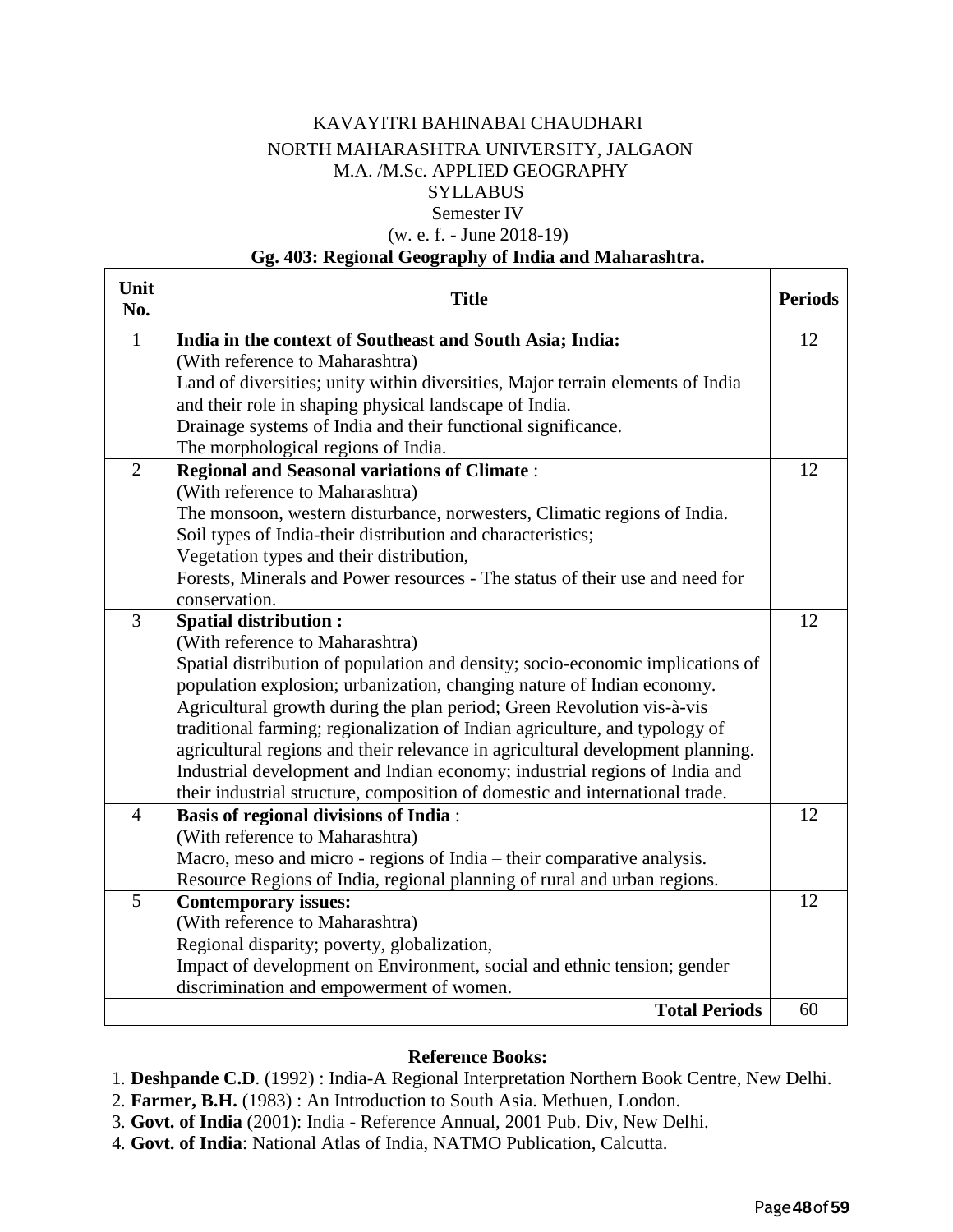KAVAYITRI BAHINABAI CHAUDHARI

NORTH MAHARASHTRA UNIVERSITY, JALGAON

M.A. /M.Sc. APPLIED GEOGRAPHY

SYLLABUS

Semester IV

(w. e. f. - June 2018-19)

**Gg. 403: Regional Geography of India and Maharashtra.**

| Unit No. | Title | Periods |
|---|---|---|
| 1 | **India in the context of Southeast and South Asia; India:**<br>(With reference to Maharashtra)<br>Land of diversities; unity within diversities, Major terrain elements of India and their role in shaping physical landscape of India.<br>Drainage systems of India and their functional significance.<br>The morphological regions of India. | 12 |
| 2 | **Regional and Seasonal variations of Climate** :<br>(With reference to Maharashtra)<br>The monsoon, western disturbance, norwesters, Climatic regions of India.<br>Soil types of India-their distribution and characteristics;<br>Vegetation types and their distribution,<br>Forests, Minerals and Power resources - The status of their use and need for conservation. | 12 |
| 3 | **Spatial distribution :**<br>(With reference to Maharashtra)<br>Spatial distribution of population and density; socio-economic implications of population explosion; urbanization, changing nature of Indian economy.<br>Agricultural growth during the plan period; Green Revolution vis-à-vis traditional farming; regionalization of Indian agriculture, and typology of agricultural regions and their relevance in agricultural development planning.<br>Industrial development and Indian economy; industrial regions of India and their industrial structure, composition of domestic and international trade. | 12 |
| 4 | **Basis of regional divisions of India** :<br>(With reference to Maharashtra)<br>Macro, meso and micro - regions of India – their comparative analysis.<br>Resource Regions of India, regional planning of rural and urban regions. | 12 |
| 5 | **Contemporary issues:**<br>(With reference to Maharashtra)<br>Regional disparity; poverty, globalization,<br>Impact of development on Environment, social and ethnic tension; gender discrimination and empowerment of women. | 12 |
| | **Total Periods** | 60 |

**Reference Books:**

1. **Deshpande C.D**. (1992) : India-A Regional Interpretation Northern Book Centre, New Delhi.
2. **Farmer, B.H.** (1983) : An Introduction to South Asia. Methuen, London.
3. **Govt. of India** (2001): India - Reference Annual, 2001 Pub. Div, New Delhi.
4. **Govt. of India**: National Atlas of India, NATMO Publication, Calcutta.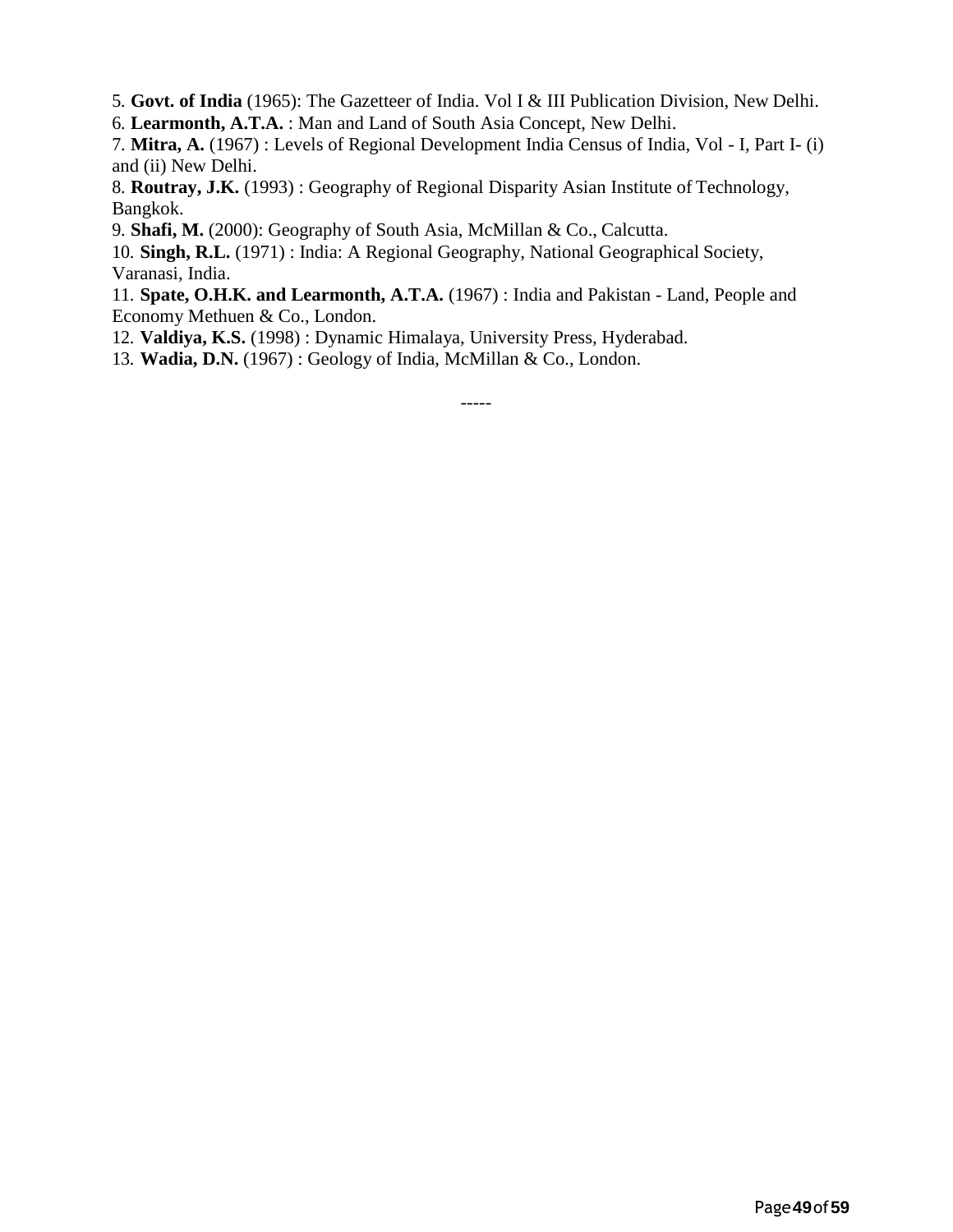5. **Govt. of India** (1965): The Gazetteer of India. Vol I & III Publication Division, New Delhi.
6. **Learmonth, A.T.A.** : Man and Land of South Asia Concept, New Delhi.
7. **Mitra, A.** (1967) : Levels of Regional Development India Census of India, Vol - I, Part I- (i) and (ii) New Delhi.
8. **Routray, J.K.** (1993) : Geography of Regional Disparity Asian Institute of Technology, Bangkok.
9. **Shafi, M.** (2000): Geography of South Asia, McMillan & Co., Calcutta.
10. **Singh, R.L.** (1971) : India: A Regional Geography, National Geographical Society, Varanasi, India.
11. **Spate, O.H.K. and Learmonth, A.T.A.** (1967) : India and Pakistan - Land, People and Economy Methuen & Co., London.
12. **Valdiya, K.S.** (1998) : Dynamic Himalaya, University Press, Hyderabad.
13. **Wadia, D.N.** (1967) : Geology of India, McMillan & Co., London.

-----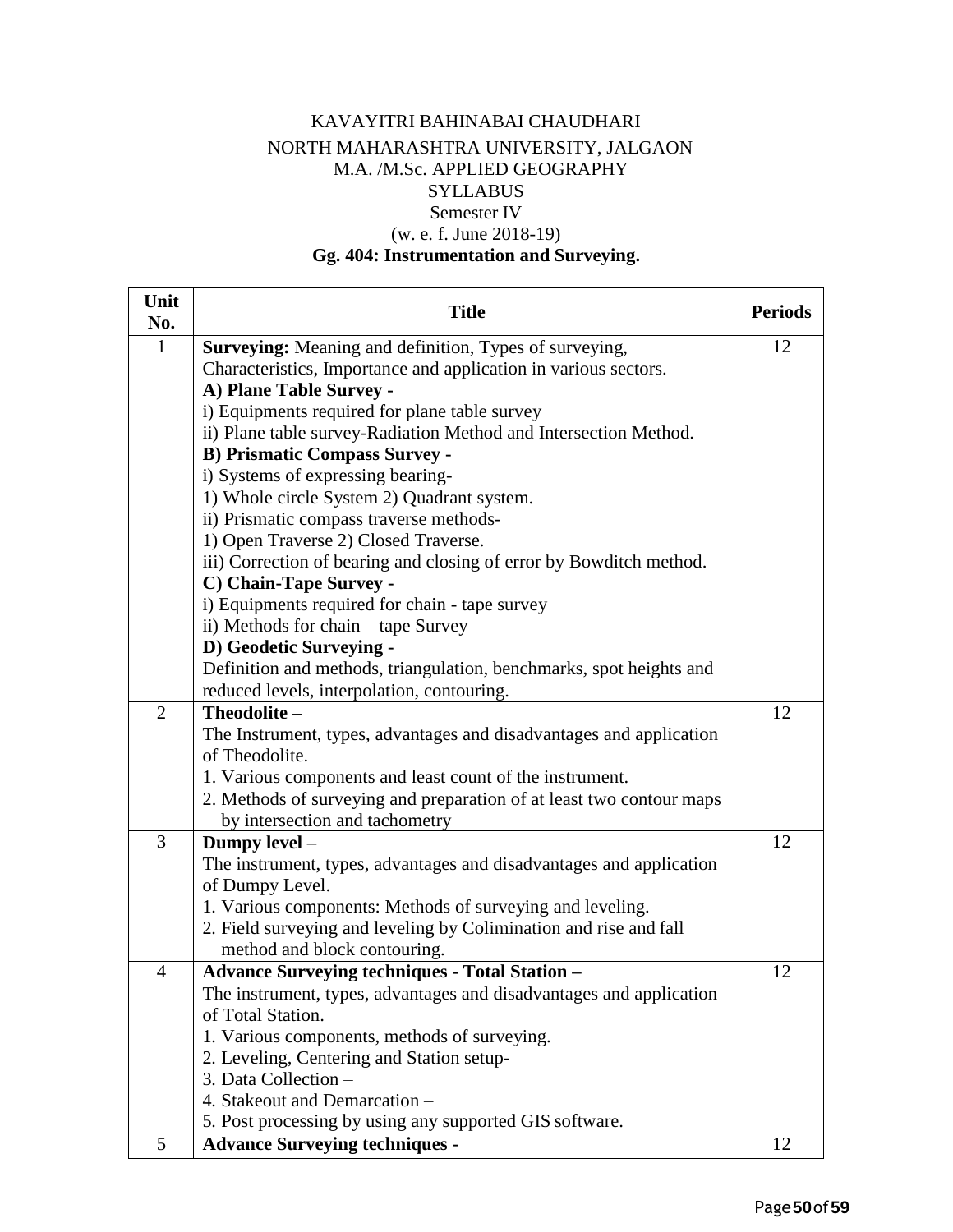KAVAYITRI BAHINABAI CHAUDHARI

NORTH MAHARASHTRA UNIVERSITY, JALGAON

M.A. /M.Sc. APPLIED GEOGRAPHY

SYLLABUS

Semester IV

(w. e. f. June 2018-19)

**Gg. 404: Instrumentation and Surveying.**

| Unit No. | Title | Periods |
|---|---|---|
| 1 | **Surveying:** Meaning and definition, Types of surveying, Characteristics, Importance and application in various sectors.<br>**A) Plane Table Survey -**<br>i) Equipments required for plane table survey<br>ii) Plane table survey-Radiation Method and Intersection Method.<br>**B) Prismatic Compass Survey -**<br>i) Systems of expressing bearing-<br>1) Whole circle System 2) Quadrant system.<br>ii) Prismatic compass traverse methods-<br>1) Open Traverse 2) Closed Traverse.<br>iii) Correction of bearing and closing of error by Bowditch method.<br>**C) Chain-Tape Survey -**<br>i) Equipments required for chain - tape survey<br>ii) Methods for chain – tape Survey<br>**D) Geodetic Surveying -**<br>Definition and methods, triangulation, benchmarks, spot heights and reduced levels, interpolation, contouring. | 12 |
| 2 | **Theodolite –**<br>The Instrument, types, advantages and disadvantages and application of Theodolite.<br>1. Various components and least count of the instrument.<br>2. Methods of surveying and preparation of at least two contour maps by intersection and tachometry | 12 |
| 3 | **Dumpy level –**<br>The instrument, types, advantages and disadvantages and application of Dumpy Level.<br>1. Various components: Methods of surveying and leveling.<br>2. Field surveying and leveling by Colimination and rise and fall method and block contouring. | 12 |
| 4 | **Advance Surveying techniques - Total Station –**<br>The instrument, types, advantages and disadvantages and application of Total Station.<br>1. Various components, methods of surveying.<br>2. Leveling, Centering and Station setup-<br>3. Data Collection –<br>4. Stakeout and Demarcation –<br>5. Post processing by using any supported GIS software. | 12 |
| 5 | **Advance Surveying techniques -** | 12 |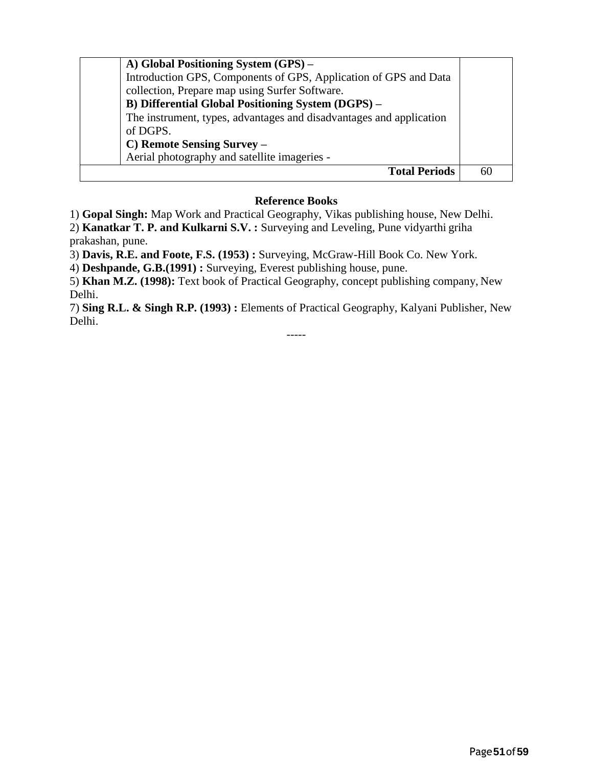| | | |
|---|---|---|
| | **A) Global Positioning System (GPS) –**<br>Introduction GPS, Components of GPS, Application of GPS and Data collection, Prepare map using Surfer Software.<br>**B) Differential Global Positioning System (DGPS) –**<br>The instrument, types, advantages and disadvantages and application of DGPS.<br>**C) Remote Sensing Survey –**<br>Aerial photography and satellite imageries - | |
| | **Total Periods** | 60 |

**Reference Books**

1) **Gopal Singh:** Map Work and Practical Geography, Vikas publishing house, New Delhi.
2) **Kanatkar T. P. and Kulkarni S.V. :** Surveying and Leveling, Pune vidyarthi griha prakashan, pune.
3) **Davis, R.E. and Foote, F.S. (1953) :** Surveying, McGraw-Hill Book Co. New York.
4) **Deshpande, G.B.(1991) :** Surveying, Everest publishing house, pune.
5) **Khan M.Z. (1998):** Text book of Practical Geography, concept publishing company, New Delhi.
7) **Sing R.L. & Singh R.P. (1993) :** Elements of Practical Geography, Kalyani Publisher, New Delhi.

-----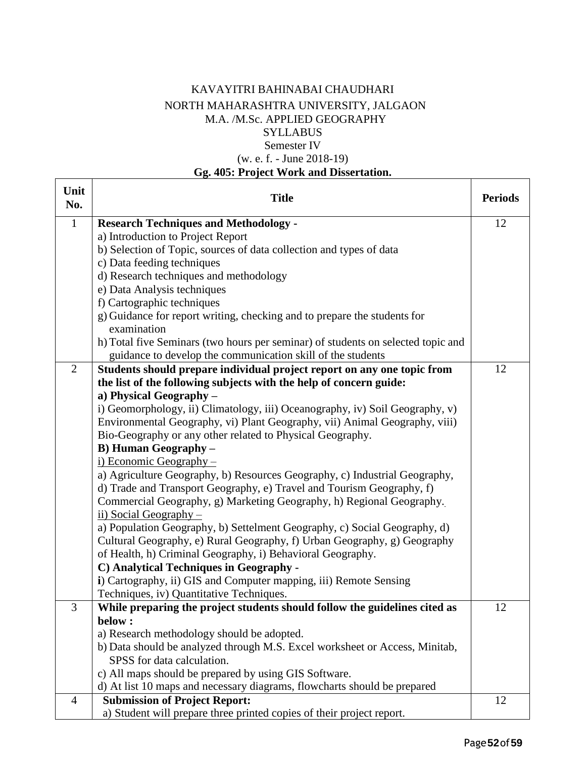KAVAYITRI BAHINABAI CHAUDHARI

NORTH MAHARASHTRA UNIVERSITY, JALGAON

M.A. /M.Sc. APPLIED GEOGRAPHY

SYLLABUS

Semester IV

(w. e. f. - June 2018-19)

**Gg. 405: Project Work and Dissertation.**

| Unit No. | Title | Periods |
|---|---|---|
| 1 | **Research Techniques and Methodology -**<br>a) Introduction to Project Report<br>b) Selection of Topic, sources of data collection and types of data<br>c) Data feeding techniques<br>d) Research techniques and methodology<br>e) Data Analysis techniques<br>f) Cartographic techniques<br>g) Guidance for report writing, checking and to prepare the students for examination<br>h) Total five Seminars (two hours per seminar) of students on selected topic and guidance to develop the communication skill of the students | 12 |
| 2 | **Students should prepare individual project report on any one topic from the list of the following subjects with the help of concern guide:**<br>**a) Physical Geography –**<br>i) Geomorphology, ii) Climatology, iii) Oceanography, iv) Soil Geography, v) Environmental Geography, vi) Plant Geography, vii) Animal Geography, viii) Bio-Geography or any other related to Physical Geography.<br>**B) Human Geography –**<br><u>i) Economic Geography –</u><br>a) Agriculture Geography, b) Resources Geography, c) Industrial Geography, d) Trade and Transport Geography, e) Travel and Tourism Geography, f) Commercial Geography, g) Marketing Geography, h) Regional Geography.<br><u>ii) Social Geography –</u><br>a) Population Geography, b) Settelment Geography, c) Social Geography, d) Cultural Geography, e) Rural Geography, f) Urban Geography, g) Geography of Health, h) Criminal Geography, i) Behavioral Geography.<br>**C) Analytical Techniques in Geography -**<br>**i**) Cartography, ii) GIS and Computer mapping, iii) Remote Sensing Techniques, iv) Quantitative Techniques. | 12 |
| 3 | **While preparing the project students should follow the guidelines cited as below :**<br>a) Research methodology should be adopted.<br>b) Data should be analyzed through M.S. Excel worksheet or Access, Minitab, SPSS for data calculation.<br>c) All maps should be prepared by using GIS Software.<br>d) At list 10 maps and necessary diagrams, flowcharts should be prepared | 12 |
| 4 | **Submission of Project Report:**<br>a) Student will prepare three printed copies of their project report. | 12 |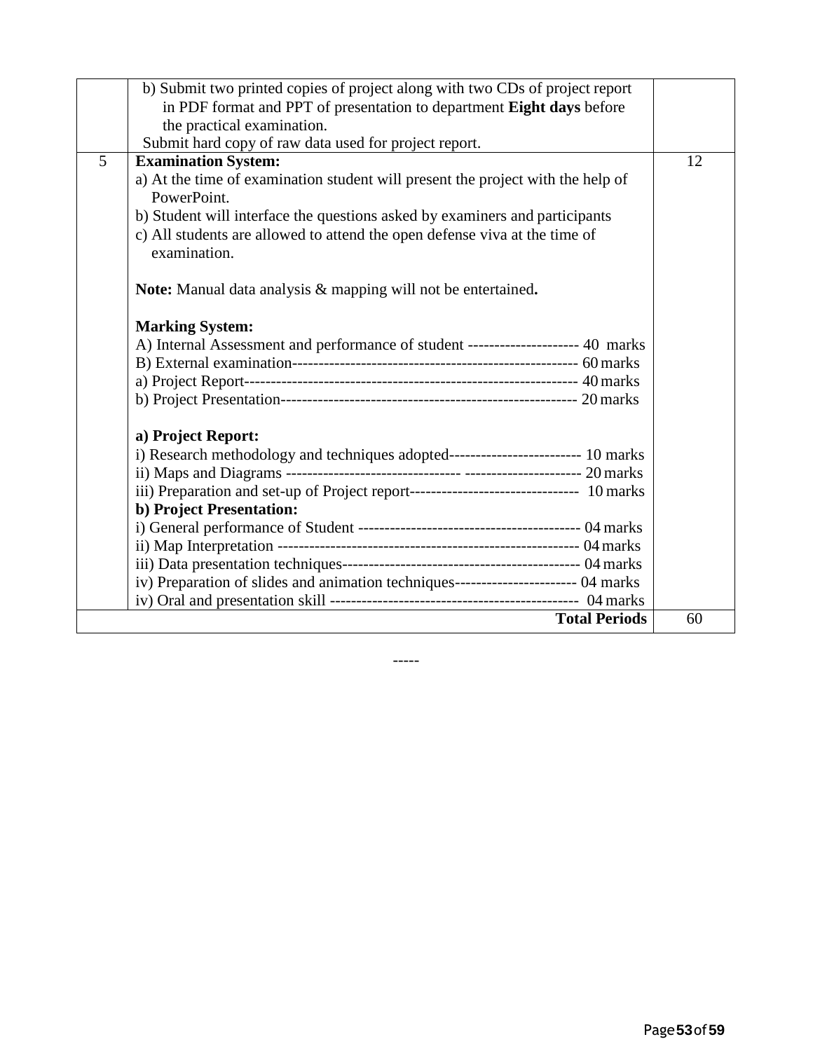|  |  |  |
|---|---|---|
|  | b) Submit two printed copies of project along with two CDs of project report in PDF format and PPT of presentation to department **Eight days** before the practical examination.<br>Submit hard copy of raw data used for project report. |  |
| 5 | **Examination System:**<br>a) At the time of examination student will present the project with the help of PowerPoint.<br>b) Student will interface the questions asked by examiners and participants<br>c) All students are allowed to attend the open defense viva at the time of examination.<br><br>**Note:** Manual data analysis & mapping will not be entertained**.**<br><br>**Marking System:**<br>A) Internal Assessment and performance of student --------------------- 40 marks<br>B) External examination------------------------------------------------------ 60 marks<br>a) Project Report--------------------------------------------------------------- 40 marks<br>b) Project Presentation-------------------------------------------------------- 20 marks<br><br>**a) Project Report:**<br>i) Research methodology and techniques adopted------------------------- 10 marks<br>ii) Maps and Diagrams -------------------------------- ---------------------- 20 marks<br>iii) Preparation and set-up of Project report-------------------------------- 10 marks<br>**b) Project Presentation:**<br>i) General performance of Student ------------------------------------------ 04 marks<br>ii) Map Interpretation -------------------------------------------------------- 04 marks<br>iii) Data presentation techniques-------------------------------------------- 04 marks<br>iv) Preparation of slides and animation techniques----------------------- 04 marks<br>iv) Oral and presentation skill ---------------------------------------------- 04 marks | 12 |
|  | **Total Periods** | 60 |

-----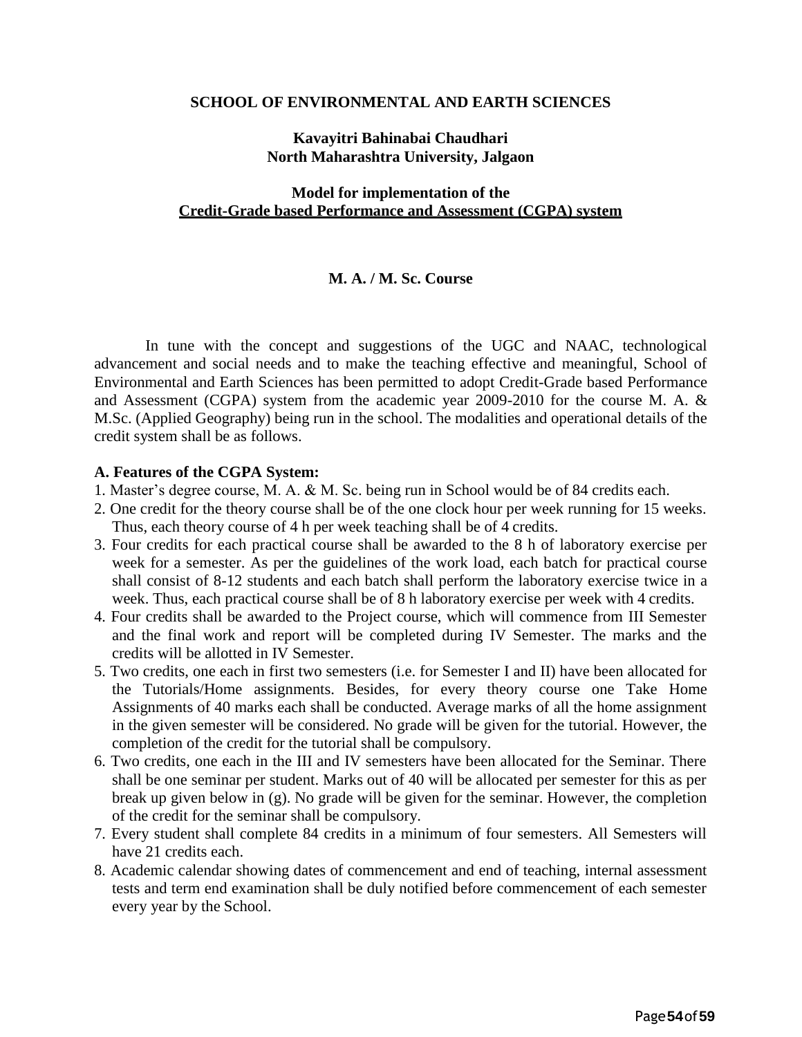**SCHOOL OF ENVIRONMENTAL AND EARTH SCIENCES**

**Kavayitri Bahinabai Chaudhari**
**North Maharashtra University, Jalgaon**

**Model for implementation of the**
**Credit-Grade based Performance and Assessment (CGPA) system**

**M. A. / M. Sc. Course**

In tune with the concept and suggestions of the UGC and NAAC, technological advancement and social needs and to make the teaching effective and meaningful, School of Environmental and Earth Sciences has been permitted to adopt Credit-Grade based Performance and Assessment (CGPA) system from the academic year 2009-2010 for the course M. A. & M.Sc. (Applied Geography) being run in the school. The modalities and operational details of the credit system shall be as follows.

**A. Features of the CGPA System:**

1. Master's degree course, M. A. & M. Sc. being run in School would be of 84 credits each.
2. One credit for the theory course shall be of the one clock hour per week running for 15 weeks. Thus, each theory course of 4 h per week teaching shall be of 4 credits.
3. Four credits for each practical course shall be awarded to the 8 h of laboratory exercise per week for a semester. As per the guidelines of the work load, each batch for practical course shall consist of 8-12 students and each batch shall perform the laboratory exercise twice in a week. Thus, each practical course shall be of 8 h laboratory exercise per week with 4 credits.
4. Four credits shall be awarded to the Project course, which will commence from III Semester and the final work and report will be completed during IV Semester. The marks and the credits will be allotted in IV Semester.
5. Two credits, one each in first two semesters (i.e. for Semester I and II) have been allocated for the Tutorials/Home assignments. Besides, for every theory course one Take Home Assignments of 40 marks each shall be conducted. Average marks of all the home assignment in the given semester will be considered. No grade will be given for the tutorial. However, the completion of the credit for the tutorial shall be compulsory.
6. Two credits, one each in the III and IV semesters have been allocated for the Seminar. There shall be one seminar per student. Marks out of 40 will be allocated per semester for this as per break up given below in (g). No grade will be given for the seminar. However, the completion of the credit for the seminar shall be compulsory.
7. Every student shall complete 84 credits in a minimum of four semesters. All Semesters will have 21 credits each.
8. Academic calendar showing dates of commencement and end of teaching, internal assessment tests and term end examination shall be duly notified before commencement of each semester every year by the School.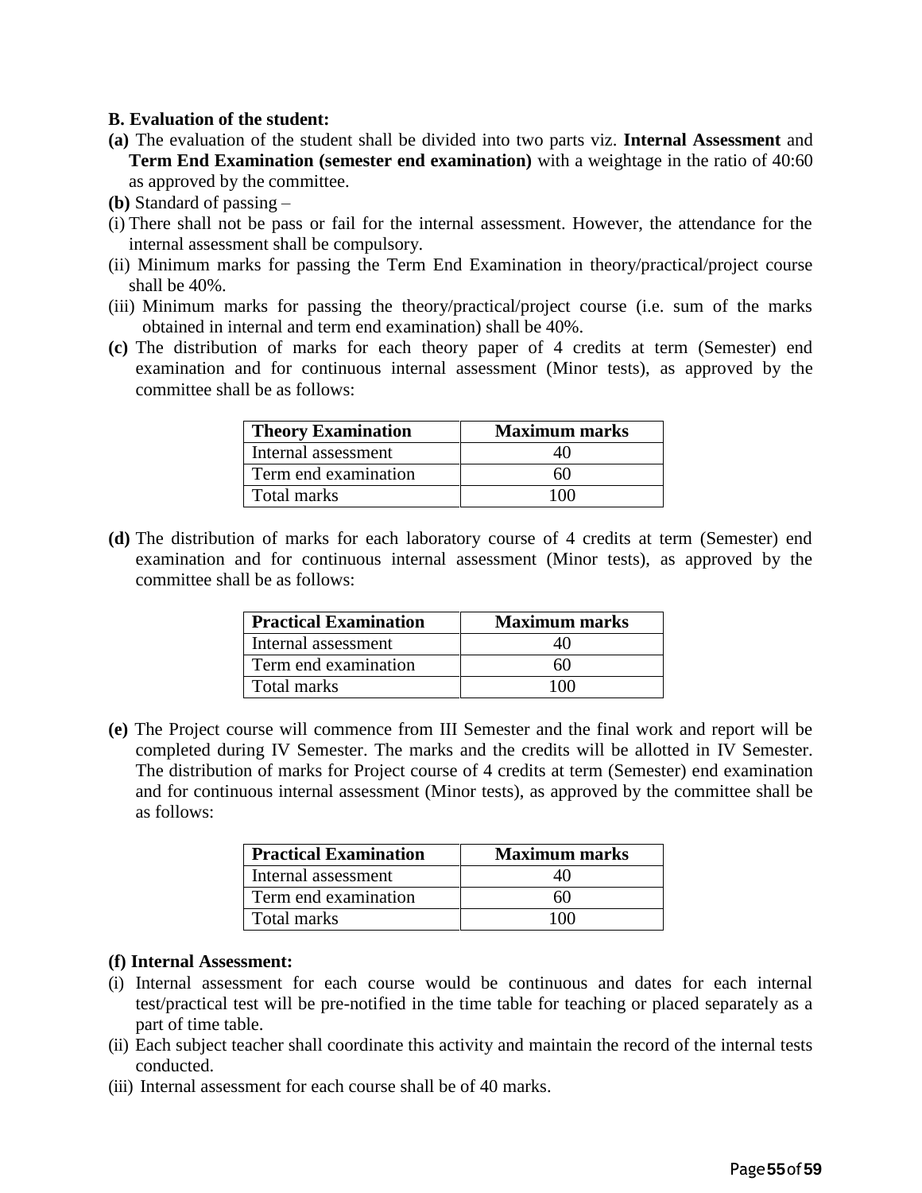**B. Evaluation of the student:**

**(a)** The evaluation of the student shall be divided into two parts viz. **Internal Assessment** and **Term End Examination (semester end examination)** with a weightage in the ratio of 40:60 as approved by the committee.

**(b)** Standard of passing –

(i) There shall not be pass or fail for the internal assessment. However, the attendance for the internal assessment shall be compulsory.

(ii) Minimum marks for passing the Term End Examination in theory/practical/project course shall be 40%.

(iii) Minimum marks for passing the theory/practical/project course (i.e. sum of the marks obtained in internal and term end examination) shall be 40%.

**(c)** The distribution of marks for each theory paper of 4 credits at term (Semester) end examination and for continuous internal assessment (Minor tests), as approved by the committee shall be as follows:

| Theory Examination | Maximum marks |
|---|---|
| Internal assessment | 40 |
| Term end examination | 60 |
| Total marks | 100 |

**(d)** The distribution of marks for each laboratory course of 4 credits at term (Semester) end examination and for continuous internal assessment (Minor tests), as approved by the committee shall be as follows:

| Practical Examination | Maximum marks |
|---|---|
| Internal assessment | 40 |
| Term end examination | 60 |
| Total marks | 100 |

**(e)** The Project course will commence from III Semester and the final work and report will be completed during IV Semester. The marks and the credits will be allotted in IV Semester. The distribution of marks for Project course of 4 credits at term (Semester) end examination and for continuous internal assessment (Minor tests), as approved by the committee shall be as follows:

| Practical Examination | Maximum marks |
|---|---|
| Internal assessment | 40 |
| Term end examination | 60 |
| Total marks | 100 |

**(f) Internal Assessment:**

(i) Internal assessment for each course would be continuous and dates for each internal test/practical test will be pre-notified in the time table for teaching or placed separately as a part of time table.

(ii) Each subject teacher shall coordinate this activity and maintain the record of the internal tests conducted.

(iii) Internal assessment for each course shall be of 40 marks.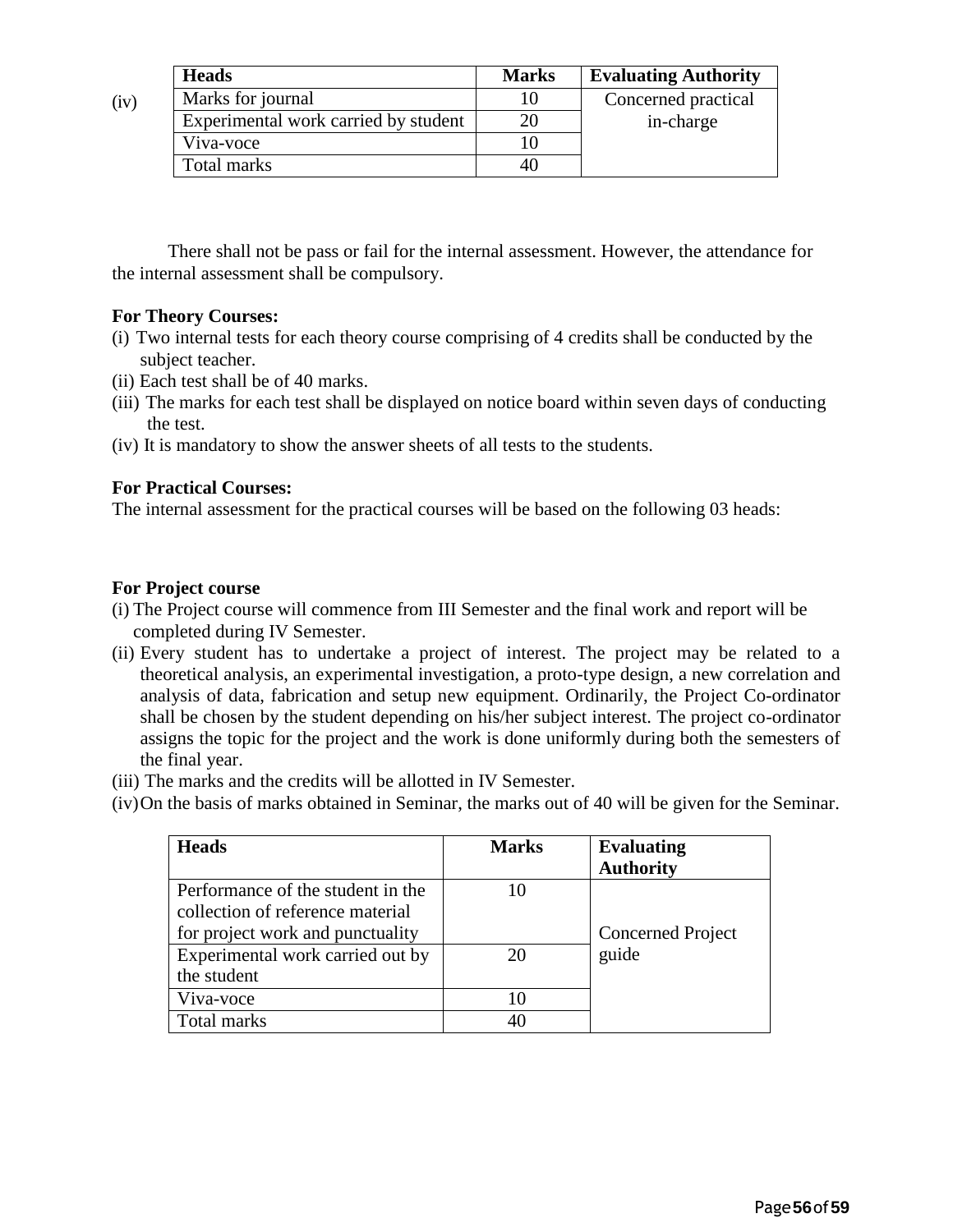(iv)

| Heads | Marks | Evaluating Authority |
|---|---|---|
| Marks for journal | 10 | Concerned practical in-charge |
| Experimental work carried by student | 20 | |
| Viva-voce | 10 | |
| Total marks | 40 | |

There shall not be pass or fail for the internal assessment. However, the attendance for the internal assessment shall be compulsory.

**For Theory Courses:**

(i) Two internal tests for each theory course comprising of 4 credits shall be conducted by the subject teacher.

(ii) Each test shall be of 40 marks.

(iii) The marks for each test shall be displayed on notice board within seven days of conducting the test.

(iv) It is mandatory to show the answer sheets of all tests to the students.

**For Practical Courses:**

The internal assessment for the practical courses will be based on the following 03 heads:

**For Project course**

(i) The Project course will commence from III Semester and the final work and report will be completed during IV Semester.

(ii) Every student has to undertake a project of interest. The project may be related to a theoretical analysis, an experimental investigation, a proto-type design, a new correlation and analysis of data, fabrication and setup new equipment. Ordinarily, the Project Co-ordinator shall be chosen by the student depending on his/her subject interest. The project co-ordinator assigns the topic for the project and the work is done uniformly during both the semesters of the final year.

(iii) The marks and the credits will be allotted in IV Semester.

(iv) On the basis of marks obtained in Seminar, the marks out of 40 will be given for the Seminar.

| Heads | Marks | Evaluating Authority |
|---|---|---|
| Performance of the student in the collection of reference material for project work and punctuality | 10 | Concerned Project guide |
| Experimental work carried out by the student | 20 | |
| Viva-voce | 10 | |
| Total marks | 40 | |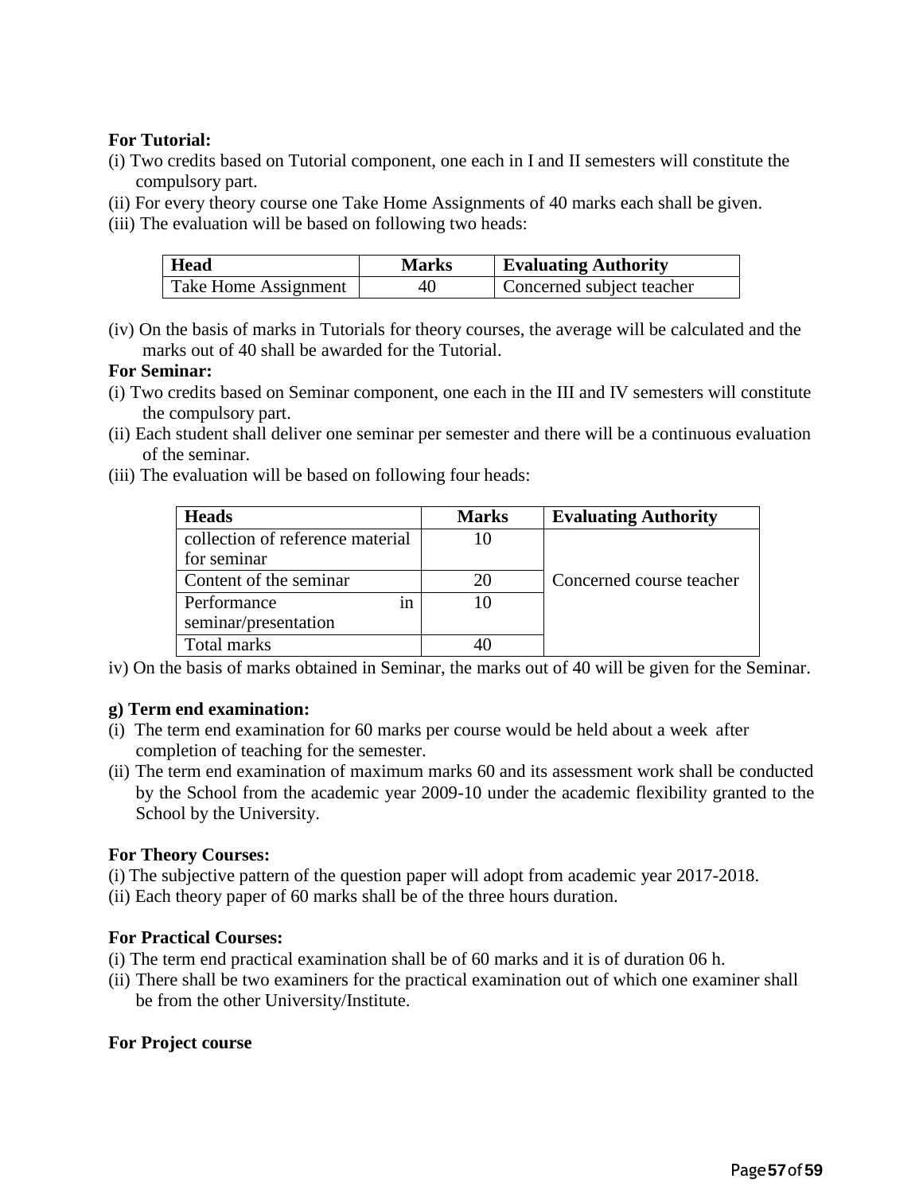**For Tutorial:**

(i) Two credits based on Tutorial component, one each in I and II semesters will constitute the compulsory part.

(ii) For every theory course one Take Home Assignments of 40 marks each shall be given.

(iii) The evaluation will be based on following two heads:

| Head | Marks | Evaluating Authority |
|---|---|---|
| Take Home Assignment | 40 | Concerned subject teacher |

(iv) On the basis of marks in Tutorials for theory courses, the average will be calculated and the marks out of 40 shall be awarded for the Tutorial.

**For Seminar:**

(i) Two credits based on Seminar component, one each in the III and IV semesters will constitute the compulsory part.

(ii) Each student shall deliver one seminar per semester and there will be a continuous evaluation of the seminar.

(iii) The evaluation will be based on following four heads:

| Heads | Marks | Evaluating Authority |
|---|---|---|
| collection of reference material for seminar | 10 | Concerned course teacher |
| Content of the seminar | 20 | |
| Performance in seminar/presentation | 10 | |
| Total marks | 40 | |

iv) On the basis of marks obtained in Seminar, the marks out of 40 will be given for the Seminar.

**g) Term end examination:**

(i) The term end examination for 60 marks per course would be held about a week after completion of teaching for the semester.

(ii) The term end examination of maximum marks 60 and its assessment work shall be conducted by the School from the academic year 2009-10 under the academic flexibility granted to the School by the University.

**For Theory Courses:**

(i) The subjective pattern of the question paper will adopt from academic year 2017-2018.

(ii) Each theory paper of 60 marks shall be of the three hours duration.

**For Practical Courses:**

(i) The term end practical examination shall be of 60 marks and it is of duration 06 h.

(ii) There shall be two examiners for the practical examination out of which one examiner shall be from the other University/Institute.

**For Project course**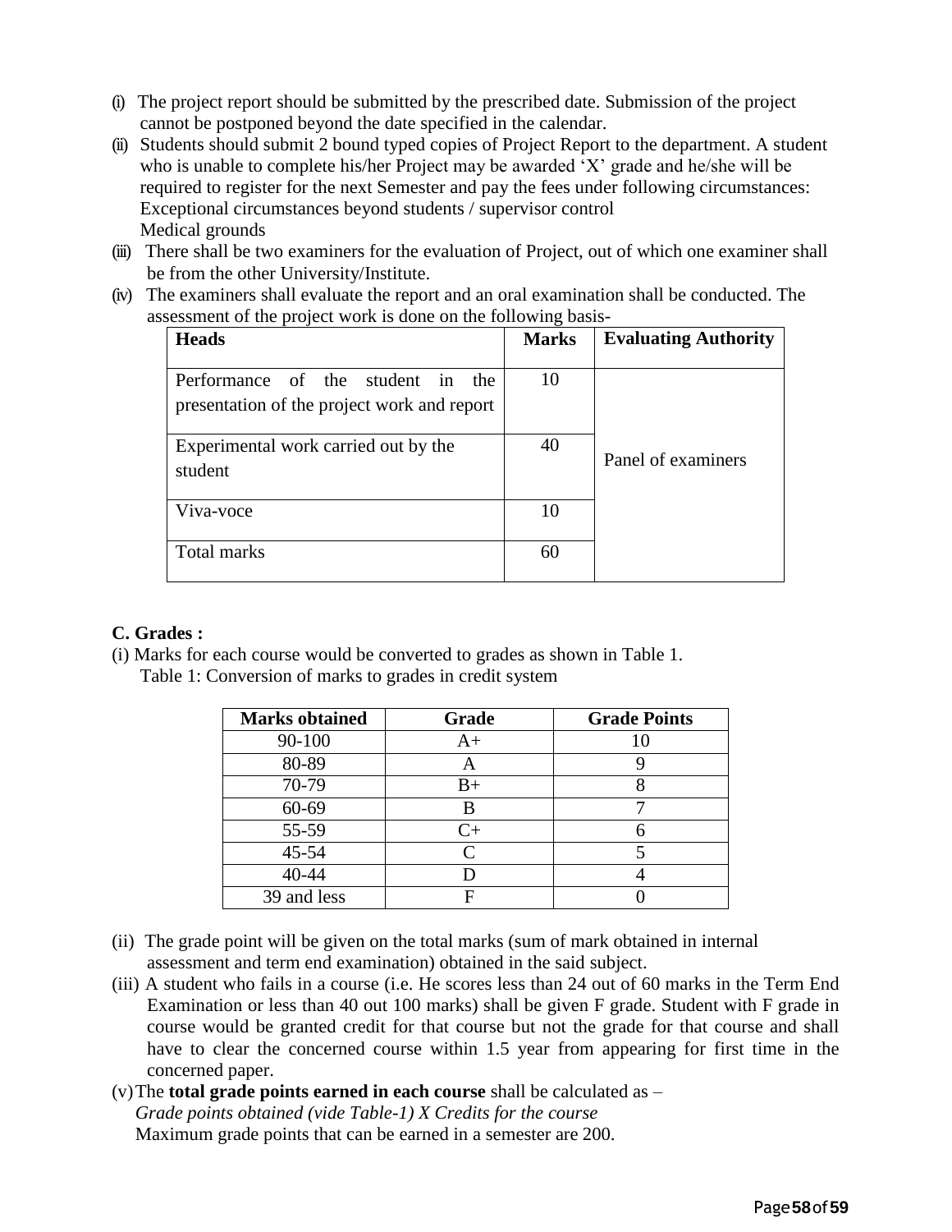(i) The project report should be submitted by the prescribed date. Submission of the project cannot be postponed beyond the date specified in the calendar.

(ii) Students should submit 2 bound typed copies of Project Report to the department. A student who is unable to complete his/her Project may be awarded 'X' grade and he/she will be required to register for the next Semester and pay the fees under following circumstances:
Exceptional circumstances beyond students / supervisor control
Medical grounds

(iii) There shall be two examiners for the evaluation of Project, out of which one examiner shall be from the other University/Institute.

(iv) The examiners shall evaluate the report and an oral examination shall be conducted. The assessment of the project work is done on the following basis-

| Heads | Marks | Evaluating Authority |
|---|---|---|
| Performance of the student in the presentation of the project work and report | 10 | Panel of examiners |
| Experimental work carried out by the student | 40 | |
| Viva-voce | 10 | |
| Total marks | 60 | |

**C. Grades :**

(i) Marks for each course would be converted to grades as shown in Table 1.
Table 1: Conversion of marks to grades in credit system-

| Marks obtained | Grade | Grade Points |
|---|---|---|
| 90-100 | A+ | 10 |
| 80-89 | A | 9 |
| 70-79 | B+ | 8 |
| 60-69 | B | 7 |
| 55-59 | C+ | 6 |
| 45-54 | C | 5 |
| 40-44 | D | 4 |
| 39 and less | F | 0 |

(ii) The grade point will be given on the total marks (sum of mark obtained in internal assessment and term end examination) obtained in the said subject.

(iii) A student who fails in a course (i.e. He scores less than 24 out of 60 marks in the Term End Examination or less than 40 out 100 marks) shall be given F grade. Student with F grade in course would be granted credit for that course but not the grade for that course and shall have to clear the concerned course within 1.5 year from appearing for first time in the concerned paper.

(v) The **total grade points earned in each course** shall be calculated as –
*Grade points obtained (vide Table-1) X Credits for the course*
Maximum grade points that can be earned in a semester are 200.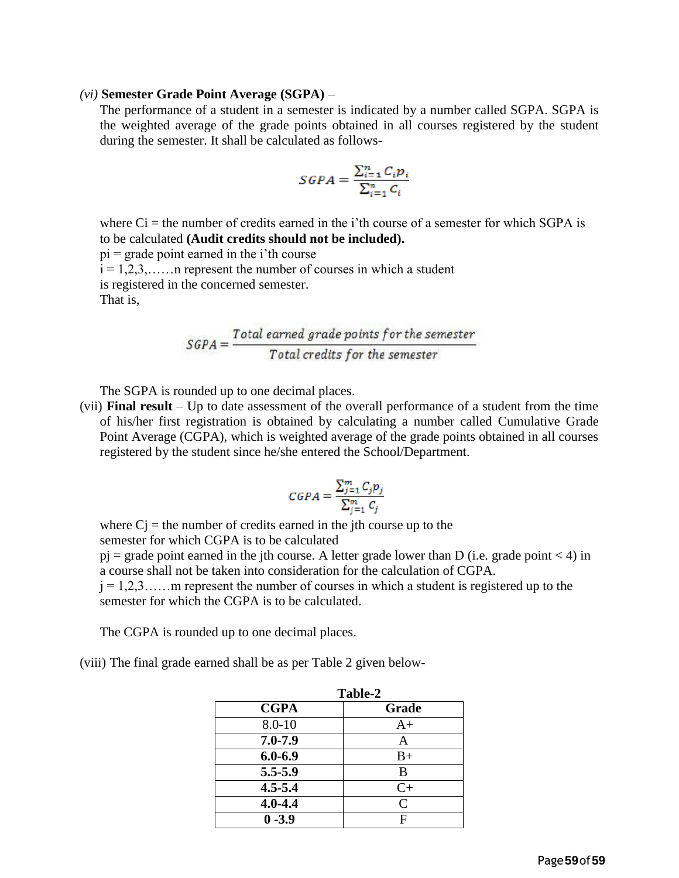*(vi)* **Semester Grade Point Average (SGPA)** –

The performance of a student in a semester is indicated by a number called SGPA. SGPA is the weighted average of the grade points obtained in all courses registered by the student during the semester. It shall be calculated as follows-

$$SGPA = \frac{\sum_{i=1}^{n} C_i p_i}{\sum_{i=1}^{n} C_i}$$

where Ci = the number of credits earned in the i'th course of a semester for which SGPA is to be calculated **(Audit credits should not be included).**

pi = grade point earned in the i'th course

i = 1,2,3,……n represent the number of courses in which a student is registered in the concerned semester.

That is,

$$SGPA = \frac{Total\ earned\ grade\ points\ for\ the\ semester}{Total\ credits\ for\ the\ semester}$$

The SGPA is rounded up to one decimal places.

(vii) **Final result** – Up to date assessment of the overall performance of a student from the time of his/her first registration is obtained by calculating a number called Cumulative Grade Point Average (CGPA), which is weighted average of the grade points obtained in all courses registered by the student since he/she entered the School/Department.

$$CGPA = \frac{\sum_{j=1}^{m} C_j p_j}{\sum_{j=1}^{m} C_j}$$

where Cj = the number of credits earned in the jth course up to the semester for which CGPA is to be calculated

pj = grade point earned in the jth course. A letter grade lower than D (i.e. grade point < 4) in a course shall not be taken into consideration for the calculation of CGPA.

j = 1,2,3……m represent the number of courses in which a student is registered up to the semester for which the CGPA is to be calculated.

The CGPA is rounded up to one decimal places.

(viii) The final grade earned shall be as per Table 2 given below-

**Table-2**

| CGPA | Grade |
|---|---|
| 8.0-10 | A+ |
| **7.0-7.9** | A |
| **6.0-6.9** | B+ |
| **5.5-5.9** | B |
| **4.5-5.4** | C+ |
| **4.0-4.4** | C |
| **0 -3.9** | F |